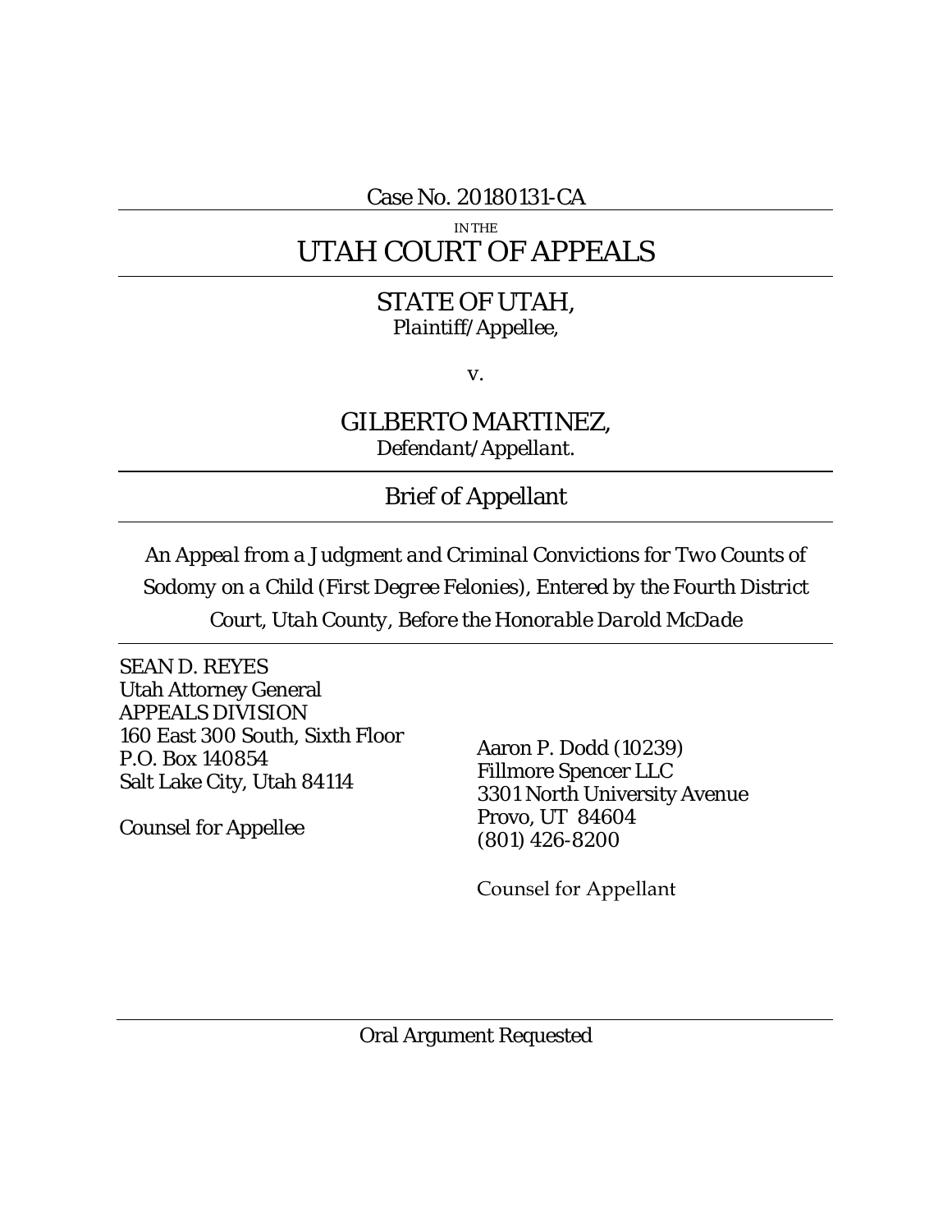Case No. 20180131-CA

IN THE

# UTAH COURT OF APPEALS

---

STATE OF UTAH,
*Plaintiff/Appellee,*

v.

GILBERTO MARTINEZ,
*Defendant/Appellant.*

---

## Brief of Appellant

---

*An Appeal from a Judgment and Criminal Convictions for Two Counts of Sodomy on a Child (First Degree Felonies), Entered by the Fourth District Court, Utah County, Before the Honorable Darold McDade*

---

SEAN D. REYES
Utah Attorney General
APPEALS DIVISION
160 East 300 South, Sixth Floor
P.O. Box 140854
Salt Lake City, Utah 84114

Counsel for Appellee

Aaron P. Dodd (10239)
Fillmore Spencer LLC
3301 North University Avenue
Provo, UT 84604
(801) 426-8200

Counsel for Appellant

---

Oral Argument Requested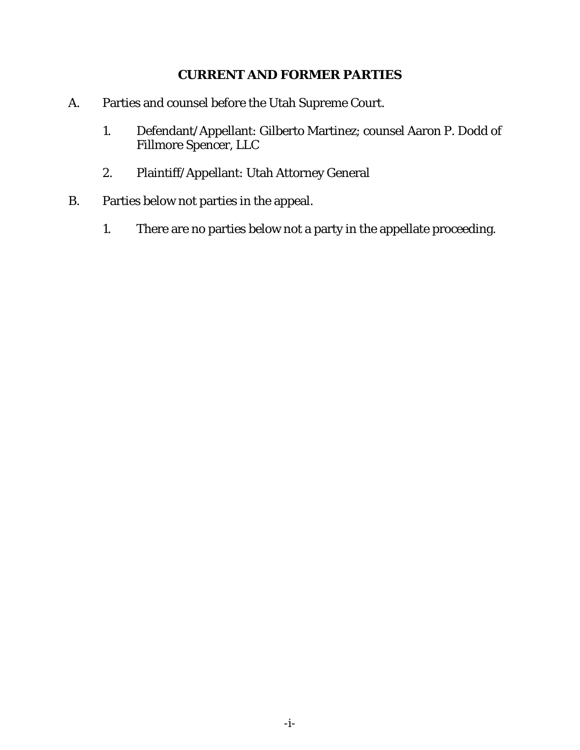## CURRENT AND FORMER PARTIES

A. Parties and counsel before the Utah Supreme Court.

1. Defendant/Appellant: Gilberto Martinez; counsel Aaron P. Dodd of Fillmore Spencer, LLC

2. Plaintiff/Appellant: Utah Attorney General

B. Parties below not parties in the appeal.

1. There are no parties below not a party in the appellate proceeding.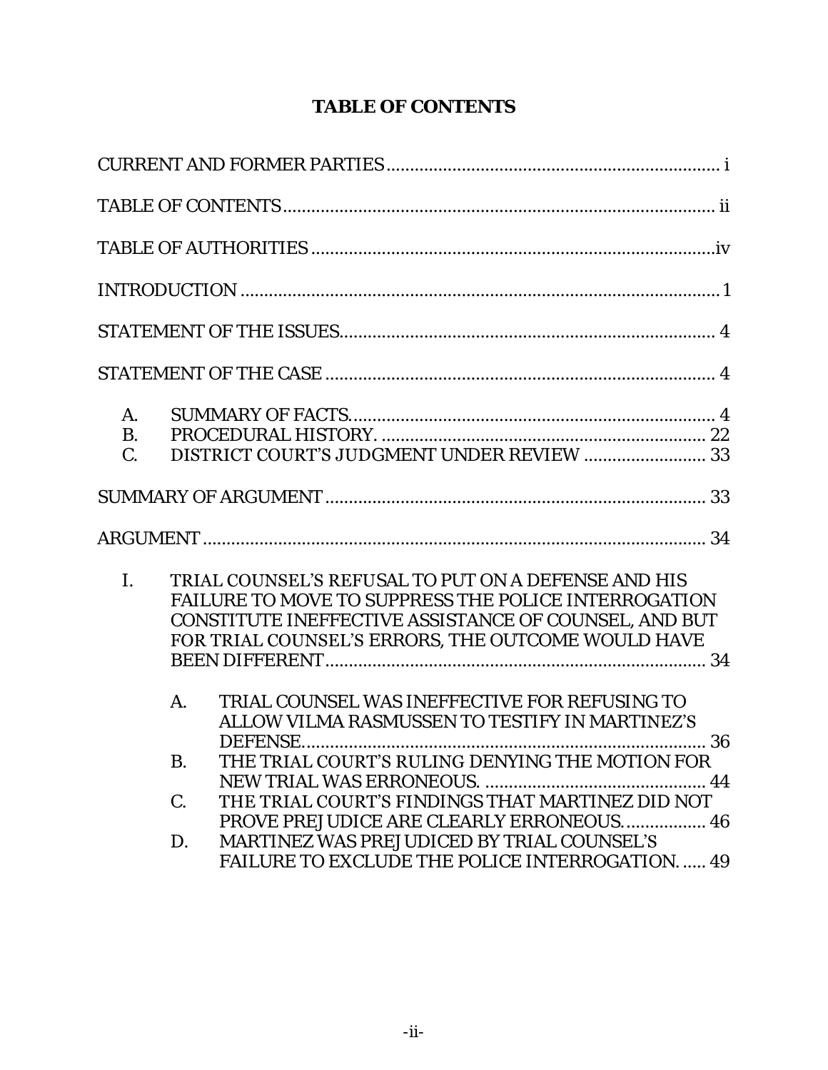# TABLE OF CONTENTS

CURRENT AND FORMER PARTIES ....................................................................... i

TABLE OF CONTENTS ........................................................................................ ii

TABLE OF AUTHORITIES .................................................................................... iv

INTRODUCTION .................................................................................................... 1

STATEMENT OF THE ISSUES ............................................................................... 4

STATEMENT OF THE CASE .................................................................................. 4

- A. SUMMARY OF FACTS. ........................................................................... 4
- B. PROCEDURAL HISTORY. ..................................................................... 22
- C. DISTRICT COURT'S JUDGMENT UNDER REVIEW .......................... 33

SUMMARY OF ARGUMENT ................................................................................ 33

ARGUMENT .......................................................................................................... 34

- I. TRIAL COUNSEL'S REFUSAL TO PUT ON A DEFENSE AND HIS FAILURE TO MOVE TO SUPPRESS THE POLICE INTERROGATION CONSTITUTE INEFFECTIVE ASSISTANCE OF COUNSEL, AND BUT FOR TRIAL COUNSEL'S ERRORS, THE OUTCOME WOULD HAVE BEEN DIFFERENT ................................................................................ 34
  - A. TRIAL COUNSEL WAS INEFFECTIVE FOR REFUSING TO ALLOW VILMA RASMUSSEN TO TESTIFY IN MARTINEZ'S DEFENSE. ..................................................................................... 36
  - B. THE TRIAL COURT'S RULING DENYING THE MOTION FOR NEW TRIAL WAS ERRONEOUS. ............................................... 44
  - C. THE TRIAL COURT'S FINDINGS THAT MARTINEZ DID NOT PROVE PREJUDICE ARE CLEARLY ERRONEOUS. ................ 46
  - D. MARTINEZ WAS PREJUDICED BY TRIAL COUNSEL'S FAILURE TO EXCLUDE THE POLICE INTERROGATION. ..... 49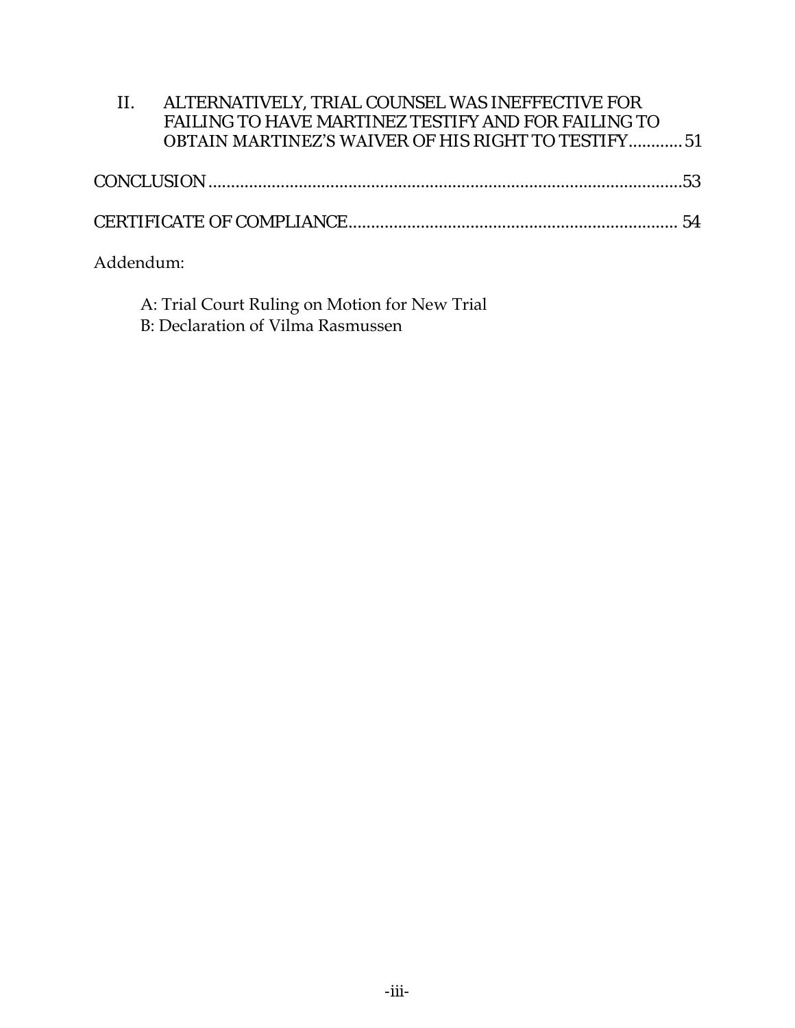II. ALTERNATIVELY, TRIAL COUNSEL WAS INEFFECTIVE FOR FAILING TO HAVE MARTINEZ TESTIFY AND FOR FAILING TO OBTAIN MARTINEZ'S WAIVER OF HIS RIGHT TO TESTIFY............51

CONCLUSION.........................................................................................................53

CERTIFICATE OF COMPLIANCE....................................................................... 54

Addendum:

A: Trial Court Ruling on Motion for New Trial
B: Declaration of Vilma Rasmussen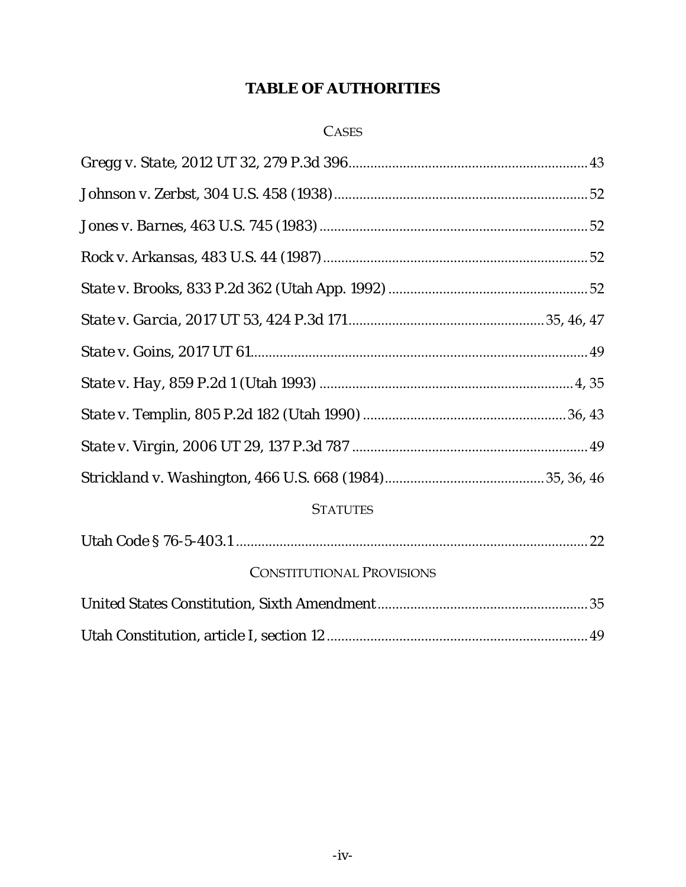# TABLE OF AUTHORITIES

## CASES

*Gregg v. State*, 2012 UT 32, 279 P.3d 396 .......... 43

*Johnson v. Zerbst*, 304 U.S. 458 (1938) .......... 52

*Jones v. Barnes*, 463 U.S. 745 (1983) .......... 52

*Rock v. Arkansas*, 483 U.S. 44 (1987) .......... 52

*State v. Brooks*, 833 P.2d 362 (Utah App. 1992) .......... 52

*State v. Garcia*, 2017 UT 53, 424 P.3d 171 .......... 35, 46, 47

*State v. Goins*, 2017 UT 61 .......... 49

*State v. Hay*, 859 P.2d 1 (Utah 1993) .......... 4, 35

*State v. Templin*, 805 P.2d 182 (Utah 1990) .......... 36, 43

*State v. Virgin*, 2006 UT 29, 137 P.3d 787 .......... 49

*Strickland v. Washington*, 466 U.S. 668 (1984) .......... 35, 36, 46

## STATUTES

Utah Code § 76-5-403.1 .......... 22

## CONSTITUTIONAL PROVISIONS

United States Constitution, Sixth Amendment .......... 35

Utah Constitution, article I, section 12 .......... 49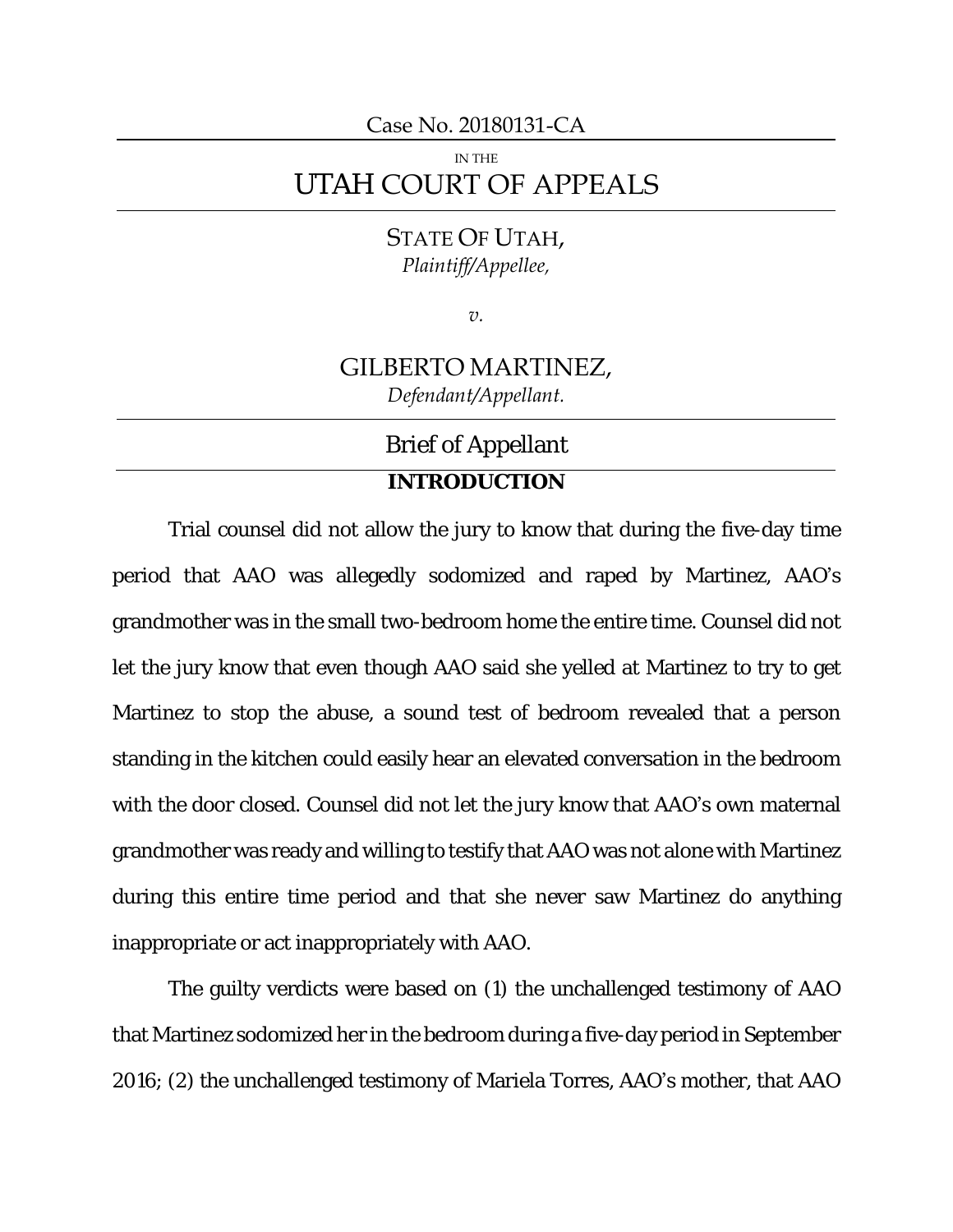Case No. 20180131-CA

IN THE

# UTAH COURT OF APPEALS

STATE OF UTAH,
*Plaintiff/Appellee,*

*v.*

GILBERTO MARTINEZ,
*Defendant/Appellant.*

## Brief of Appellant

## INTRODUCTION

Trial counsel did not allow the jury to know that during the five-day time period that AAO was allegedly sodomized and raped by Martinez, AAO's grandmother was in the small two-bedroom home the entire time. Counsel did not let the jury know that even though AAO said she yelled at Martinez to try to get Martinez to stop the abuse, a sound test of bedroom revealed that a person standing in the kitchen could easily hear an elevated conversation in the bedroom with the door closed. Counsel did not let the jury know that AAO's own maternal grandmother was ready and willing to testify that AAO was not alone with Martinez during this entire time period and that she never saw Martinez do anything inappropriate or act inappropriately with AAO.

The guilty verdicts were based on (1) the unchallenged testimony of AAO that Martinez sodomized her in the bedroom during a five-day period in September 2016; (2) the unchallenged testimony of Mariela Torres, AAO's mother, that AAO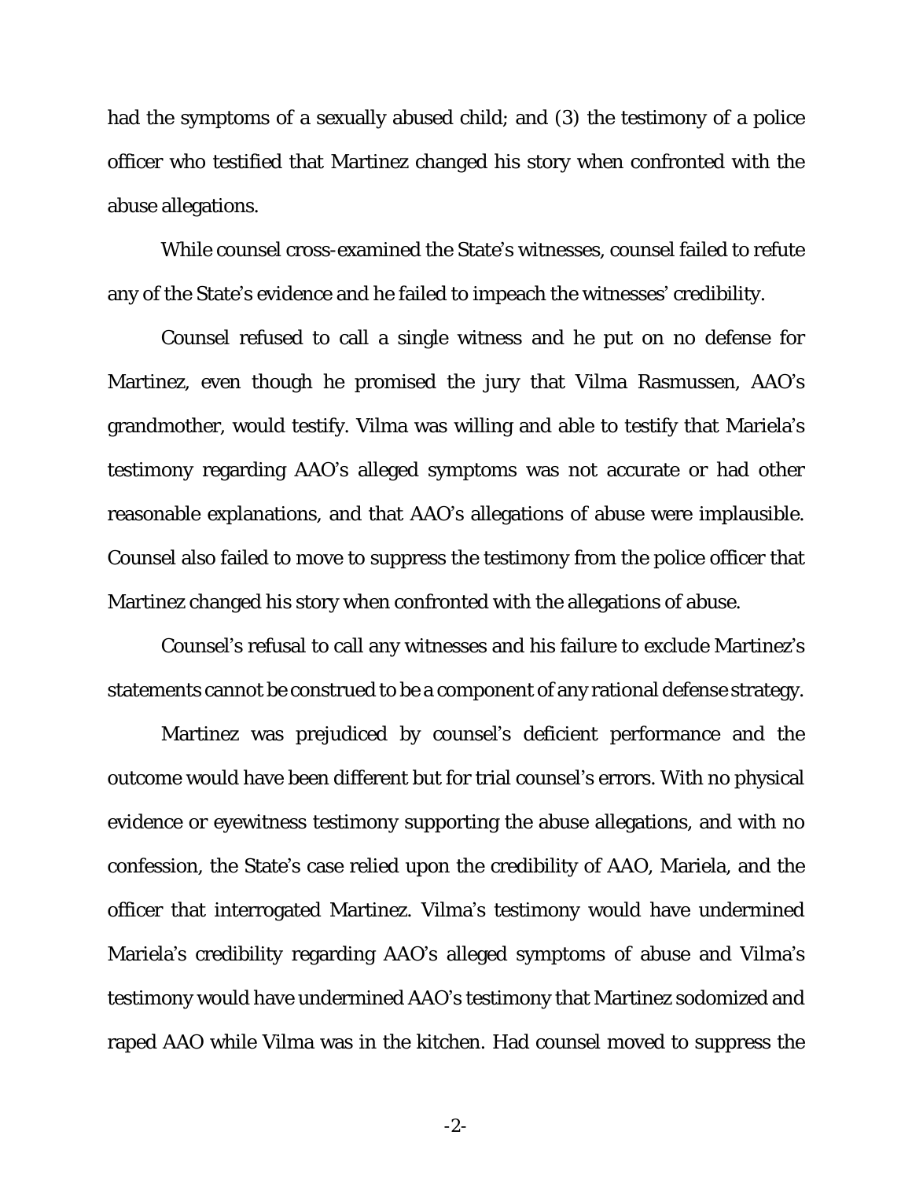had the symptoms of a sexually abused child; and (3) the testimony of a police officer who testified that Martinez changed his story when confronted with the abuse allegations.

While counsel cross-examined the State's witnesses, counsel failed to refute any of the State's evidence and he failed to impeach the witnesses' credibility.

Counsel refused to call a single witness and he put on no defense for Martinez, even though he promised the jury that Vilma Rasmussen, AAO's grandmother, would testify. Vilma was willing and able to testify that Mariela's testimony regarding AAO's alleged symptoms was not accurate or had other reasonable explanations, and that AAO's allegations of abuse were implausible. Counsel also failed to move to suppress the testimony from the police officer that Martinez changed his story when confronted with the allegations of abuse.

Counsel's refusal to call any witnesses and his failure to exclude Martinez's statements cannot be construed to be a component of any rational defense strategy.

Martinez was prejudiced by counsel's deficient performance and the outcome would have been different but for trial counsel's errors. With no physical evidence or eyewitness testimony supporting the abuse allegations, and with no confession, the State's case relied upon the credibility of AAO, Mariela, and the officer that interrogated Martinez. Vilma's testimony would have undermined Mariela's credibility regarding AAO's alleged symptoms of abuse and Vilma's testimony would have undermined AAO's testimony that Martinez sodomized and raped AAO while Vilma was in the kitchen. Had counsel moved to suppress the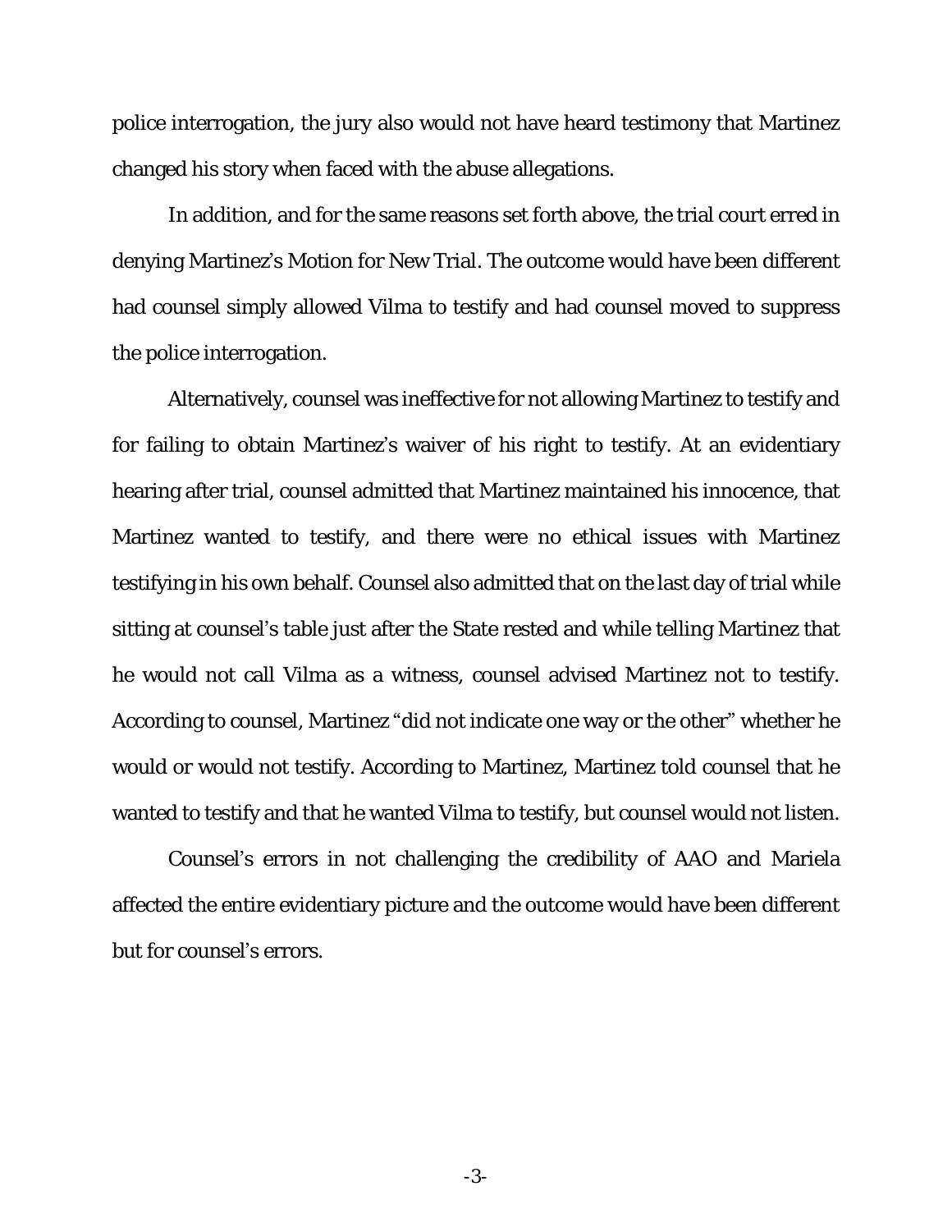police interrogation, the jury also would not have heard testimony that Martinez changed his story when faced with the abuse allegations.

In addition, and for the same reasons set forth above, the trial court erred in denying Martinez's Motion for New Trial. The outcome would have been different had counsel simply allowed Vilma to testify and had counsel moved to suppress the police interrogation.

Alternatively, counsel was ineffective for not allowing Martinez to testify and for failing to obtain Martinez's waiver of his right to testify. At an evidentiary hearing after trial, counsel admitted that Martinez maintained his innocence, that Martinez wanted to testify, and there were no ethical issues with Martinez testifying in his own behalf. Counsel also admitted that on the last day of trial while sitting at counsel's table just after the State rested and while telling Martinez that he would not call Vilma as a witness, counsel advised Martinez not to testify. According to counsel, Martinez "did not indicate one way or the other" whether he would or would not testify. According to Martinez, Martinez told counsel that he wanted to testify and that he wanted Vilma to testify, but counsel would not listen.

Counsel's errors in not challenging the credibility of AAO and Mariela affected the entire evidentiary picture and the outcome would have been different but for counsel's errors.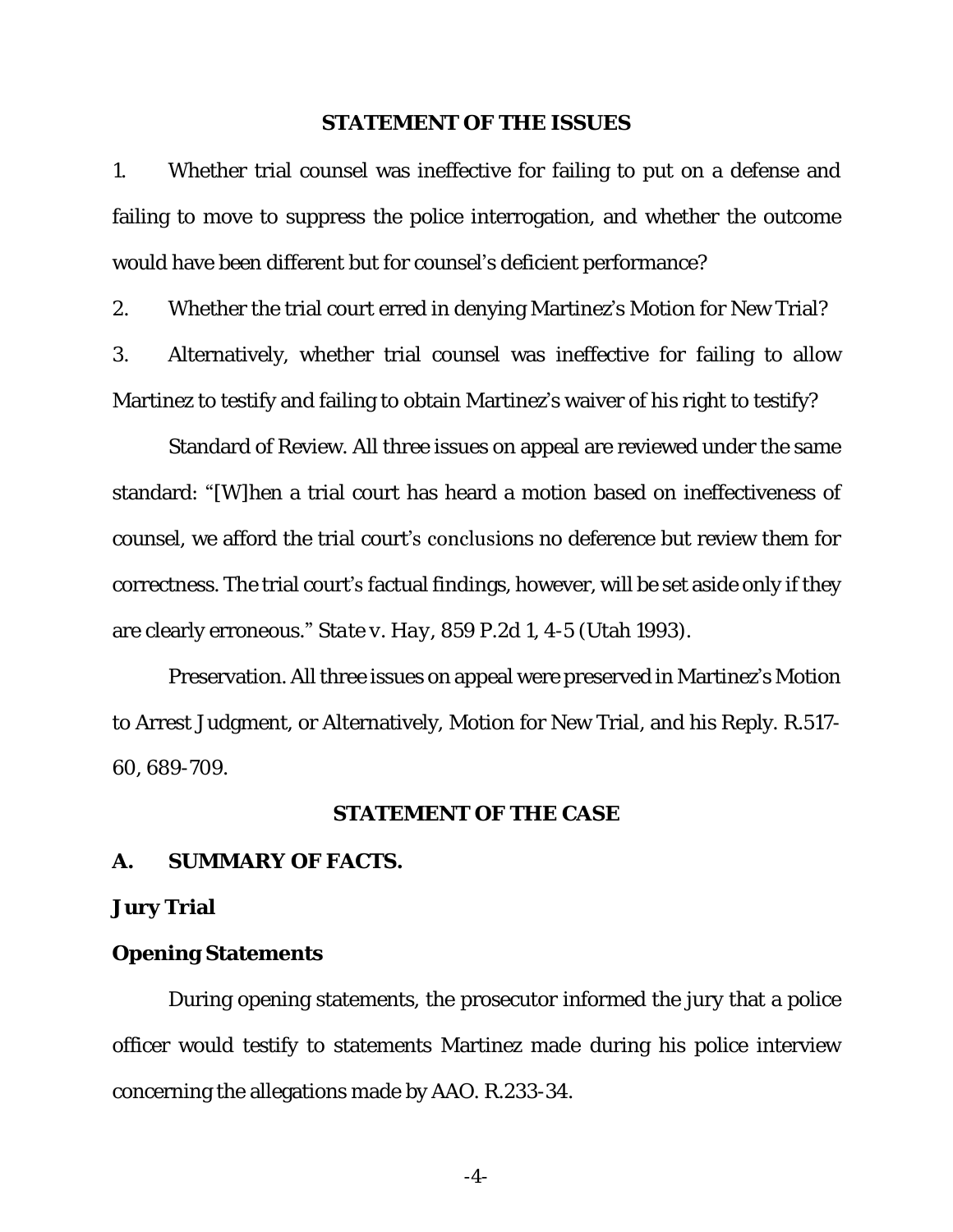## STATEMENT OF THE ISSUES

1. Whether trial counsel was ineffective for failing to put on a defense and failing to move to suppress the police interrogation, and whether the outcome would have been different but for counsel's deficient performance?

2. Whether the trial court erred in denying Martinez's Motion for New Trial?

3. Alternatively, whether trial counsel was ineffective for failing to allow Martinez to testify and failing to obtain Martinez's waiver of his right to testify?

Standard of Review. All three issues on appeal are reviewed under the same standard: "[W]hen a trial court has heard a motion based on ineffectiveness of counsel, we afford the trial court's conclusions no deference but review them for correctness. The trial court's factual findings, however, will be set aside only if they are clearly erroneous." *State v. Hay*, 859 P.2d 1, 4-5 (Utah 1993).

Preservation. All three issues on appeal were preserved in Martinez's Motion to Arrest Judgment, or Alternatively, Motion for New Trial, and his Reply. R.517-60, 689-709.

## STATEMENT OF THE CASE

### A. SUMMARY OF FACTS.

### Jury Trial

### Opening Statements

During opening statements, the prosecutor informed the jury that a police officer would testify to statements Martinez made during his police interview concerning the allegations made by AAO. R.233-34.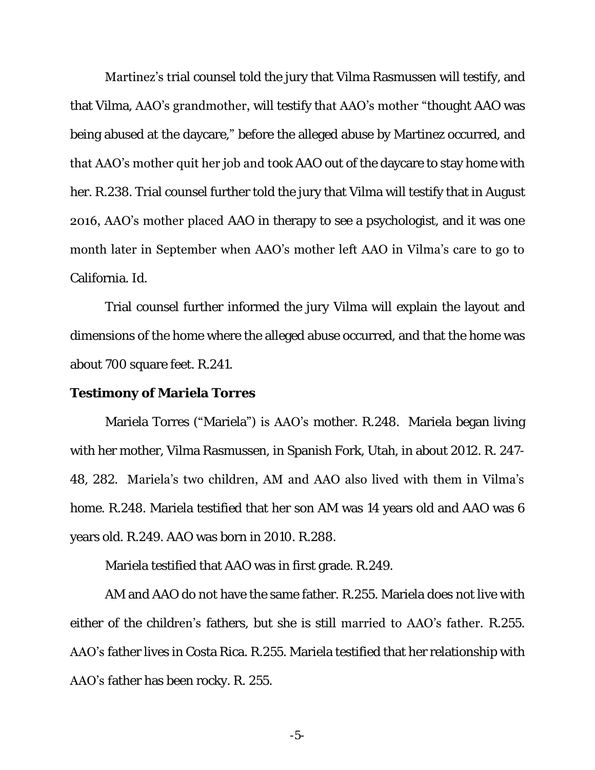Martinez's trial counsel told the jury that Vilma Rasmussen will testify, and that Vilma, AAO's grandmother, will testify that AAO's mother "thought AAO was being abused at the daycare," before the alleged abuse by Martinez occurred, and that AAO's mother quit her job and took AAO out of the daycare to stay home with her. R.238. Trial counsel further told the jury that Vilma will testify that in August 2016, AAO's mother placed AAO in therapy to see a psychologist, and it was one month later in September when AAO's mother left AAO in Vilma's care to go to California. Id.

Trial counsel further informed the jury Vilma will explain the layout and dimensions of the home where the alleged abuse occurred, and that the home was about 700 square feet. R.241.

**Testimony of Mariela Torres**

Mariela Torres ("Mariela") is AAO's mother. R.248. Mariela began living with her mother, Vilma Rasmussen, in Spanish Fork, Utah, in about 2012. R. 247-48, 282. Mariela's two children, AM and AAO also lived with them in Vilma's home. R.248. Mariela testified that her son AM was 14 years old and AAO was 6 years old. R.249. AAO was born in 2010. R.288.

Mariela testified that AAO was in first grade. R.249.

AM and AAO do not have the same father. R.255. Mariela does not live with either of the children's fathers, but she is still married to AAO's father. R.255. AAO's father lives in Costa Rica. R.255. Mariela testified that her relationship with AAO's father has been rocky. R. 255.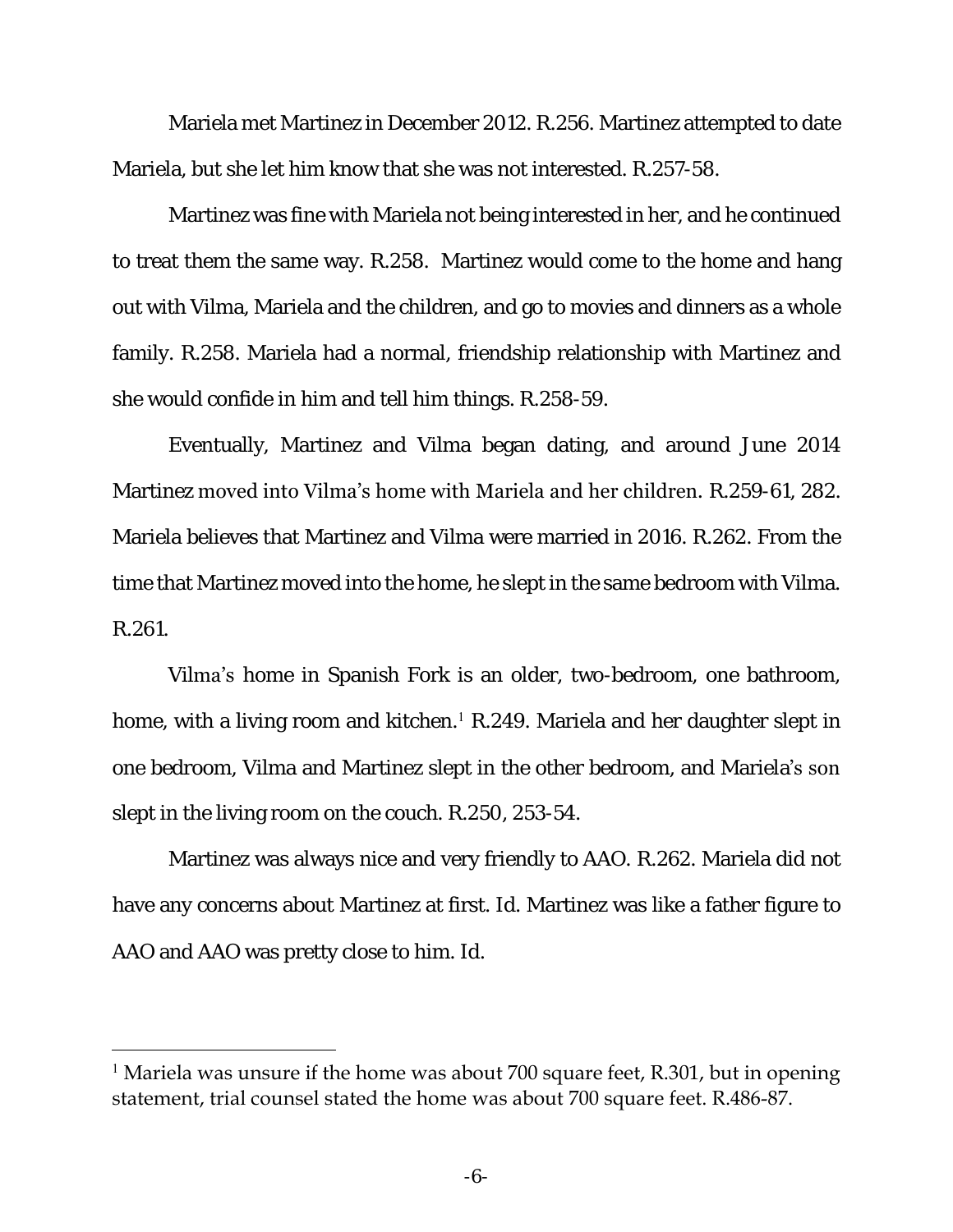Mariela met Martinez in December 2012. R.256. Martinez attempted to date Mariela, but she let him know that she was not interested. R.257-58.

Martinez was fine with Mariela not being interested in her, and he continued to treat them the same way. R.258. Martinez would come to the home and hang out with Vilma, Mariela and the children, and go to movies and dinners as a whole family. R.258. Mariela had a normal, friendship relationship with Martinez and she would confide in him and tell him things. R.258-59.

Eventually, Martinez and Vilma began dating, and around June 2014 Martinez moved into Vilma's home with Mariela and her children. R.259-61, 282. Mariela believes that Martinez and Vilma were married in 2016. R.262. From the time that Martinez moved into the home, he slept in the same bedroom with Vilma. R.261.

Vilma's home in Spanish Fork is an older, two-bedroom, one bathroom, home, with a living room and kitchen.[1] R.249. Mariela and her daughter slept in one bedroom, Vilma and Martinez slept in the other bedroom, and Mariela's son slept in the living room on the couch. R.250, 253-54.

Martinez was always nice and very friendly to AAO. R.262. Mariela did not have any concerns about Martinez at first. Id. Martinez was like a father figure to AAO and AAO was pretty close to him. Id.

---

[1] Mariela was unsure if the home was about 700 square feet, R.301, but in opening statement, trial counsel stated the home was about 700 square feet. R.486-87.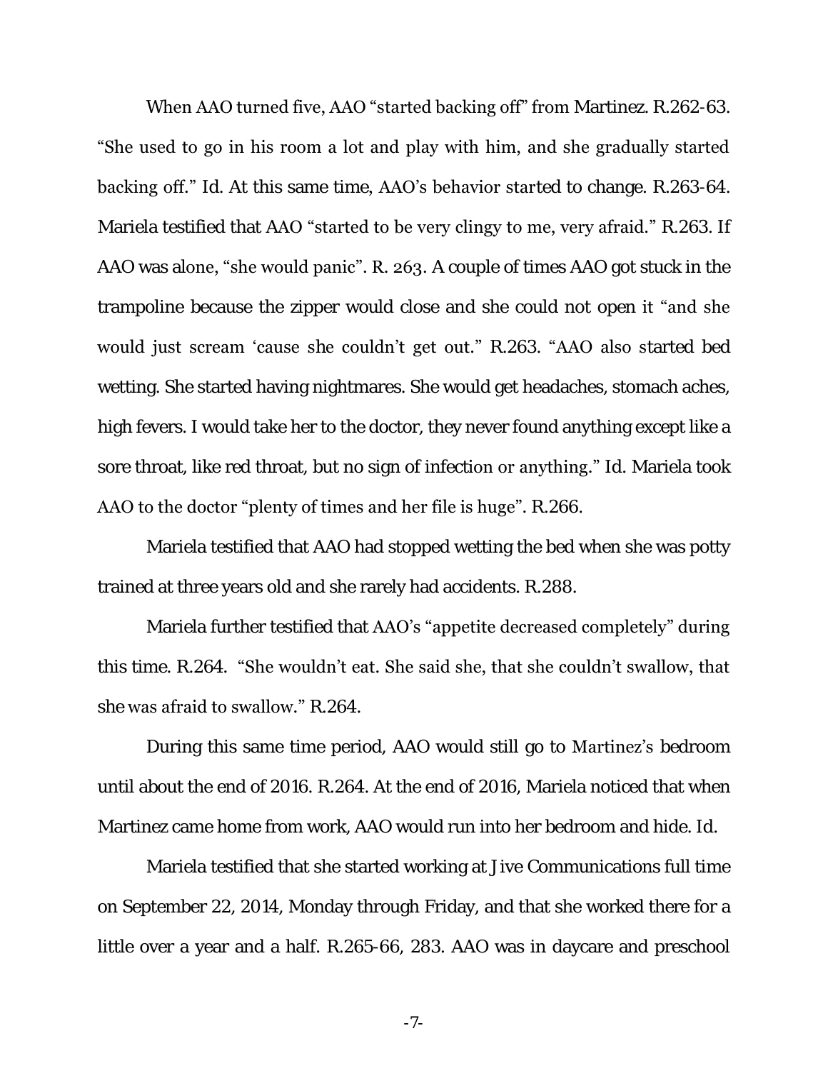When AAO turned five, AAO "started backing off" from Martinez. R.262-63. "She used to go in his room a lot and play with him, and she gradually started backing off." Id. At this same time, AAO's behavior started to change. R.263-64. Mariela testified that AAO "started to be very clingy to me, very afraid." R.263. If AAO was alone, "she would panic". R. 263. A couple of times AAO got stuck in the trampoline because the zipper would close and she could not open it "and she would just scream 'cause she couldn't get out." R.263. "AAO also started bed wetting. She started having nightmares. She would get headaches, stomach aches, high fevers. I would take her to the doctor, they never found anything except like a sore throat, like red throat, but no sign of infection or anything." Id. Mariela took AAO to the doctor "plenty of times and her file is huge". R.266.

Mariela testified that AAO had stopped wetting the bed when she was potty trained at three years old and she rarely had accidents. R.288.

Mariela further testified that AAO's "appetite decreased completely" during this time. R.264. "She wouldn't eat. She said she, that she couldn't swallow, that she was afraid to swallow." R.264.

During this same time period, AAO would still go to Martinez's bedroom until about the end of 2016. R.264. At the end of 2016, Mariela noticed that when Martinez came home from work, AAO would run into her bedroom and hide. Id.

Mariela testified that she started working at Jive Communications full time on September 22, 2014, Monday through Friday, and that she worked there for a little over a year and a half. R.265-66, 283. AAO was in daycare and preschool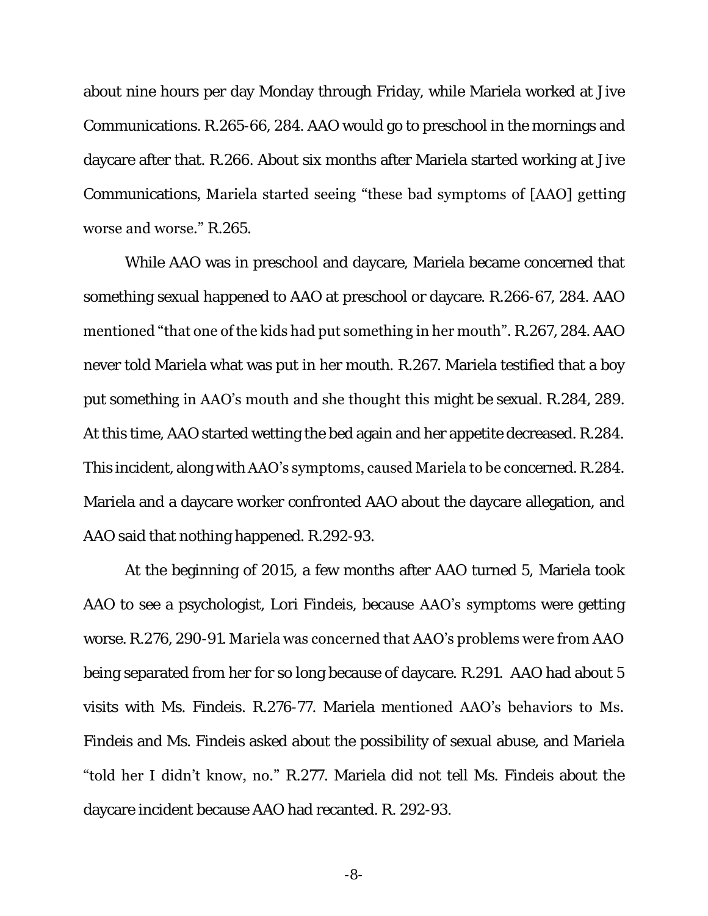about nine hours per day Monday through Friday, while Mariela worked at Jive Communications. R.265-66, 284. AAO would go to preschool in the mornings and daycare after that. R.266. About six months after Mariela started working at Jive Communications, Mariela started seeing "these bad symptoms of [AAO] getting worse and worse." R.265.

While AAO was in preschool and daycare, Mariela became concerned that something sexual happened to AAO at preschool or daycare. R.266-67, 284. AAO mentioned "that one of the kids had put something in her mouth". R.267, 284. AAO never told Mariela what was put in her mouth. R.267. Mariela testified that a boy put something in AAO's mouth and she thought this might be sexual. R.284, 289. At this time, AAO started wetting the bed again and her appetite decreased. R.284. This incident, along with AAO's symptoms, caused Mariela to be concerned. R.284. Mariela and a daycare worker confronted AAO about the daycare allegation, and AAO said that nothing happened. R.292-93.

At the beginning of 2015, a few months after AAO turned 5, Mariela took AAO to see a psychologist, Lori Findeis, because AAO's symptoms were getting worse. R.276, 290-91. Mariela was concerned that AAO's problems were from AAO being separated from her for so long because of daycare. R.291. AAO had about 5 visits with Ms. Findeis. R.276-77. Mariela mentioned AAO's behaviors to Ms. Findeis and Ms. Findeis asked about the possibility of sexual abuse, and Mariela "told her I didn't know, no." R.277. Mariela did not tell Ms. Findeis about the daycare incident because AAO had recanted. R. 292-93.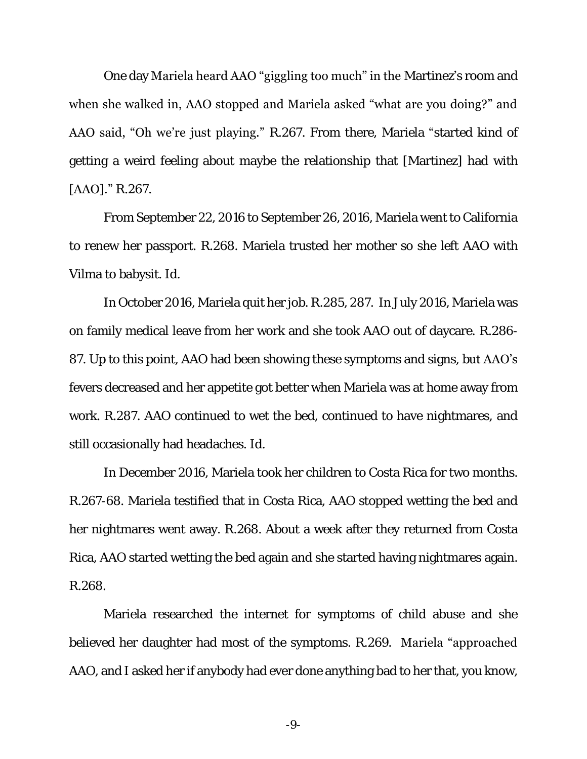One day Mariela heard AAO "giggling too much" in the Martinez's room and when she walked in, AAO stopped and Mariela asked "what are you doing?" and AAO said, "Oh we're just playing." R.267. From there, Mariela "started kind of getting a weird feeling about maybe the relationship that [Martinez] had with [AAO]." R.267.

From September 22, 2016 to September 26, 2016, Mariela went to California to renew her passport. R.268. Mariela trusted her mother so she left AAO with Vilma to babysit. Id.

In October 2016, Mariela quit her job. R.285, 287. In July 2016, Mariela was on family medical leave from her work and she took AAO out of daycare. R.286-87. Up to this point, AAO had been showing these symptoms and signs, but AAO's fevers decreased and her appetite got better when Mariela was at home away from work. R.287. AAO continued to wet the bed, continued to have nightmares, and still occasionally had headaches. Id.

In December 2016, Mariela took her children to Costa Rica for two months. R.267-68. Mariela testified that in Costa Rica, AAO stopped wetting the bed and her nightmares went away. R.268. About a week after they returned from Costa Rica, AAO started wetting the bed again and she started having nightmares again. R.268.

Mariela researched the internet for symptoms of child abuse and she believed her daughter had most of the symptoms. R.269. Mariela "approached AAO, and I asked her if anybody had ever done anything bad to her that, you know,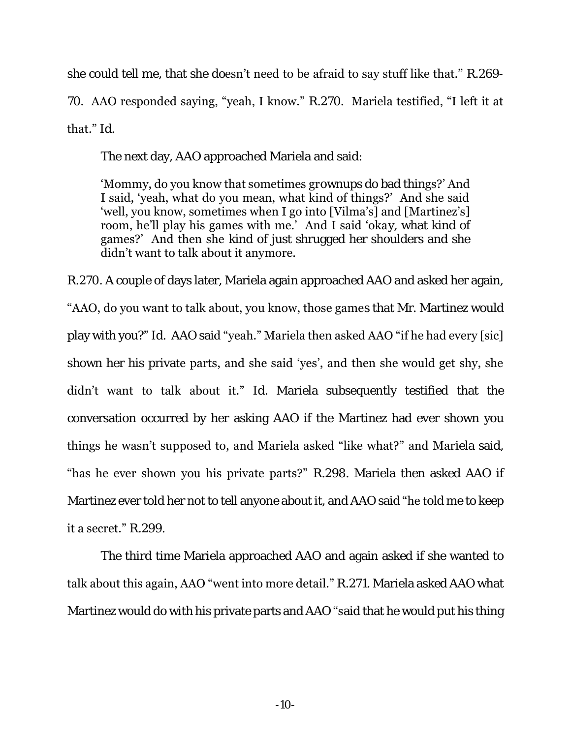she could tell me, that she doesn't need to be afraid to say stuff like that." R.269-70. AAO responded saying, "yeah, I know." R.270. Mariela testified, "I left it at that." Id.

The next day, AAO approached Mariela and said:

> 'Mommy, do you know that sometimes grownups do bad things?' And I said, 'yeah, what do you mean, what kind of things?' And she said 'well, you know, sometimes when I go into [Vilma's] and [Martinez's] room, he'll play his games with me.' And I said 'okay, what kind of games?' And then she kind of just shrugged her shoulders and she didn't want to talk about it anymore.

R.270. A couple of days later, Mariela again approached AAO and asked her again, "AAO, do you want to talk about, you know, those games that Mr. Martinez would play with you?" Id. AAO said "yeah." Mariela then asked AAO "if he had every [sic] shown her his private parts, and she said 'yes', and then she would get shy, she didn't want to talk about it." Id. Mariela subsequently testified that the conversation occurred by her asking AAO if the Martinez had ever shown you things he wasn't supposed to, and Mariela asked "like what?" and Mariela said, "has he ever shown you his private parts?" R.298. Mariela then asked AAO if Martinez ever told her not to tell anyone about it, and AAO said "he told me to keep it a secret." R.299.

The third time Mariela approached AAO and again asked if she wanted to talk about this again, AAO "went into more detail." R.271. Mariela asked AAO what Martinez would do with his private parts and AAO "said that he would put his thing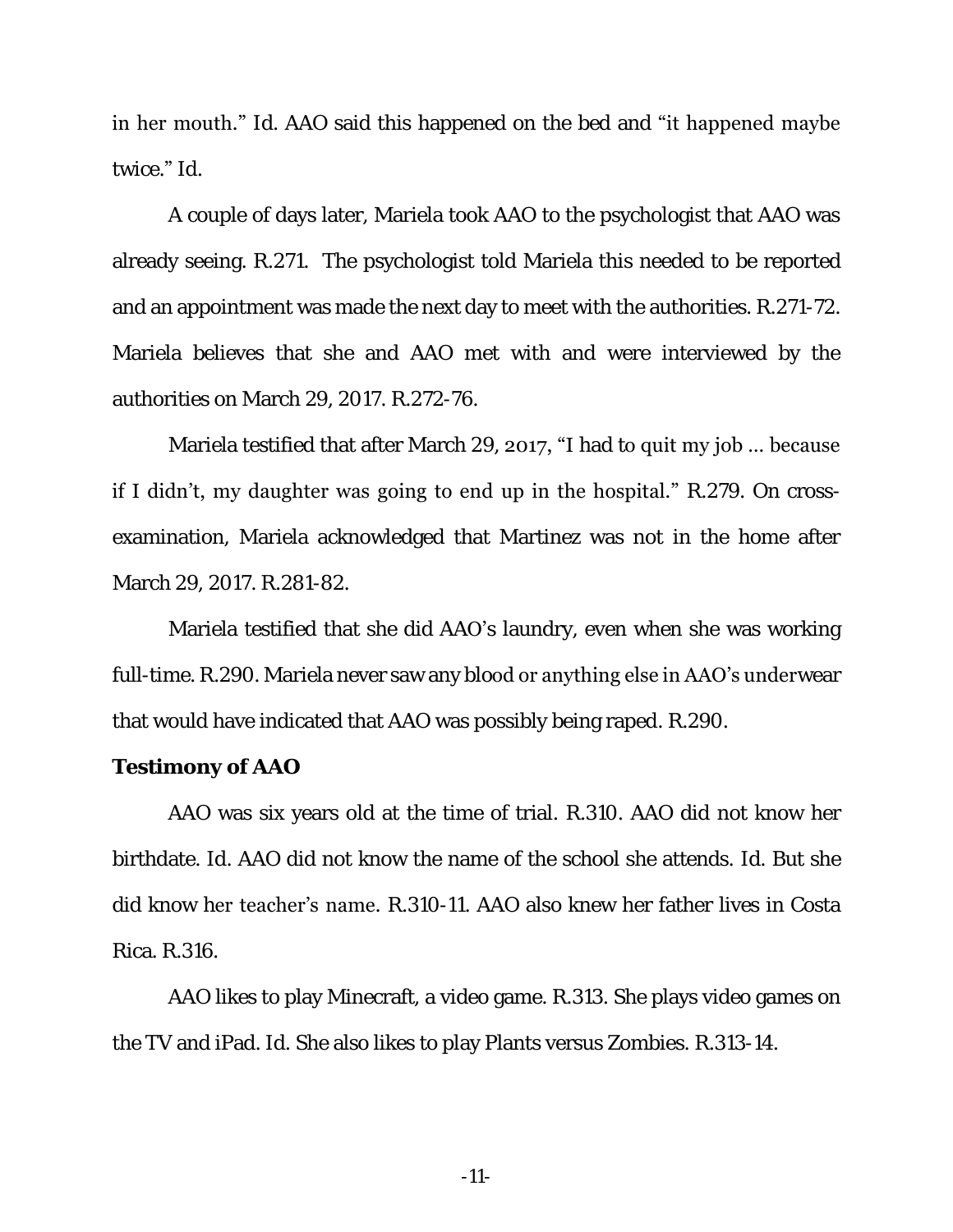in her mouth." Id. AAO said this happened on the bed and "it happened maybe twice." Id.

A couple of days later, Mariela took AAO to the psychologist that AAO was already seeing. R.271. The psychologist told Mariela this needed to be reported and an appointment was made the next day to meet with the authorities. R.271-72. Mariela believes that she and AAO met with and were interviewed by the authorities on March 29, 2017. R.272-76.

Mariela testified that after March 29, 2017, "I had to quit my job ... because if I didn't, my daughter was going to end up in the hospital." R.279. On cross-examination, Mariela acknowledged that Martinez was not in the home after March 29, 2017. R.281-82.

Mariela testified that she did AAO's laundry, even when she was working full-time. R.290. Mariela never saw any blood or anything else in AAO's underwear that would have indicated that AAO was possibly being raped. R.290.

**Testimony of AAO**

AAO was six years old at the time of trial. R.310. AAO did not know her birthdate. Id. AAO did not know the name of the school she attends. Id. But she did know her teacher's name. R.310-11. AAO also knew her father lives in Costa Rica. R.316.

AAO likes to play Minecraft, a video game. R.313. She plays video games on the TV and iPad. Id. She also likes to play Plants versus Zombies. R.313-14.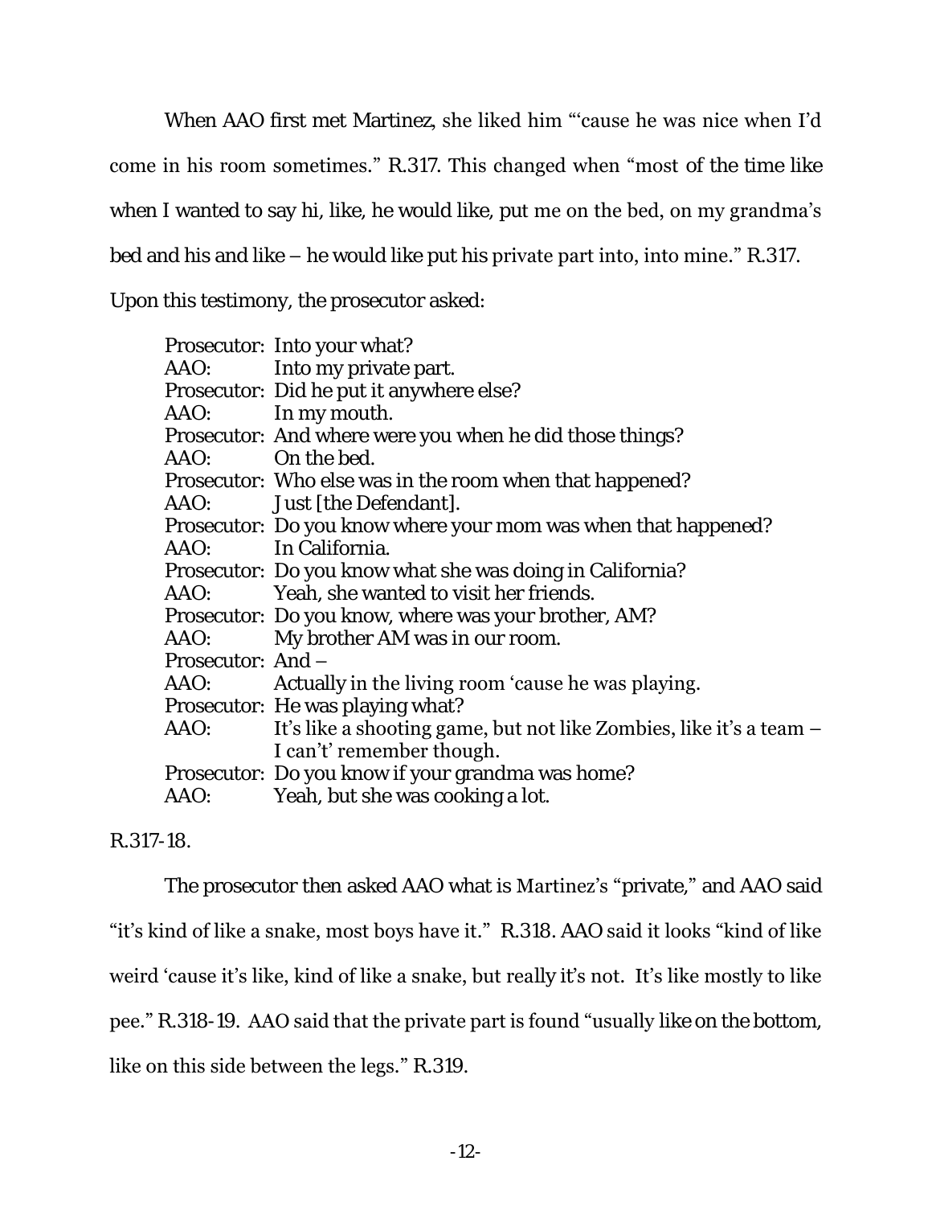When AAO first met Martinez, she liked him "'cause he was nice when I'd come in his room sometimes." R.317. This changed when "most of the time like when I wanted to say hi, like, he would like, put me on the bed, on my grandma's bed and his and like – he would like put his private part into, into mine." R.317. Upon this testimony, the prosecutor asked:

> Prosecutor: Into your what?
> AAO: Into my private part.
> Prosecutor: Did he put it anywhere else?
> AAO: In my mouth.
> Prosecutor: And where were you when he did those things?
> AAO: On the bed.
> Prosecutor: Who else was in the room when that happened?
> AAO: Just [the Defendant].
> Prosecutor: Do you know where your mom was when that happened?
> AAO: In California.
> Prosecutor: Do you know what she was doing in California?
> AAO: Yeah, she wanted to visit her friends.
> Prosecutor: Do you know, where was your brother, AM?
> AAO: My brother AM was in our room.
> Prosecutor: And –
> AAO: Actually in the living room 'cause he was playing.
> Prosecutor: He was playing what?
> AAO: It's like a shooting game, but not like Zombies, like it's a team – I can't' remember though.
> Prosecutor: Do you know if your grandma was home?
> AAO: Yeah, but she was cooking a lot.

R.317-18.

The prosecutor then asked AAO what is Martinez's "private," and AAO said "it's kind of like a snake, most boys have it." R.318. AAO said it looks "kind of like weird 'cause it's like, kind of like a snake, but really it's not. It's like mostly to like pee." R.318-19. AAO said that the private part is found "usually like on the bottom, like on this side between the legs." R.319.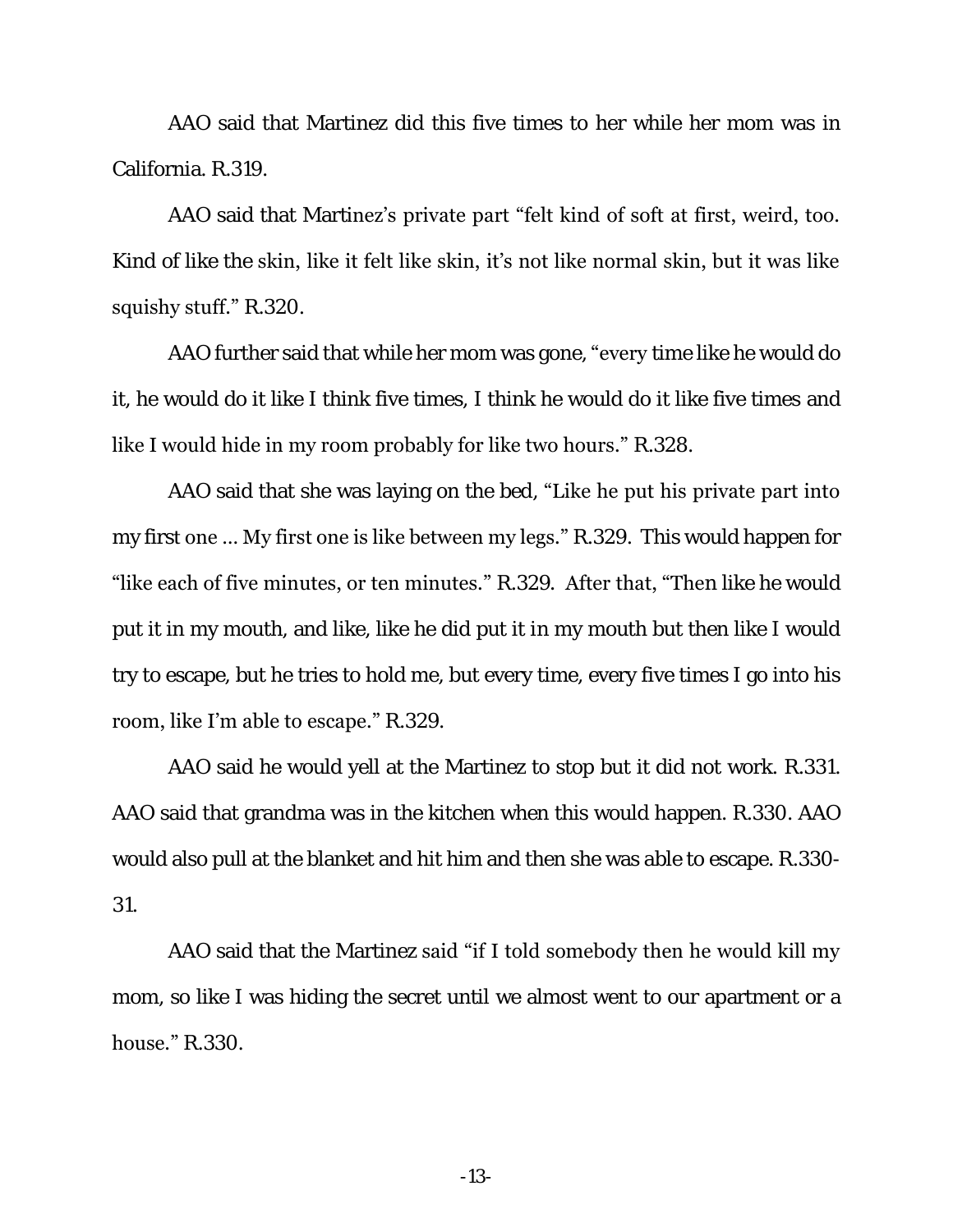AAO said that Martinez did this five times to her while her mom was in California. R.319.

AAO said that Martinez's private part "felt kind of soft at first, weird, too. Kind of like the skin, like it felt like skin, it's not like normal skin, but it was like squishy stuff." R.320.

AAO further said that while her mom was gone, "every time like he would do it, he would do it like I think five times, I think he would do it like five times and like I would hide in my room probably for like two hours." R.328.

AAO said that she was laying on the bed, "Like he put his private part into my first one ... My first one is like between my legs." R.329. This would happen for "like each of five minutes, or ten minutes." R.329. After that, "Then like he would put it in my mouth, and like, like he did put it in my mouth but then like I would try to escape, but he tries to hold me, but every time, every five times I go into his room, like I'm able to escape." R.329.

AAO said he would yell at the Martinez to stop but it did not work. R.331. AAO said that grandma was in the kitchen when this would happen. R.330. AAO would also pull at the blanket and hit him and then she was able to escape. R.330-31.

AAO said that the Martinez said "if I told somebody then he would kill my mom, so like I was hiding the secret until we almost went to our apartment or a house." R.330.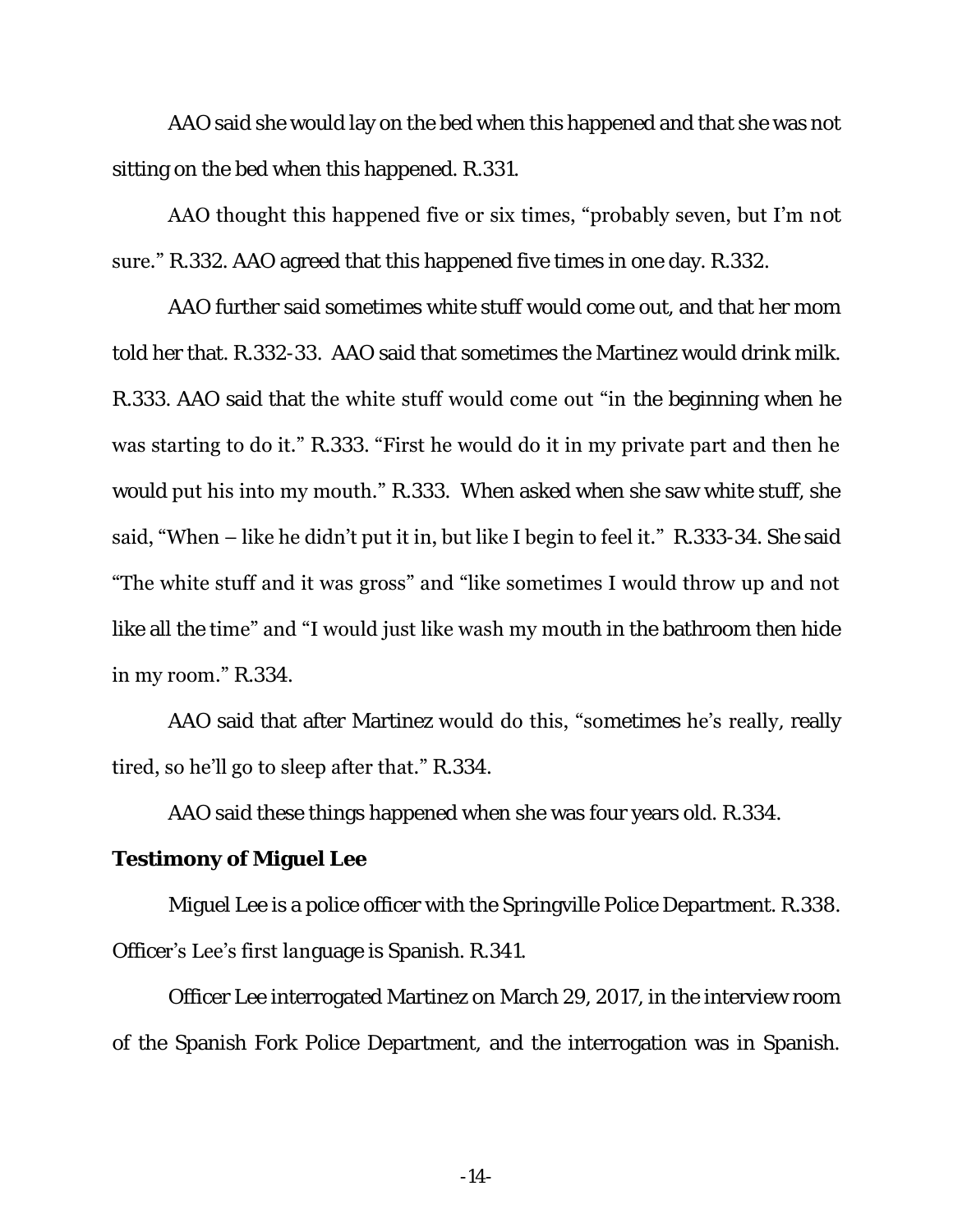AAO said she would lay on the bed when this happened and that she was not sitting on the bed when this happened. R.331.

AAO thought this happened five or six times, "probably seven, but I'm not sure." R.332. AAO agreed that this happened five times in one day. R.332.

AAO further said sometimes white stuff would come out, and that her mom told her that. R.332-33. AAO said that sometimes the Martinez would drink milk. R.333. AAO said that the white stuff would come out "in the beginning when he was starting to do it." R.333. "First he would do it in my private part and then he would put his into my mouth." R.333. When asked when she saw white stuff, she said, "When – like he didn't put it in, but like I begin to feel it." R.333-34. She said "The white stuff and it was gross" and "like sometimes I would throw up and not like all the time" and "I would just like wash my mouth in the bathroom then hide in my room." R.334.

AAO said that after Martinez would do this, "sometimes he's really, really tired, so he'll go to sleep after that." R.334.

AAO said these things happened when she was four years old. R.334.

**Testimony of Miguel Lee**

Miguel Lee is a police officer with the Springville Police Department. R.338. Officer's Lee's first language is Spanish. R.341.

Officer Lee interrogated Martinez on March 29, 2017, in the interview room of the Spanish Fork Police Department, and the interrogation was in Spanish.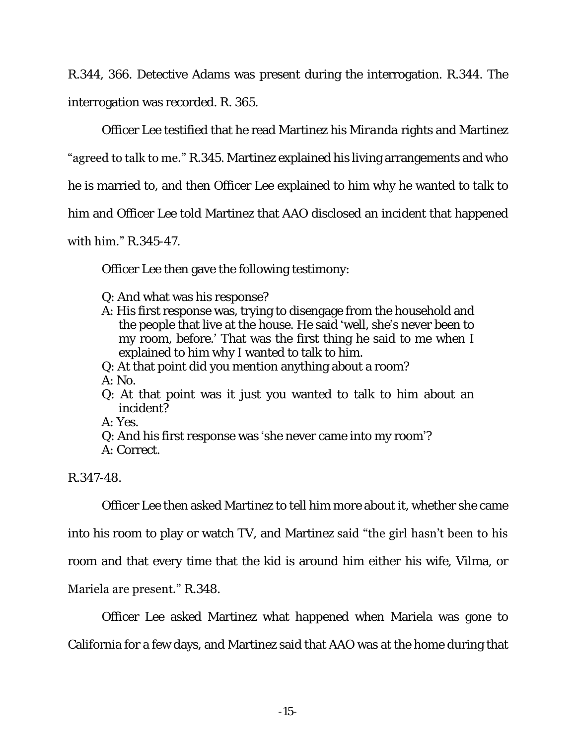R.344, 366. Detective Adams was present during the interrogation. R.344. The interrogation was recorded. R. 365.

Officer Lee testified that he read Martinez his *Miranda* rights and Martinez "agreed to talk to me." R.345. Martinez explained his living arrangements and who he is married to, and then Officer Lee explained to him why he wanted to talk to him and Officer Lee told Martinez that AAO disclosed an incident that happened with him." R.345-47.

Officer Lee then gave the following testimony:

> Q: And what was his response?
> A: His first response was, trying to disengage from the household and the people that live at the house. He said 'well, she's never been to my room, before.' That was the first thing he said to me when I explained to him why I wanted to talk to him.
> Q: At that point did you mention anything about a room?
> A: No.
> Q: At that point was it just you wanted to talk to him about an incident?
> A: Yes.
> Q: And his first response was 'she never came into my room'?
> A: Correct.

R.347-48.

Officer Lee then asked Martinez to tell him more about it, whether she came into his room to play or watch TV, and Martinez said "the girl hasn't been to his room and that every time that the kid is around him either his wife, Vilma, or Mariela are present." R.348.

Officer Lee asked Martinez what happened when Mariela was gone to California for a few days, and Martinez said that AAO was at the home during that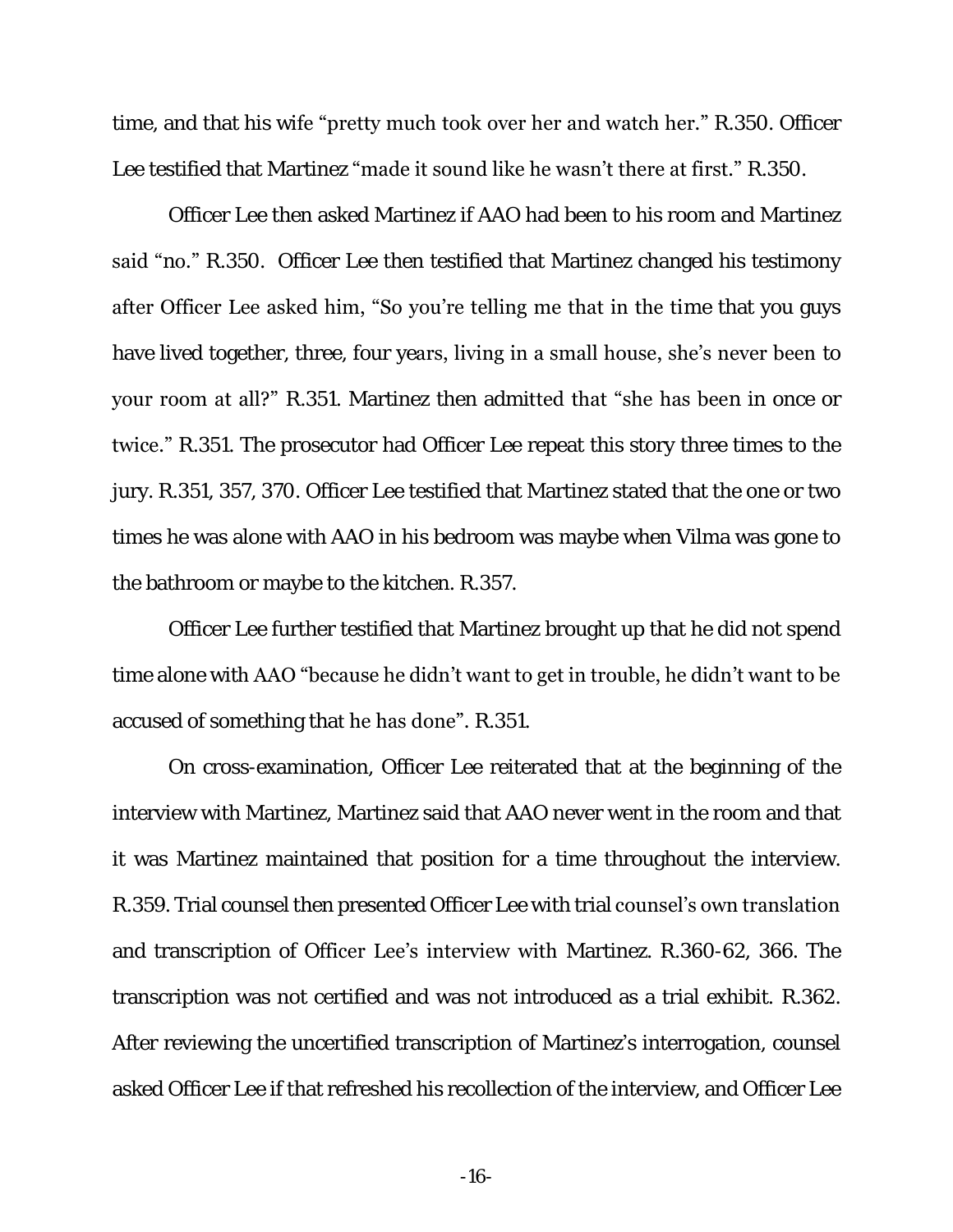time, and that his wife "pretty much took over her and watch her." R.350. Officer Lee testified that Martinez "made it sound like he wasn't there at first." R.350.

Officer Lee then asked Martinez if AAO had been to his room and Martinez said "no." R.350. Officer Lee then testified that Martinez changed his testimony after Officer Lee asked him, "So you're telling me that in the time that you guys have lived together, three, four years, living in a small house, she's never been to your room at all?" R.351. Martinez then admitted that "she has been in once or twice." R.351. The prosecutor had Officer Lee repeat this story three times to the jury. R.351, 357, 370. Officer Lee testified that Martinez stated that the one or two times he was alone with AAO in his bedroom was maybe when Vilma was gone to the bathroom or maybe to the kitchen. R.357.

Officer Lee further testified that Martinez brought up that he did not spend time alone with AAO "because he didn't want to get in trouble, he didn't want to be accused of something that he has done". R.351.

On cross-examination, Officer Lee reiterated that at the beginning of the interview with Martinez, Martinez said that AAO never went in the room and that it was Martinez maintained that position for a time throughout the interview. R.359. Trial counsel then presented Officer Lee with trial counsel's own translation and transcription of Officer Lee's interview with Martinez. R.360-62, 366. The transcription was not certified and was not introduced as a trial exhibit. R.362. After reviewing the uncertified transcription of Martinez's interrogation, counsel asked Officer Lee if that refreshed his recollection of the interview, and Officer Lee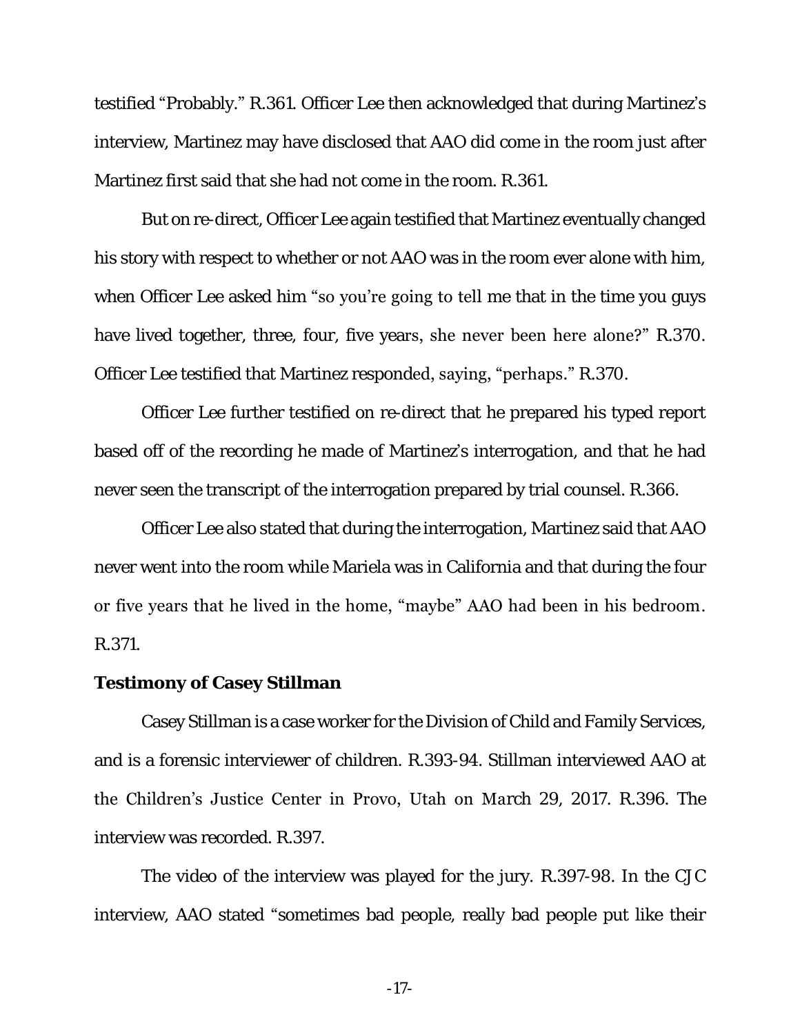testified "Probably." R.361. Officer Lee then acknowledged that during Martinez's interview, Martinez may have disclosed that AAO did come in the room just after Martinez first said that she had not come in the room. R.361.

But on re-direct, Officer Lee again testified that Martinez eventually changed his story with respect to whether or not AAO was in the room ever alone with him, when Officer Lee asked him "so you're going to tell me that in the time you guys have lived together, three, four, five years, she never been here alone?" R.370. Officer Lee testified that Martinez responded, saying, "perhaps." R.370.

Officer Lee further testified on re-direct that he prepared his typed report based off of the recording he made of Martinez's interrogation, and that he had never seen the transcript of the interrogation prepared by trial counsel. R.366.

Officer Lee also stated that during the interrogation, Martinez said that AAO never went into the room while Mariela was in California and that during the four or five years that he lived in the home, "maybe" AAO had been in his bedroom. R.371.

**Testimony of Casey Stillman**

Casey Stillman is a case worker for the Division of Child and Family Services, and is a forensic interviewer of children. R.393-94. Stillman interviewed AAO at the Children's Justice Center in Provo, Utah on March 29, 2017. R.396. The interview was recorded. R.397.

The video of the interview was played for the jury. R.397-98. In the CJC interview, AAO stated "sometimes bad people, really bad people put like their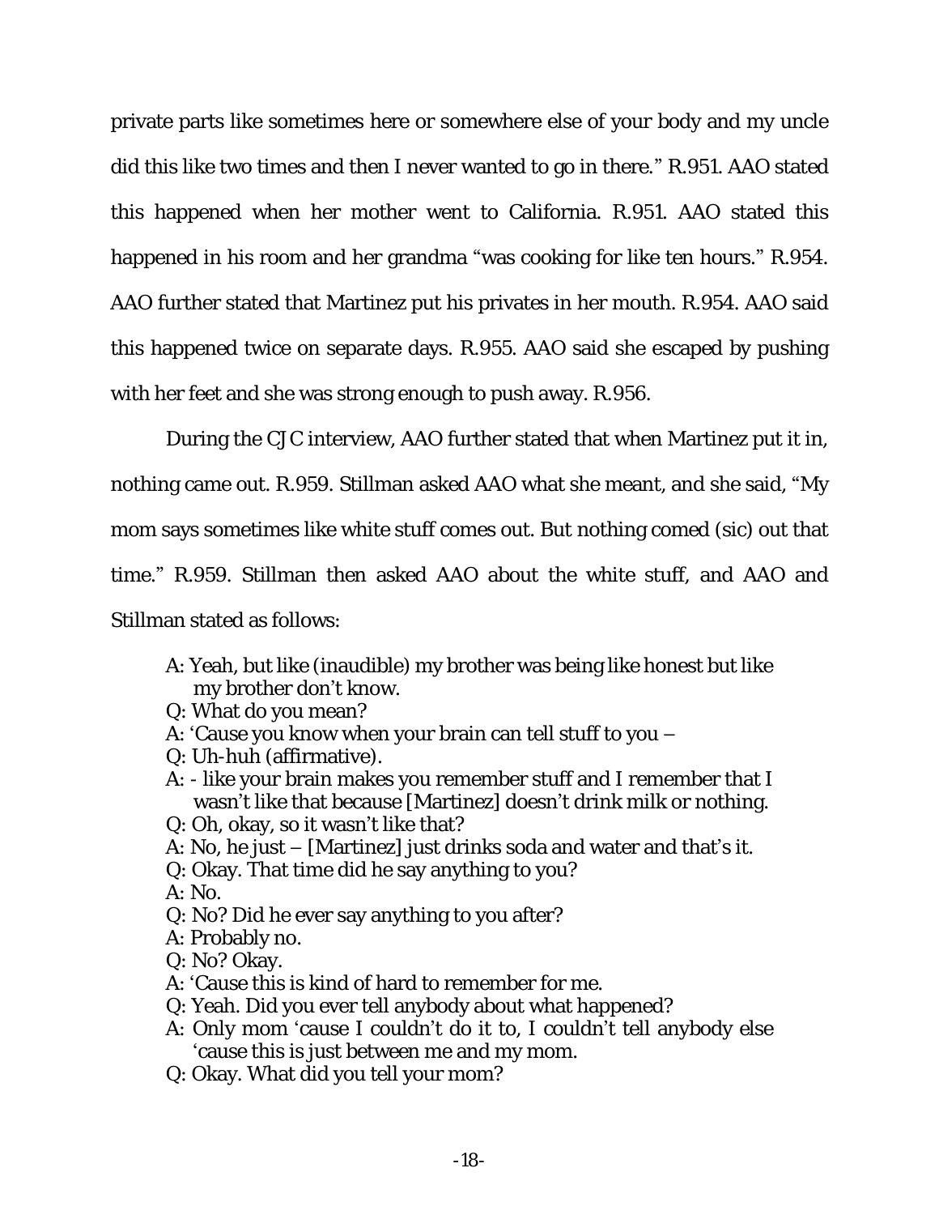private parts like sometimes here or somewhere else of your body and my uncle did this like two times and then I never wanted to go in there." R.951. AAO stated this happened when her mother went to California. R.951. AAO stated this happened in his room and her grandma "was cooking for like ten hours." R.954. AAO further stated that Martinez put his privates in her mouth. R.954. AAO said this happened twice on separate days. R.955. AAO said she escaped by pushing with her feet and she was strong enough to push away. R.956.

During the CJC interview, AAO further stated that when Martinez put it in, nothing came out. R.959. Stillman asked AAO what she meant, and she said, "My mom says sometimes like white stuff comes out. But nothing comed (sic) out that time." R.959. Stillman then asked AAO about the white stuff, and AAO and Stillman stated as follows:

> A: Yeah, but like (inaudible) my brother was being like honest but like my brother don't know.
> Q: What do you mean?
> A: 'Cause you know when your brain can tell stuff to you –
> Q: Uh-huh (affirmative).
> A: - like your brain makes you remember stuff and I remember that I wasn't like that because [Martinez] doesn't drink milk or nothing.
> Q: Oh, okay, so it wasn't like that?
> A: No, he just – [Martinez] just drinks soda and water and that's it.
> Q: Okay. That time did he say anything to you?
> A: No.
> Q: No? Did he ever say anything to you after?
> A: Probably no.
> Q: No? Okay.
> A: 'Cause this is kind of hard to remember for me.
> Q: Yeah. Did you ever tell anybody about what happened?
> A: Only mom 'cause I couldn't do it to, I couldn't tell anybody else 'cause this is just between me and my mom.
> Q: Okay. What did you tell your mom?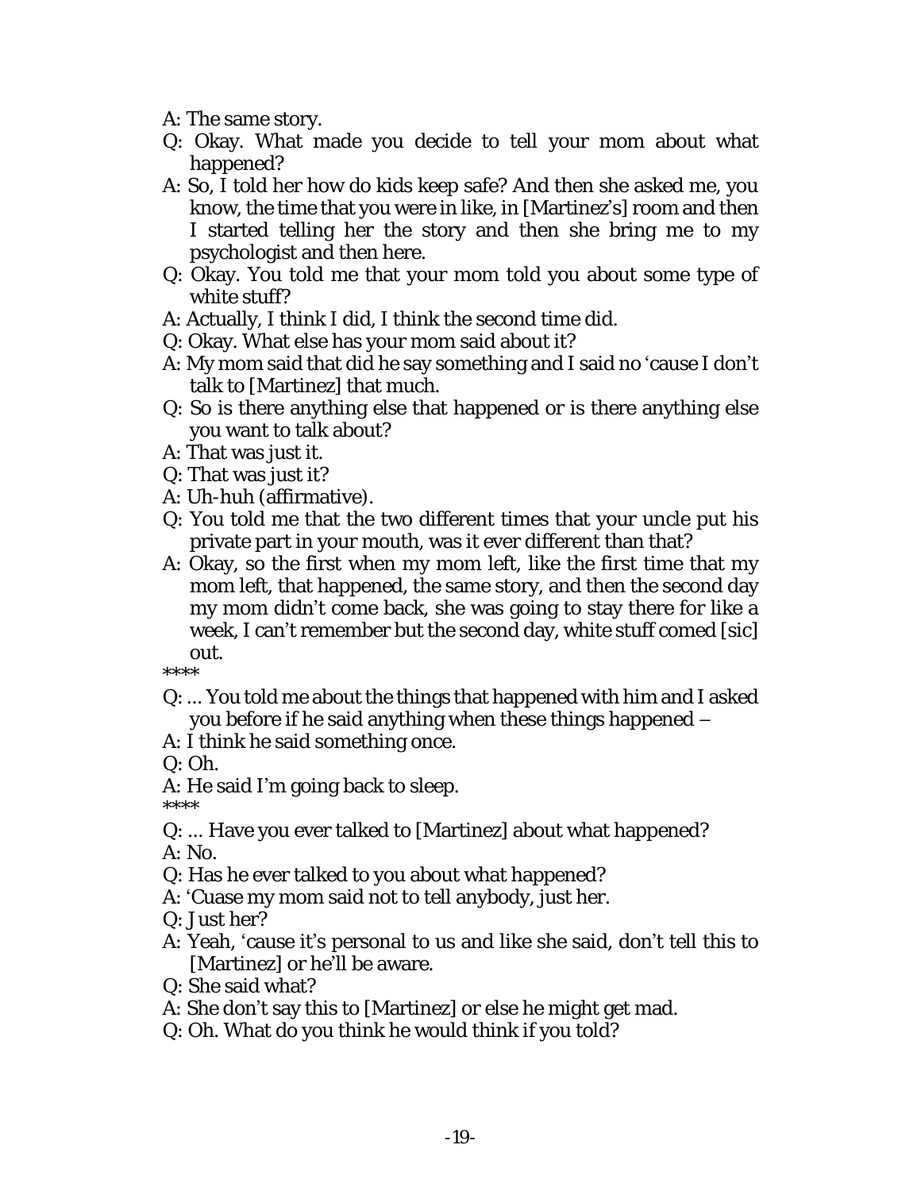A: The same story.

Q: Okay. What made you decide to tell your mom about what happened?

A: So, I told her how do kids keep safe? And then she asked me, you know, the time that you were in like, in [Martinez's] room and then I started telling her the story and then she bring me to my psychologist and then here.

Q: Okay. You told me that your mom told you about some type of white stuff?

A: Actually, I think I did, I think the second time did.

Q: Okay. What else has your mom said about it?

A: My mom said that did he say something and I said no 'cause I don't talk to [Martinez] that much.

Q: So is there anything else that happened or is there anything else you want to talk about?

A: That was just it.

Q: That was just it?

A: Uh-huh (affirmative).

Q: You told me that the two different times that your uncle put his private part in your mouth, was it ever different than that?

A: Okay, so the first when my mom left, like the first time that my mom left, that happened, the same story, and then the second day my mom didn't come back, she was going to stay there for like a week, I can't remember but the second day, white stuff comed [sic] out.

****

Q: ... You told me about the things that happened with him and I asked you before if he said anything when these things happened –

A: I think he said something once.

Q: Oh.

A: He said I'm going back to sleep.

****

Q: ... Have you ever talked to [Martinez] about what happened?

A: No.

Q: Has he ever talked to you about what happened?

A: 'Cuase my mom said not to tell anybody, just her.

Q: Just her?

A: Yeah, 'cause it's personal to us and like she said, don't tell this to [Martinez] or he'll be aware.

Q: She said what?

A: She don't say this to [Martinez] or else he might get mad.

Q: Oh. What do you think he would think if you told?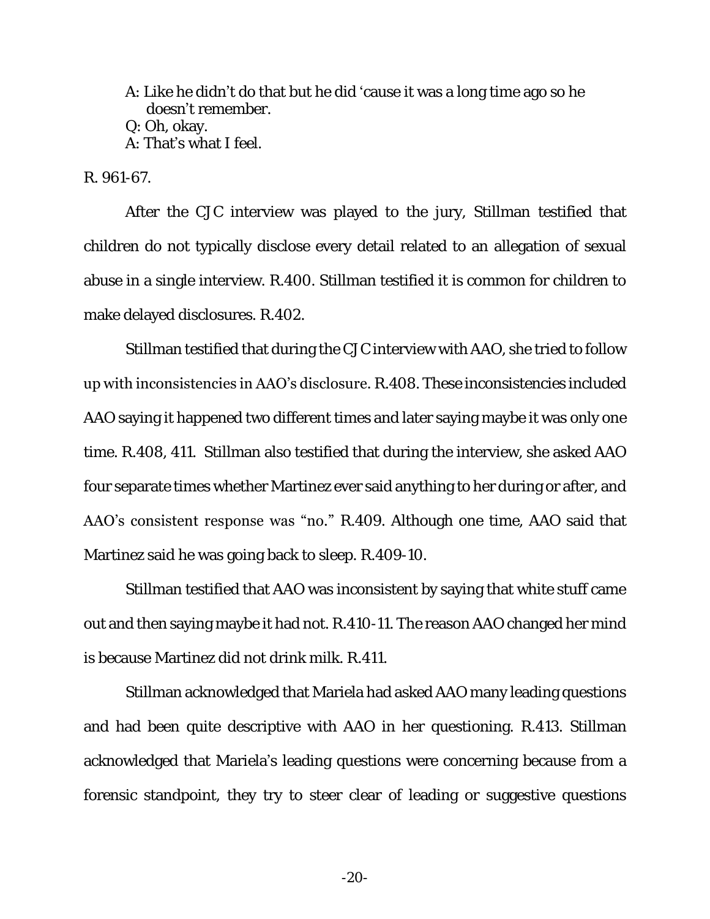A: Like he didn't do that but he did 'cause it was a long time ago so he doesn't remember.
Q: Oh, okay.
A: That's what I feel.

R. 961-67.

After the CJC interview was played to the jury, Stillman testified that children do not typically disclose every detail related to an allegation of sexual abuse in a single interview. R.400. Stillman testified it is common for children to make delayed disclosures. R.402.

Stillman testified that during the CJC interview with AAO, she tried to follow up with inconsistencies in AAO's disclosure. R.408. These inconsistencies included AAO saying it happened two different times and later saying maybe it was only one time. R.408, 411. Stillman also testified that during the interview, she asked AAO four separate times whether Martinez ever said anything to her during or after, and AAO's consistent response was "no." R.409. Although one time, AAO said that Martinez said he was going back to sleep. R.409-10.

Stillman testified that AAO was inconsistent by saying that white stuff came out and then saying maybe it had not. R.410-11. The reason AAO changed her mind is because Martinez did not drink milk. R.411.

Stillman acknowledged that Mariela had asked AAO many leading questions and had been quite descriptive with AAO in her questioning. R.413. Stillman acknowledged that Mariela's leading questions were concerning because from a forensic standpoint, they try to steer clear of leading or suggestive questions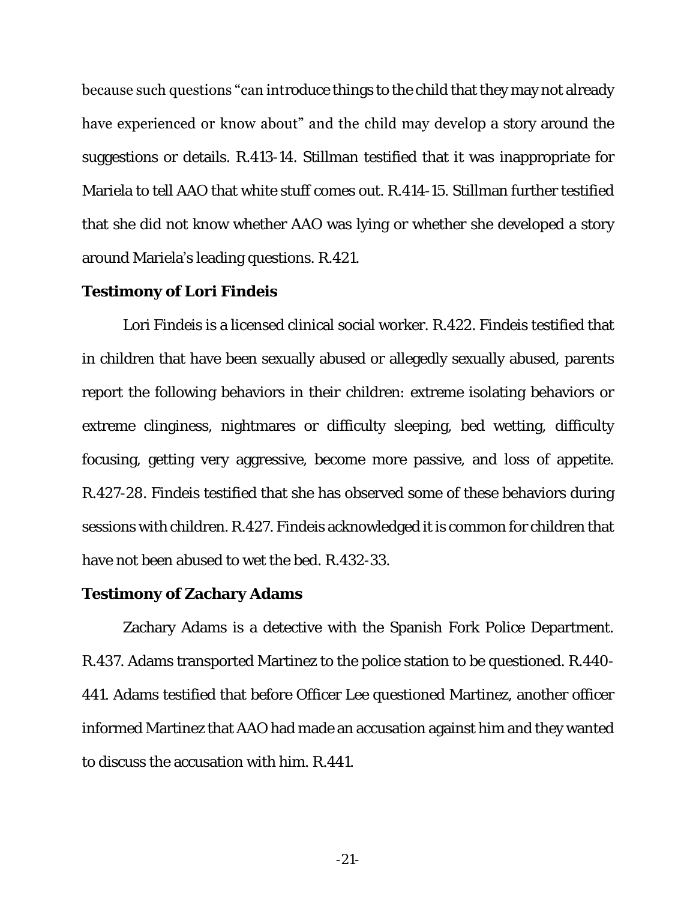because such questions "can introduce things to the child that they may not already have experienced or know about" and the child may develop a story around the suggestions or details. R.413-14. Stillman testified that it was inappropriate for Mariela to tell AAO that white stuff comes out. R.414-15. Stillman further testified that she did not know whether AAO was lying or whether she developed a story around Mariela's leading questions. R.421.

**Testimony of Lori Findeis**

Lori Findeis is a licensed clinical social worker. R.422. Findeis testified that in children that have been sexually abused or allegedly sexually abused, parents report the following behaviors in their children: extreme isolating behaviors or extreme clinginess, nightmares or difficulty sleeping, bed wetting, difficulty focusing, getting very aggressive, become more passive, and loss of appetite. R.427-28. Findeis testified that she has observed some of these behaviors during sessions with children. R.427. Findeis acknowledged it is common for children that have not been abused to wet the bed. R.432-33.

**Testimony of Zachary Adams**

Zachary Adams is a detective with the Spanish Fork Police Department. R.437. Adams transported Martinez to the police station to be questioned. R.440-441. Adams testified that before Officer Lee questioned Martinez, another officer informed Martinez that AAO had made an accusation against him and they wanted to discuss the accusation with him. R.441.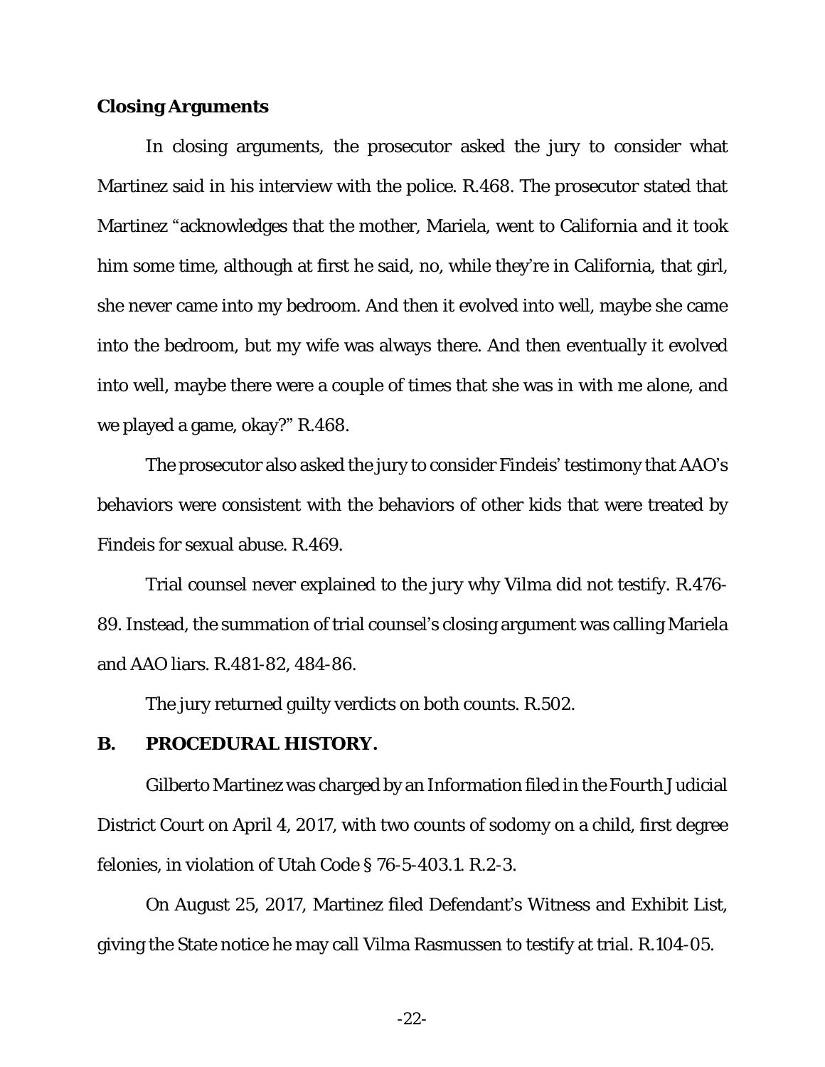**Closing Arguments**

In closing arguments, the prosecutor asked the jury to consider what Martinez said in his interview with the police. R.468. The prosecutor stated that Martinez "acknowledges that the mother, Mariela, went to California and it took him some time, although at first he said, no, while they're in California, that girl, she never came into my bedroom. And then it evolved into well, maybe she came into the bedroom, but my wife was always there. And then eventually it evolved into well, maybe there were a couple of times that she was in with me alone, and we played a game, okay?" R.468.

The prosecutor also asked the jury to consider Findeis' testimony that AAO's behaviors were consistent with the behaviors of other kids that were treated by Findeis for sexual abuse. R.469.

Trial counsel never explained to the jury why Vilma did not testify. R.476-89. Instead, the summation of trial counsel's closing argument was calling Mariela and AAO liars. R.481-82, 484-86.

The jury returned guilty verdicts on both counts. R.502.

## B. PROCEDURAL HISTORY.

Gilberto Martinez was charged by an Information filed in the Fourth Judicial District Court on April 4, 2017, with two counts of sodomy on a child, first degree felonies, in violation of Utah Code § 76-5-403.1. R.2-3.

On August 25, 2017, Martinez filed Defendant's Witness and Exhibit List, giving the State notice he may call Vilma Rasmussen to testify at trial. R.104-05.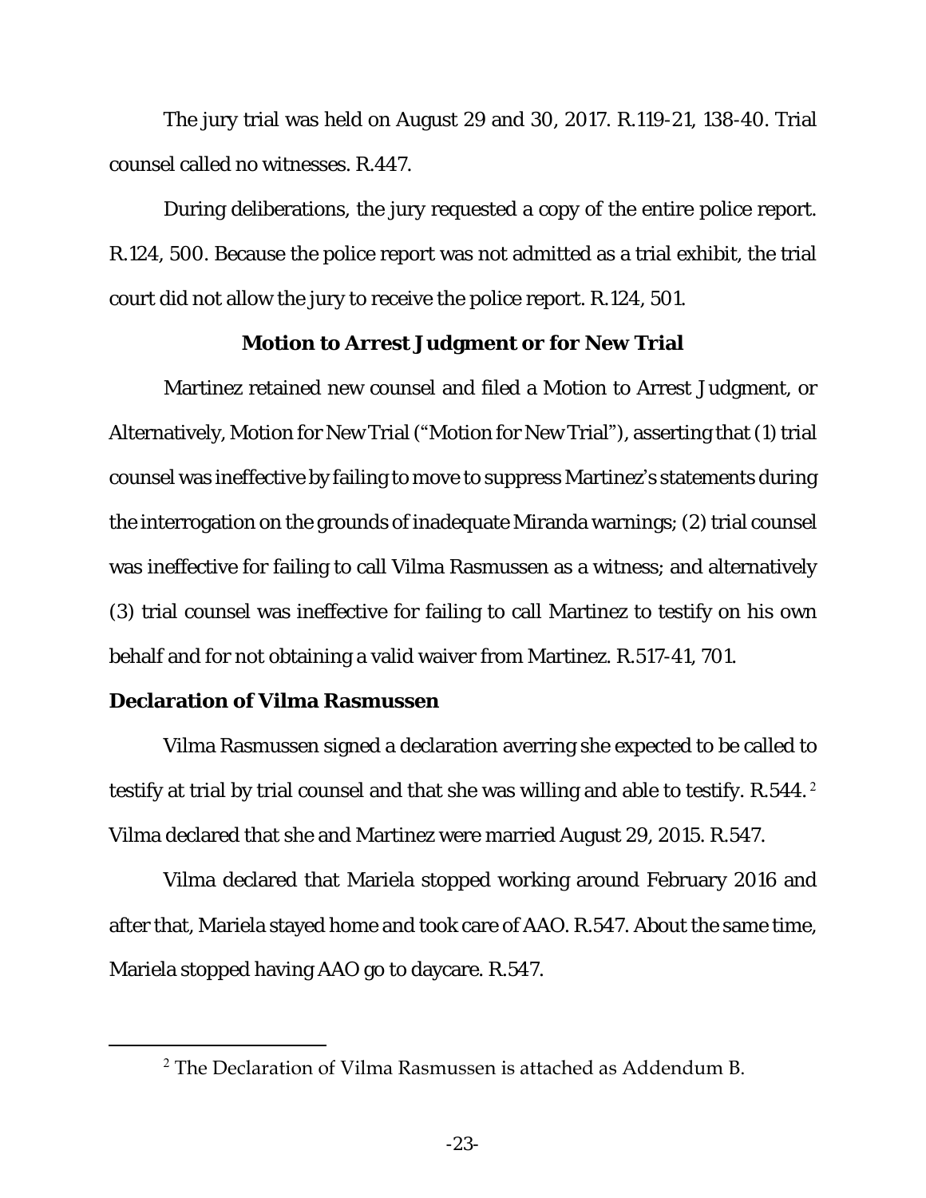The jury trial was held on August 29 and 30, 2017. R.119-21, 138-40. Trial counsel called no witnesses. R.447.

During deliberations, the jury requested a copy of the entire police report. R.124, 500. Because the police report was not admitted as a trial exhibit, the trial court did not allow the jury to receive the police report. R.124, 501.

## Motion to Arrest Judgment or for New Trial

Martinez retained new counsel and filed a Motion to Arrest Judgment, or Alternatively, Motion for New Trial ("Motion for New Trial"), asserting that (1) trial counsel was ineffective by failing to move to suppress Martinez's statements during the interrogation on the grounds of inadequate Miranda warnings; (2) trial counsel was ineffective for failing to call Vilma Rasmussen as a witness; and alternatively (3) trial counsel was ineffective for failing to call Martinez to testify on his own behalf and for not obtaining a valid waiver from Martinez. R.517-41, 701.

### Declaration of Vilma Rasmussen

Vilma Rasmussen signed a declaration averring she expected to be called to testify at trial by trial counsel and that she was willing and able to testify. R.544. [2] Vilma declared that she and Martinez were married August 29, 2015. R.547.

Vilma declared that Mariela stopped working around February 2016 and after that, Mariela stayed home and took care of AAO. R.547. About the same time, Mariela stopped having AAO go to daycare. R.547.

[2] The Declaration of Vilma Rasmussen is attached as Addendum B.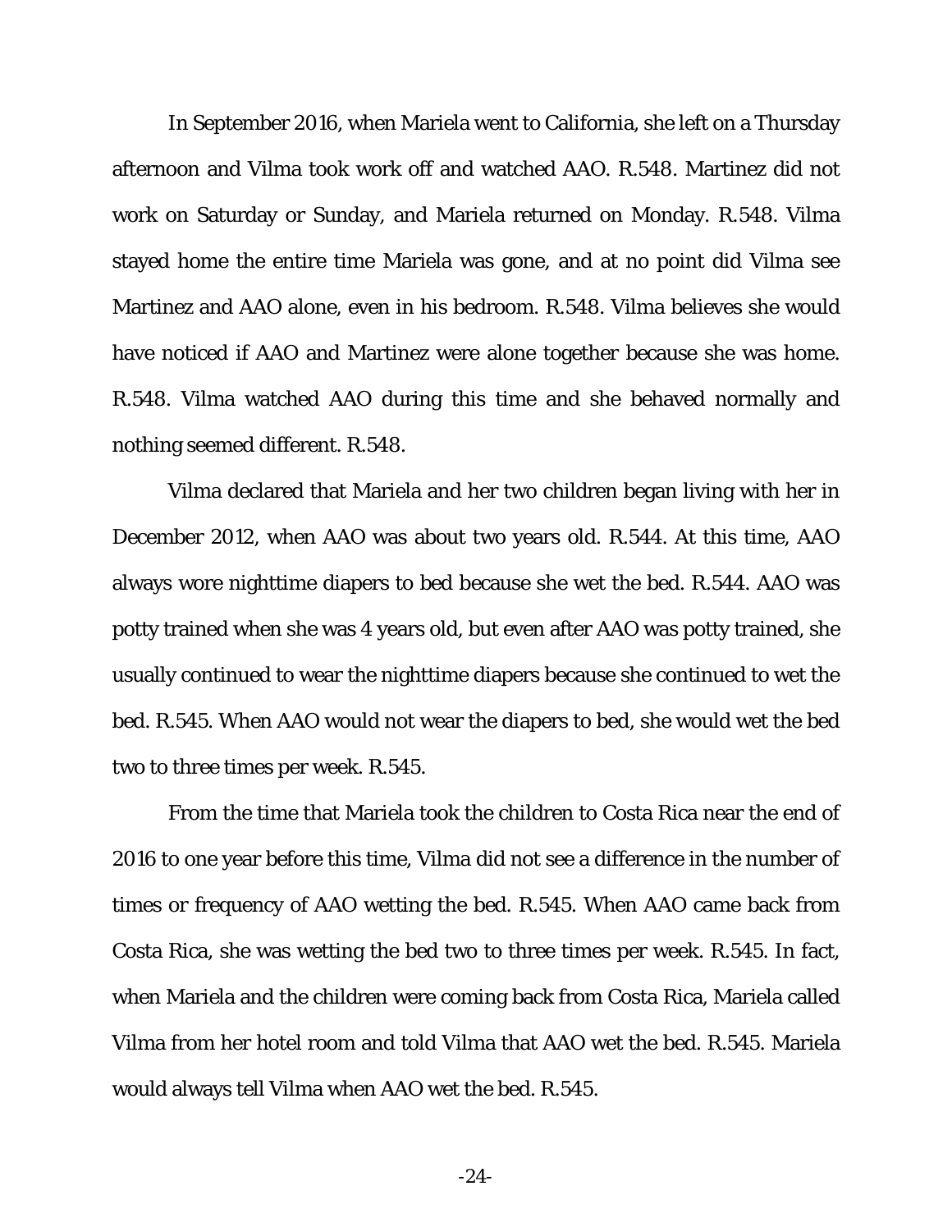In September 2016, when Mariela went to California, she left on a Thursday afternoon and Vilma took work off and watched AAO. R.548. Martinez did not work on Saturday or Sunday, and Mariela returned on Monday. R.548. Vilma stayed home the entire time Mariela was gone, and at no point did Vilma see Martinez and AAO alone, even in his bedroom. R.548. Vilma believes she would have noticed if AAO and Martinez were alone together because she was home. R.548. Vilma watched AAO during this time and she behaved normally and nothing seemed different. R.548.

Vilma declared that Mariela and her two children began living with her in December 2012, when AAO was about two years old. R.544. At this time, AAO always wore nighttime diapers to bed because she wet the bed. R.544. AAO was potty trained when she was 4 years old, but even after AAO was potty trained, she usually continued to wear the nighttime diapers because she continued to wet the bed. R.545. When AAO would not wear the diapers to bed, she would wet the bed two to three times per week. R.545.

From the time that Mariela took the children to Costa Rica near the end of 2016 to one year before this time, Vilma did not see a difference in the number of times or frequency of AAO wetting the bed. R.545. When AAO came back from Costa Rica, she was wetting the bed two to three times per week. R.545. In fact, when Mariela and the children were coming back from Costa Rica, Mariela called Vilma from her hotel room and told Vilma that AAO wet the bed. R.545. Mariela would always tell Vilma when AAO wet the bed. R.545.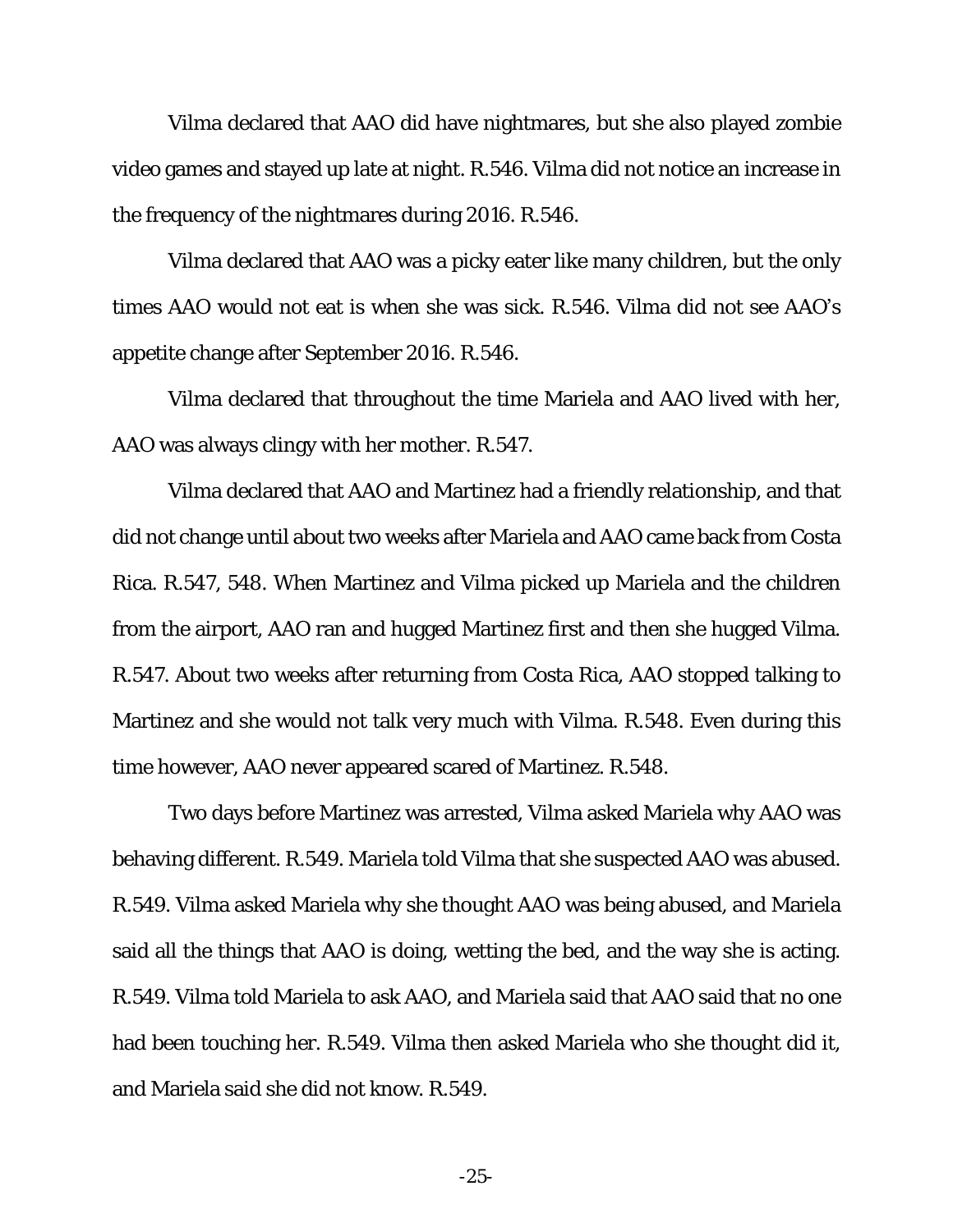Vilma declared that AAO did have nightmares, but she also played zombie video games and stayed up late at night. R.546. Vilma did not notice an increase in the frequency of the nightmares during 2016. R.546.

Vilma declared that AAO was a picky eater like many children, but the only times AAO would not eat is when she was sick. R.546. Vilma did not see AAO's appetite change after September 2016. R.546.

Vilma declared that throughout the time Mariela and AAO lived with her, AAO was always clingy with her mother. R.547.

Vilma declared that AAO and Martinez had a friendly relationship, and that did not change until about two weeks after Mariela and AAO came back from Costa Rica. R.547, 548. When Martinez and Vilma picked up Mariela and the children from the airport, AAO ran and hugged Martinez first and then she hugged Vilma. R.547. About two weeks after returning from Costa Rica, AAO stopped talking to Martinez and she would not talk very much with Vilma. R.548. Even during this time however, AAO never appeared scared of Martinez. R.548.

Two days before Martinez was arrested, Vilma asked Mariela why AAO was behaving different. R.549. Mariela told Vilma that she suspected AAO was abused. R.549. Vilma asked Mariela why she thought AAO was being abused, and Mariela said all the things that AAO is doing, wetting the bed, and the way she is acting. R.549. Vilma told Mariela to ask AAO, and Mariela said that AAO said that no one had been touching her. R.549. Vilma then asked Mariela who she thought did it, and Mariela said she did not know. R.549.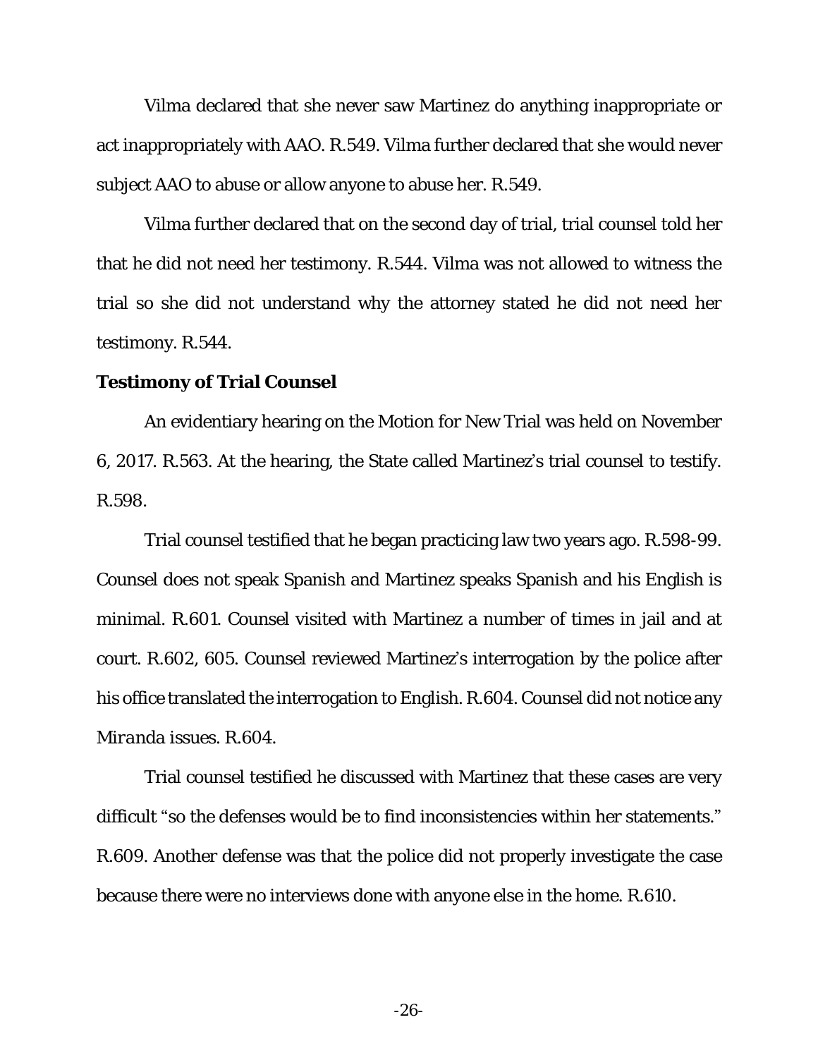Vilma declared that she never saw Martinez do anything inappropriate or act inappropriately with AAO. R.549. Vilma further declared that she would never subject AAO to abuse or allow anyone to abuse her. R.549.

Vilma further declared that on the second day of trial, trial counsel told her that he did not need her testimony. R.544. Vilma was not allowed to witness the trial so she did not understand why the attorney stated he did not need her testimony. R.544.

**Testimony of Trial Counsel**

An evidentiary hearing on the Motion for New Trial was held on November 6, 2017. R.563. At the hearing, the State called Martinez's trial counsel to testify. R.598.

Trial counsel testified that he began practicing law two years ago. R.598-99. Counsel does not speak Spanish and Martinez speaks Spanish and his English is minimal. R.601. Counsel visited with Martinez a number of times in jail and at court. R.602, 605. Counsel reviewed Martinez's interrogation by the police after his office translated the interrogation to English. R.604. Counsel did not notice any *Miranda* issues. R.604.

Trial counsel testified he discussed with Martinez that these cases are very difficult "so the defenses would be to find inconsistencies within her statements." R.609. Another defense was that the police did not properly investigate the case because there were no interviews done with anyone else in the home. R.610.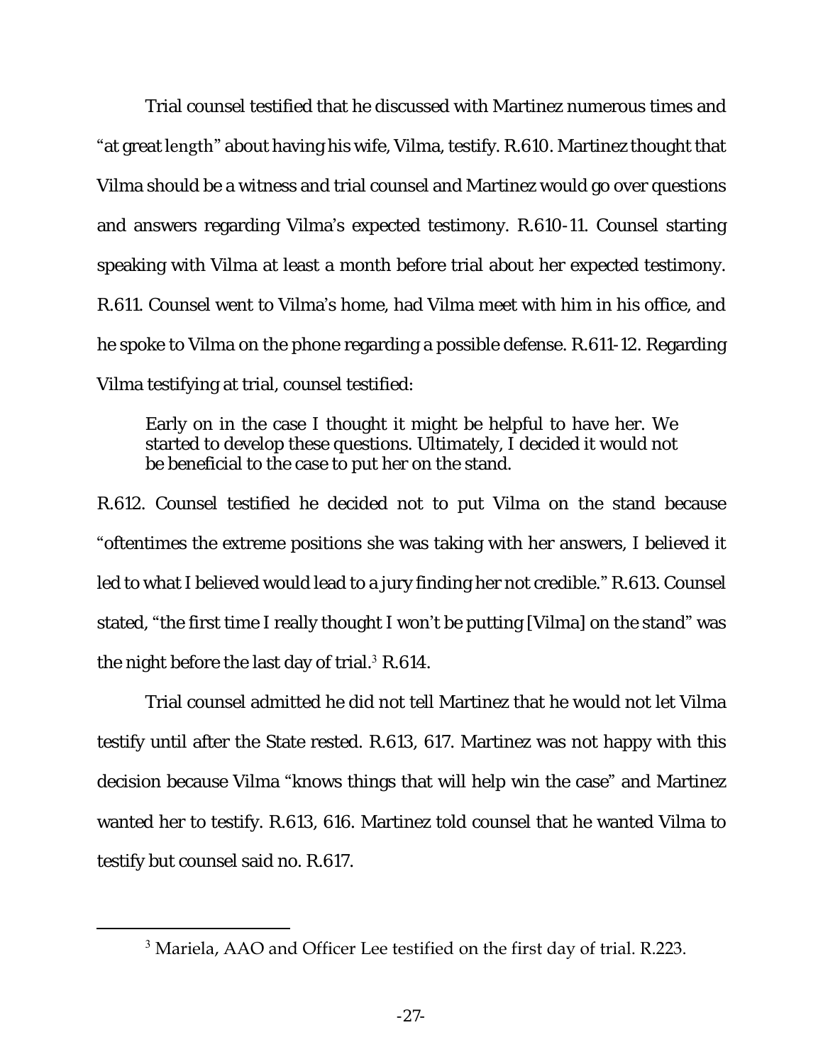Trial counsel testified that he discussed with Martinez numerous times and "at great length" about having his wife, Vilma, testify. R.610. Martinez thought that Vilma should be a witness and trial counsel and Martinez would go over questions and answers regarding Vilma's expected testimony. R.610-11. Counsel starting speaking with Vilma at least a month before trial about her expected testimony. R.611. Counsel went to Vilma's home, had Vilma meet with him in his office, and he spoke to Vilma on the phone regarding a possible defense. R.611-12. Regarding Vilma testifying at trial, counsel testified:

> Early on in the case I thought it might be helpful to have her. We started to develop these questions. Ultimately, I decided it would not be beneficial to the case to put her on the stand.

R.612. Counsel testified he decided not to put Vilma on the stand because "oftentimes the extreme positions she was taking with her answers, I believed it led to what I believed would lead to a jury finding her not credible." R.613. Counsel stated, "the first time I really thought I won't be putting [Vilma] on the stand" was the night before the last day of trial.[3] R.614.

Trial counsel admitted he did not tell Martinez that he would not let Vilma testify until after the State rested. R.613, 617. Martinez was not happy with this decision because Vilma "knows things that will help win the case" and Martinez wanted her to testify. R.613, 616. Martinez told counsel that he wanted Vilma to testify but counsel said no. R.617.

---

[3] Mariela, AAO and Officer Lee testified on the first day of trial. R.223.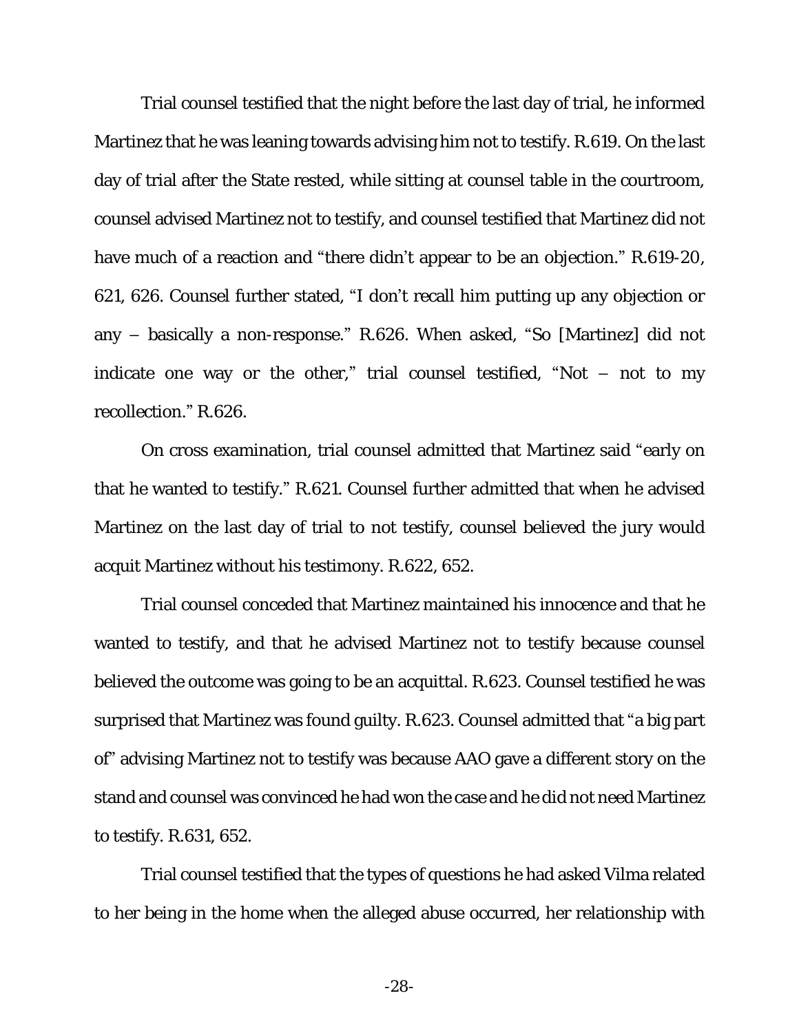Trial counsel testified that the night before the last day of trial, he informed Martinez that he was leaning towards advising him not to testify. R.619. On the last day of trial after the State rested, while sitting at counsel table in the courtroom, counsel advised Martinez not to testify, and counsel testified that Martinez did not have much of a reaction and "there didn't appear to be an objection." R.619-20, 621, 626. Counsel further stated, "I don't recall him putting up any objection or any – basically a non-response." R.626. When asked, "So [Martinez] did not indicate one way or the other," trial counsel testified, "Not – not to my recollection." R.626.

On cross examination, trial counsel admitted that Martinez said "early on that he wanted to testify." R.621. Counsel further admitted that when he advised Martinez on the last day of trial to not testify, counsel believed the jury would acquit Martinez without his testimony. R.622, 652.

Trial counsel conceded that Martinez maintained his innocence and that he wanted to testify, and that he advised Martinez not to testify because counsel believed the outcome was going to be an acquittal. R.623. Counsel testified he was surprised that Martinez was found guilty. R.623. Counsel admitted that "a big part of" advising Martinez not to testify was because AAO gave a different story on the stand and counsel was convinced he had won the case and he did not need Martinez to testify. R.631, 652.

Trial counsel testified that the types of questions he had asked Vilma related to her being in the home when the alleged abuse occurred, her relationship with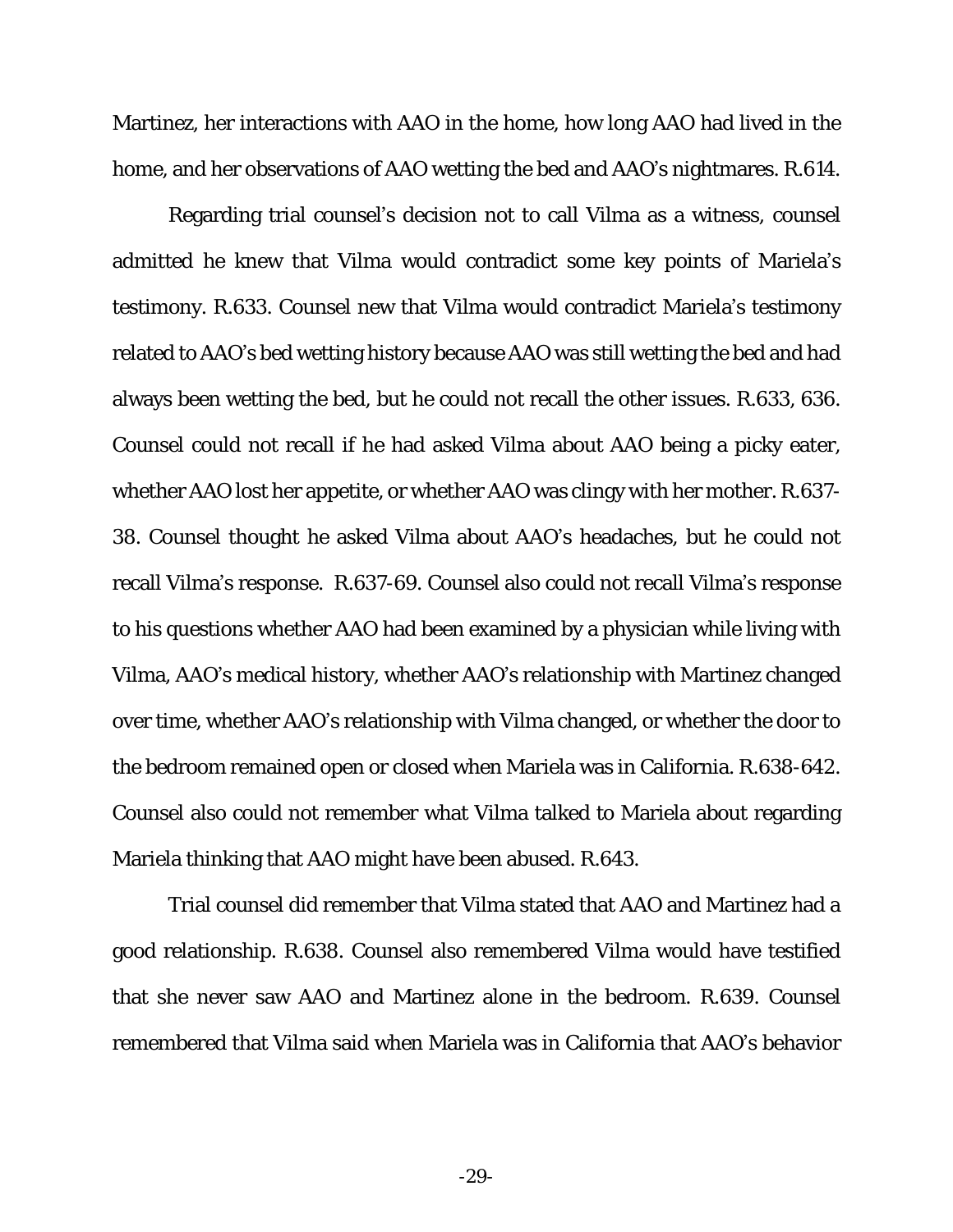Martinez, her interactions with AAO in the home, how long AAO had lived in the home, and her observations of AAO wetting the bed and AAO's nightmares. R.614.

Regarding trial counsel's decision not to call Vilma as a witness, counsel admitted he knew that Vilma would contradict some key points of Mariela's testimony. R.633. Counsel new that Vilma would contradict Mariela's testimony related to AAO's bed wetting history because AAO was still wetting the bed and had always been wetting the bed, but he could not recall the other issues. R.633, 636. Counsel could not recall if he had asked Vilma about AAO being a picky eater, whether AAO lost her appetite, or whether AAO was clingy with her mother. R.637-38. Counsel thought he asked Vilma about AAO's headaches, but he could not recall Vilma's response. R.637-69. Counsel also could not recall Vilma's response to his questions whether AAO had been examined by a physician while living with Vilma, AAO's medical history, whether AAO's relationship with Martinez changed over time, whether AAO's relationship with Vilma changed, or whether the door to the bedroom remained open or closed when Mariela was in California. R.638-642. Counsel also could not remember what Vilma talked to Mariela about regarding Mariela thinking that AAO might have been abused. R.643.

Trial counsel did remember that Vilma stated that AAO and Martinez had a good relationship. R.638. Counsel also remembered Vilma would have testified that she never saw AAO and Martinez alone in the bedroom. R.639. Counsel remembered that Vilma said when Mariela was in California that AAO's behavior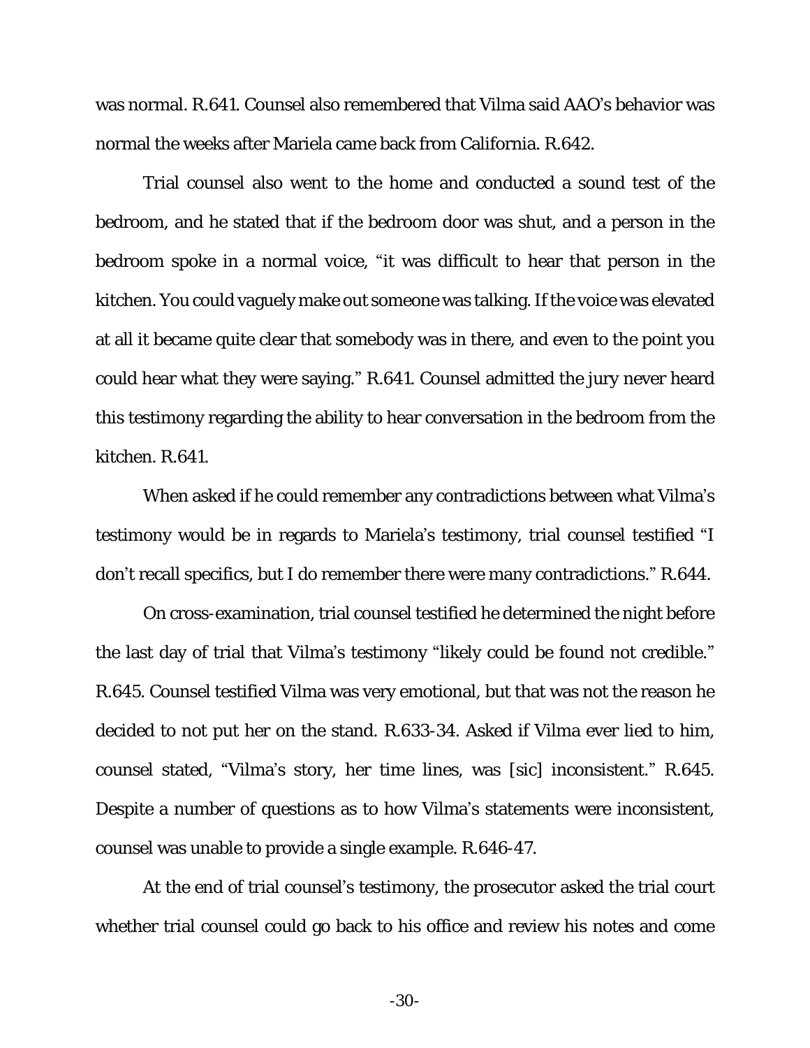was normal. R.641. Counsel also remembered that Vilma said AAO's behavior was normal the weeks after Mariela came back from California. R.642.

Trial counsel also went to the home and conducted a sound test of the bedroom, and he stated that if the bedroom door was shut, and a person in the bedroom spoke in a normal voice, "it was difficult to hear that person in the kitchen. You could vaguely make out someone was talking. If the voice was elevated at all it became quite clear that somebody was in there, and even to the point you could hear what they were saying." R.641. Counsel admitted the jury never heard this testimony regarding the ability to hear conversation in the bedroom from the kitchen. R.641.

When asked if he could remember any contradictions between what Vilma's testimony would be in regards to Mariela's testimony, trial counsel testified "I don't recall specifics, but I do remember there were many contradictions." R.644.

On cross-examination, trial counsel testified he determined the night before the last day of trial that Vilma's testimony "likely could be found not credible." R.645. Counsel testified Vilma was very emotional, but that was not the reason he decided to not put her on the stand. R.633-34. Asked if Vilma ever lied to him, counsel stated, "Vilma's story, her time lines, was [sic] inconsistent." R.645. Despite a number of questions as to how Vilma's statements were inconsistent, counsel was unable to provide a single example. R.646-47.

At the end of trial counsel's testimony, the prosecutor asked the trial court whether trial counsel could go back to his office and review his notes and come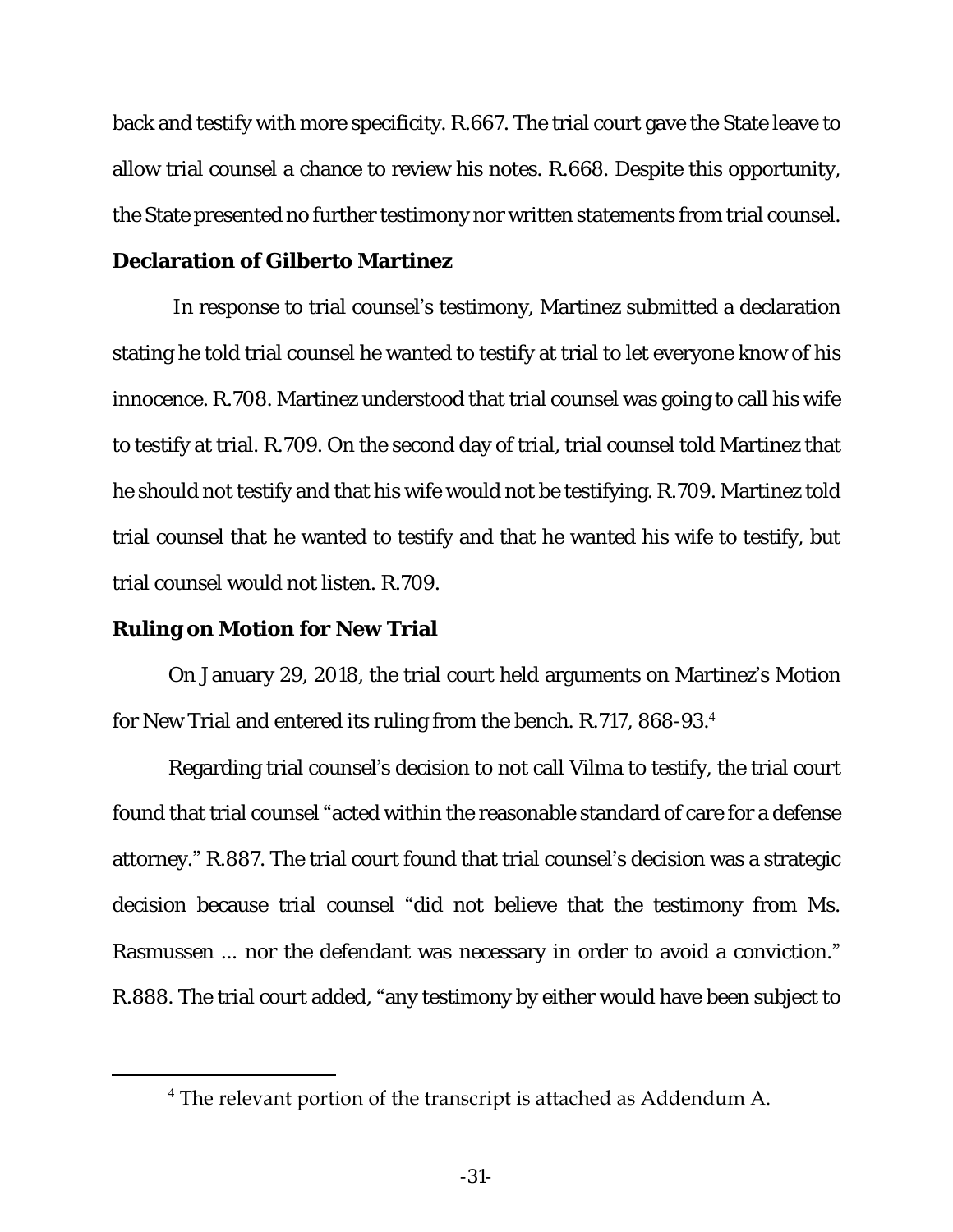back and testify with more specificity. R.667. The trial court gave the State leave to allow trial counsel a chance to review his notes. R.668. Despite this opportunity, the State presented no further testimony nor written statements from trial counsel.

**Declaration of Gilberto Martinez**

In response to trial counsel's testimony, Martinez submitted a declaration stating he told trial counsel he wanted to testify at trial to let everyone know of his innocence. R.708. Martinez understood that trial counsel was going to call his wife to testify at trial. R.709. On the second day of trial, trial counsel told Martinez that he should not testify and that his wife would not be testifying. R.709. Martinez told trial counsel that he wanted to testify and that he wanted his wife to testify, but trial counsel would not listen. R.709.

**Ruling on Motion for New Trial**

On January 29, 2018, the trial court held arguments on Martinez's Motion for New Trial and entered its ruling from the bench. R.717, 868-93.[4]

Regarding trial counsel's decision to not call Vilma to testify, the trial court found that trial counsel "acted within the reasonable standard of care for a defense attorney." R.887. The trial court found that trial counsel's decision was a strategic decision because trial counsel "did not believe that the testimony from Ms. Rasmussen ... nor the defendant was necessary in order to avoid a conviction." R.888. The trial court added, "any testimony by either would have been subject to

[4] The relevant portion of the transcript is attached as Addendum A.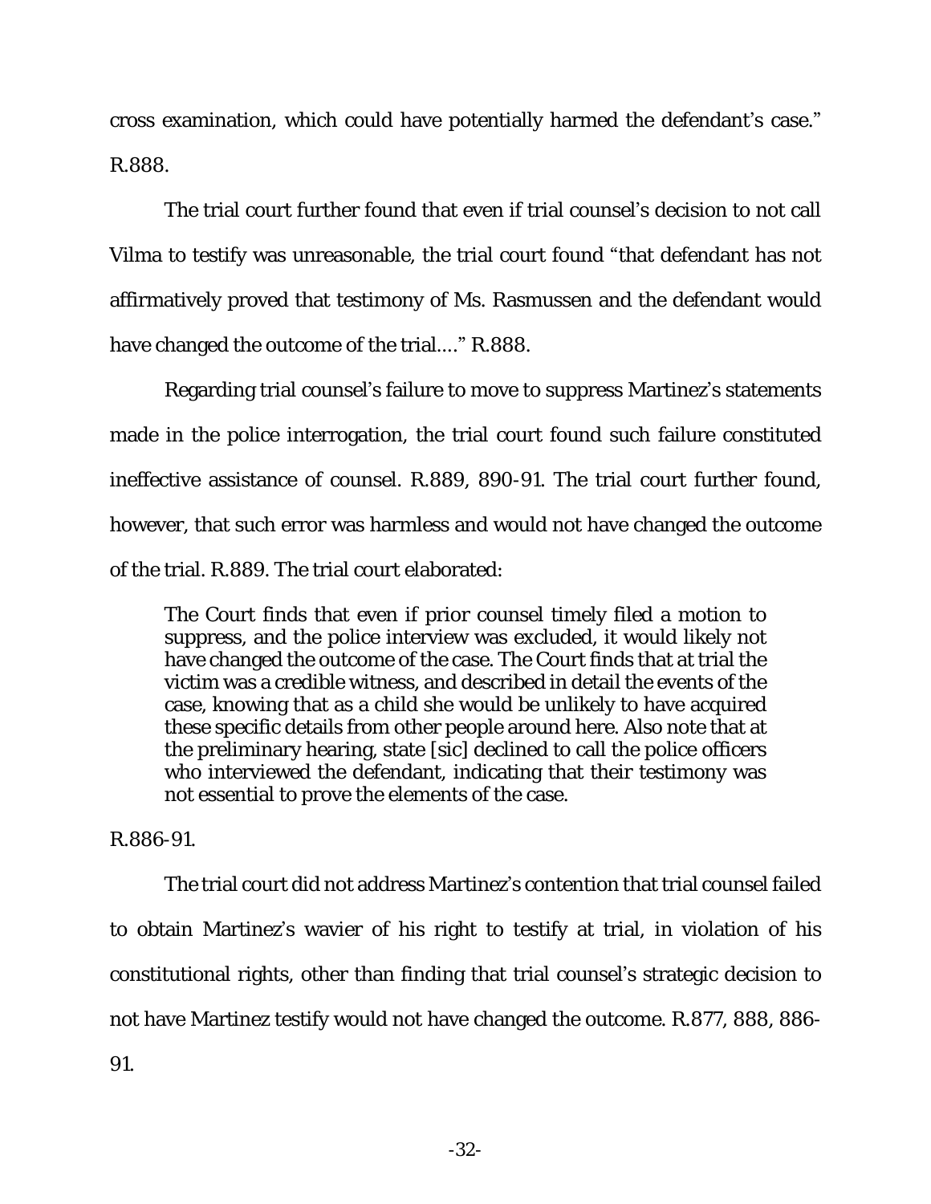cross examination, which could have potentially harmed the defendant's case." R.888.

The trial court further found that even if trial counsel's decision to not call Vilma to testify was unreasonable, the trial court found "that defendant has not affirmatively proved that testimony of Ms. Rasmussen and the defendant would have changed the outcome of the trial...." R.888.

Regarding trial counsel's failure to move to suppress Martinez's statements made in the police interrogation, the trial court found such failure constituted ineffective assistance of counsel. R.889, 890-91. The trial court further found, however, that such error was harmless and would not have changed the outcome of the trial. R.889. The trial court elaborated:

> The Court finds that even if prior counsel timely filed a motion to suppress, and the police interview was excluded, it would likely not have changed the outcome of the case. The Court finds that at trial the victim was a credible witness, and described in detail the events of the case, knowing that as a child she would be unlikely to have acquired these specific details from other people around here. Also note that at the preliminary hearing, state [sic] declined to call the police officers who interviewed the defendant, indicating that their testimony was not essential to prove the elements of the case.

R.886-91.

The trial court did not address Martinez's contention that trial counsel failed to obtain Martinez's wavier of his right to testify at trial, in violation of his constitutional rights, other than finding that trial counsel's strategic decision to not have Martinez testify would not have changed the outcome. R.877, 888, 886-91.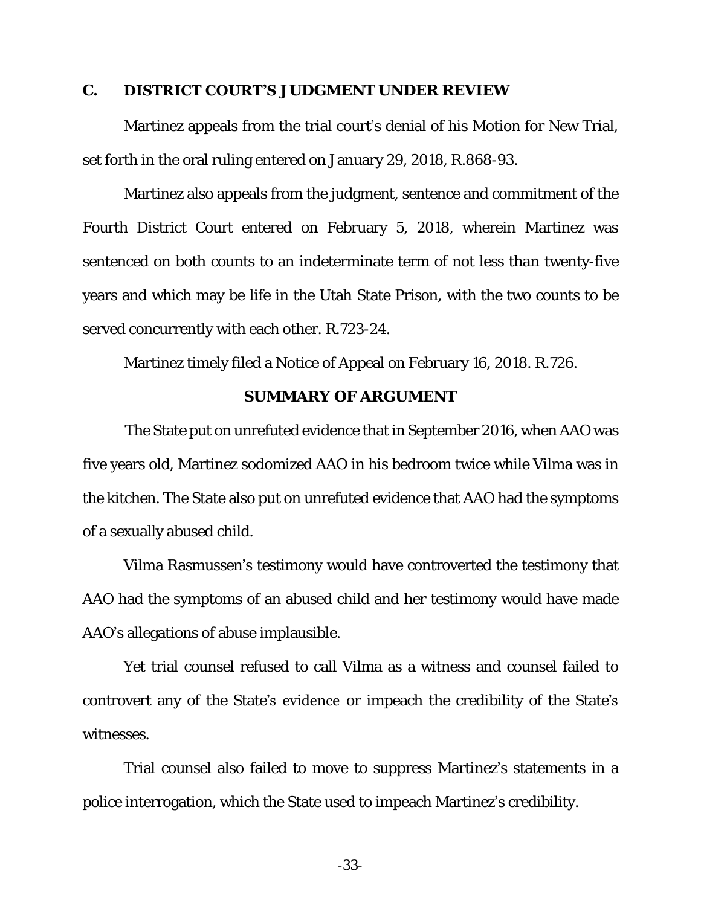### C. DISTRICT COURT'S JUDGMENT UNDER REVIEW

Martinez appeals from the trial court's denial of his Motion for New Trial, set forth in the oral ruling entered on January 29, 2018, R.868-93.

Martinez also appeals from the judgment, sentence and commitment of the Fourth District Court entered on February 5, 2018, wherein Martinez was sentenced on both counts to an indeterminate term of not less than twenty-five years and which may be life in the Utah State Prison, with the two counts to be served concurrently with each other. R.723-24.

Martinez timely filed a Notice of Appeal on February 16, 2018. R.726.

## SUMMARY OF ARGUMENT

The State put on unrefuted evidence that in September 2016, when AAO was five years old, Martinez sodomized AAO in his bedroom twice while Vilma was in the kitchen. The State also put on unrefuted evidence that AAO had the symptoms of a sexually abused child.

Vilma Rasmussen's testimony would have controverted the testimony that AAO had the symptoms of an abused child and her testimony would have made AAO's allegations of abuse implausible.

Yet trial counsel refused to call Vilma as a witness and counsel failed to controvert any of the State's evidence or impeach the credibility of the State's witnesses.

Trial counsel also failed to move to suppress Martinez's statements in a police interrogation, which the State used to impeach Martinez's credibility.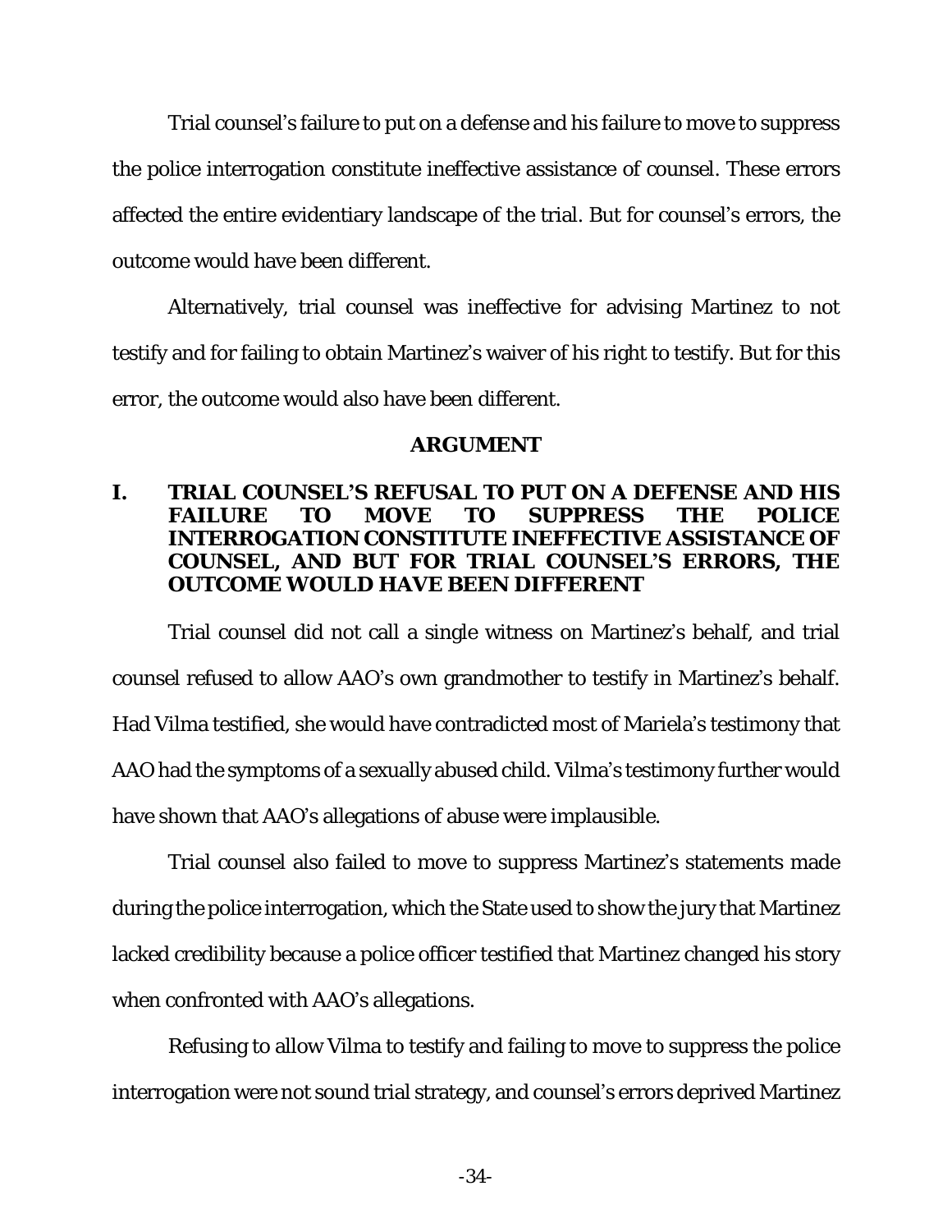Trial counsel's failure to put on a defense and his failure to move to suppress the police interrogation constitute ineffective assistance of counsel. These errors affected the entire evidentiary landscape of the trial. But for counsel's errors, the outcome would have been different.

Alternatively, trial counsel was ineffective for advising Martinez to not testify and for failing to obtain Martinez's waiver of his right to testify. But for this error, the outcome would also have been different.

## ARGUMENT

### I. TRIAL COUNSEL'S REFUSAL TO PUT ON A DEFENSE AND HIS FAILURE TO MOVE TO SUPPRESS THE POLICE INTERROGATION CONSTITUTE INEFFECTIVE ASSISTANCE OF COUNSEL, AND BUT FOR TRIAL COUNSEL'S ERRORS, THE OUTCOME WOULD HAVE BEEN DIFFERENT

Trial counsel did not call a single witness on Martinez's behalf, and trial counsel refused to allow AAO's own grandmother to testify in Martinez's behalf. Had Vilma testified, she would have contradicted most of Mariela's testimony that AAO had the symptoms of a sexually abused child. Vilma's testimony further would have shown that AAO's allegations of abuse were implausible.

Trial counsel also failed to move to suppress Martinez's statements made during the police interrogation, which the State used to show the jury that Martinez lacked credibility because a police officer testified that Martinez changed his story when confronted with AAO's allegations.

Refusing to allow Vilma to testify and failing to move to suppress the police interrogation were not sound trial strategy, and counsel's errors deprived Martinez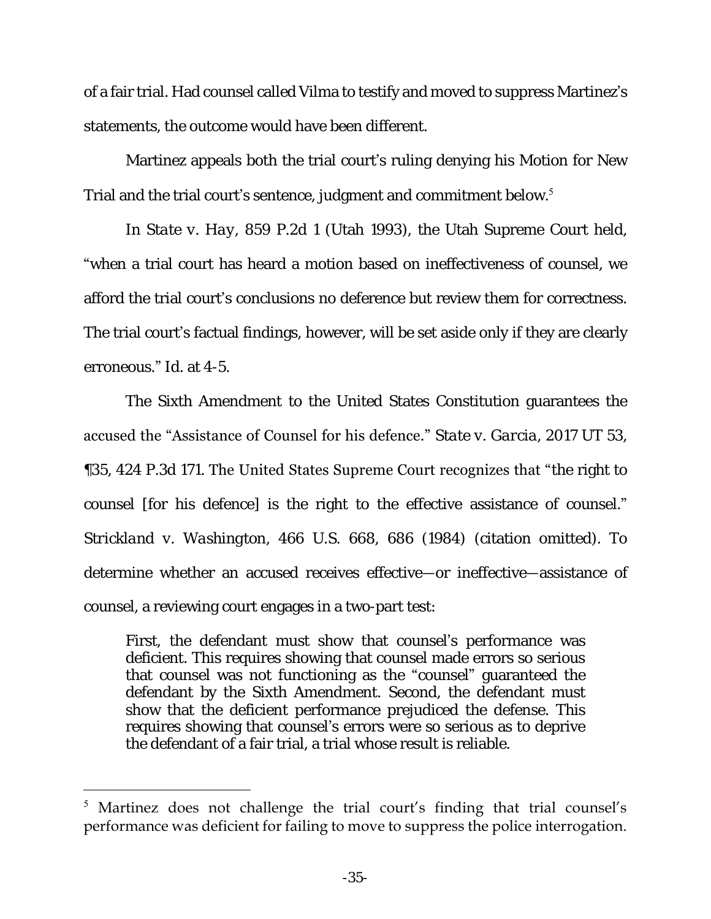of a fair trial. Had counsel called Vilma to testify and moved to suppress Martinez's statements, the outcome would have been different.

Martinez appeals both the trial court's ruling denying his Motion for New Trial and the trial court's sentence, judgment and commitment below.[5]

In *State v. Hay*, 859 P.2d 1 (Utah 1993), the Utah Supreme Court held, "when a trial court has heard a motion based on ineffectiveness of counsel, we afford the trial court's conclusions no deference but review them for correctness. The trial court's factual findings, however, will be set aside only if they are clearly erroneous." *Id.* at 4-5.

The Sixth Amendment to the United States Constitution guarantees the accused the "Assistance of Counsel for his defence." *State v. Garcia*, 2017 UT 53, ¶35, 424 P.3d 171. The United States Supreme Court recognizes that "the right to counsel [for his defence] is the right to the effective assistance of counsel." *Strickland v. Washington*, 466 U.S. 668, 686 (1984) (citation omitted). To determine whether an accused receives effective—or ineffective—assistance of counsel, a reviewing court engages in a two-part test:

> First, the defendant must show that counsel's performance was deficient. This requires showing that counsel made errors so serious that counsel was not functioning as the "counsel" guaranteed the defendant by the Sixth Amendment. Second, the defendant must show that the deficient performance prejudiced the defense. This requires showing that counsel's errors were so serious as to deprive the defendant of a fair trial, a trial whose result is reliable.

---

[5] Martinez does not challenge the trial court's finding that trial counsel's performance was deficient for failing to move to suppress the police interrogation.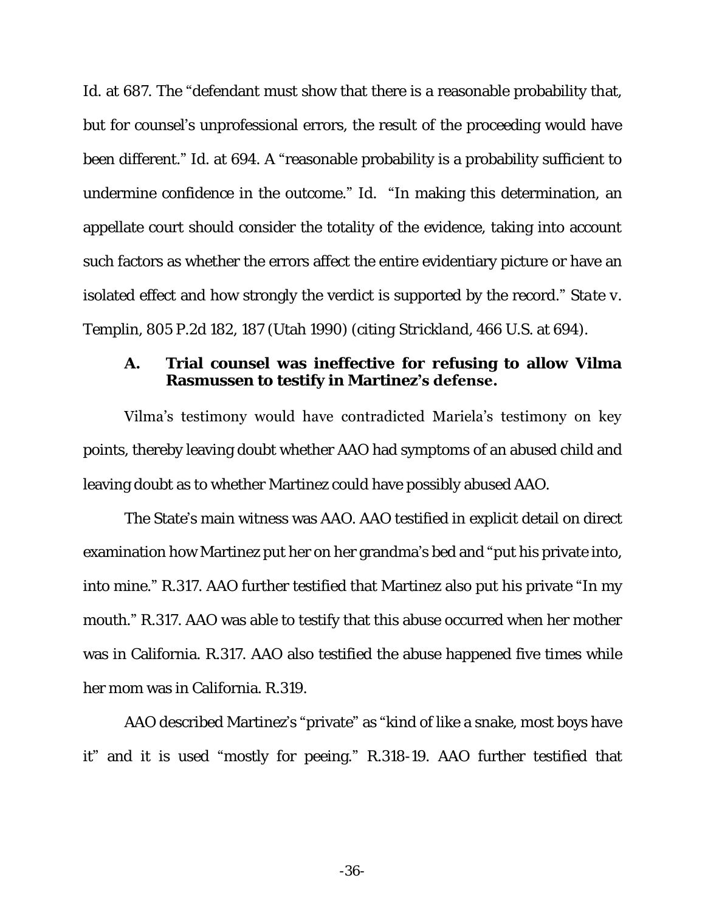Id. at 687. The "defendant must show that there is a reasonable probability that, but for counsel's unprofessional errors, the result of the proceeding would have been different." Id. at 694. A "reasonable probability is a probability sufficient to undermine confidence in the outcome." Id. "In making this determination, an appellate court should consider the totality of the evidence, taking into account such factors as whether the errors affect the entire evidentiary picture or have an isolated effect and how strongly the verdict is supported by the record." *State v. Templin*, 805 P.2d 182, 187 (Utah 1990) (citing *Strickland*, 466 U.S. at 694).

### A. Trial counsel was ineffective for refusing to allow Vilma Rasmussen to testify in Martinez's defense.

Vilma's testimony would have contradicted Mariela's testimony on key points, thereby leaving doubt whether AAO had symptoms of an abused child and leaving doubt as to whether Martinez could have possibly abused AAO.

The State's main witness was AAO. AAO testified in explicit detail on direct examination how Martinez put her on her grandma's bed and "put his private into, into mine." R.317. AAO further testified that Martinez also put his private "In my mouth." R.317. AAO was able to testify that this abuse occurred when her mother was in California. R.317. AAO also testified the abuse happened five times while her mom was in California. R.319.

AAO described Martinez's "private" as "kind of like a snake, most boys have it" and it is used "mostly for peeing." R.318-19. AAO further testified that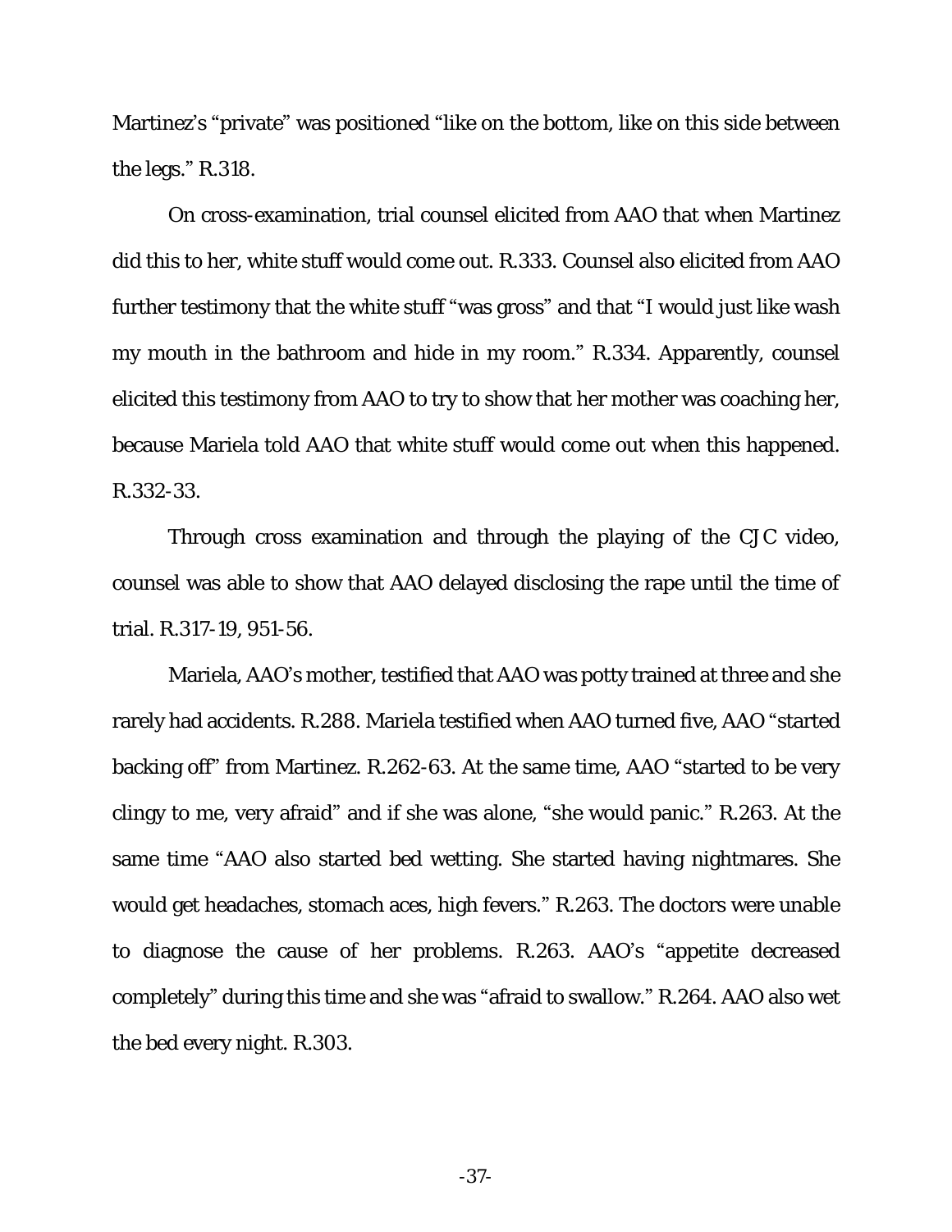Martinez's "private" was positioned "like on the bottom, like on this side between the legs." R.318.

On cross-examination, trial counsel elicited from AAO that when Martinez did this to her, white stuff would come out. R.333. Counsel also elicited from AAO further testimony that the white stuff "was gross" and that "I would just like wash my mouth in the bathroom and hide in my room." R.334. Apparently, counsel elicited this testimony from AAO to try to show that her mother was coaching her, because Mariela told AAO that white stuff would come out when this happened. R.332-33.

Through cross examination and through the playing of the CJC video, counsel was able to show that AAO delayed disclosing the rape until the time of trial. R.317-19, 951-56.

Mariela, AAO's mother, testified that AAO was potty trained at three and she rarely had accidents. R.288. Mariela testified when AAO turned five, AAO "started backing off" from Martinez. R.262-63. At the same time, AAO "started to be very clingy to me, very afraid" and if she was alone, "she would panic." R.263. At the same time "AAO also started bed wetting. She started having nightmares. She would get headaches, stomach aces, high fevers." R.263. The doctors were unable to diagnose the cause of her problems. R.263. AAO's "appetite decreased completely" during this time and she was "afraid to swallow." R.264. AAO also wet the bed every night. R.303.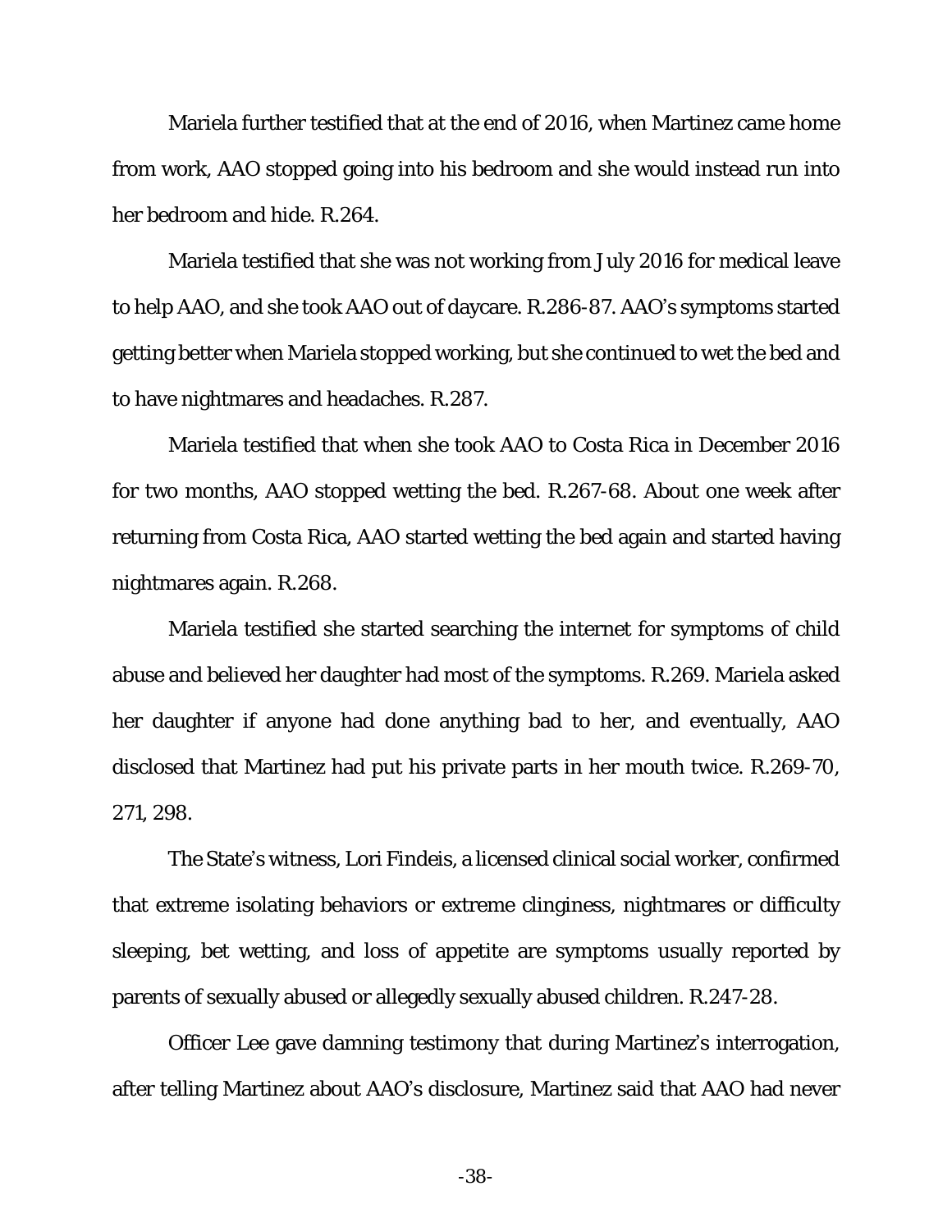Mariela further testified that at the end of 2016, when Martinez came home from work, AAO stopped going into his bedroom and she would instead run into her bedroom and hide. R.264.

Mariela testified that she was not working from July 2016 for medical leave to help AAO, and she took AAO out of daycare. R.286-87. AAO's symptoms started getting better when Mariela stopped working, but she continued to wet the bed and to have nightmares and headaches. R.287.

Mariela testified that when she took AAO to Costa Rica in December 2016 for two months, AAO stopped wetting the bed. R.267-68. About one week after returning from Costa Rica, AAO started wetting the bed again and started having nightmares again. R.268.

Mariela testified she started searching the internet for symptoms of child abuse and believed her daughter had most of the symptoms. R.269. Mariela asked her daughter if anyone had done anything bad to her, and eventually, AAO disclosed that Martinez had put his private parts in her mouth twice. R.269-70, 271, 298.

The State's witness, Lori Findeis, a licensed clinical social worker, confirmed that extreme isolating behaviors or extreme clinginess, nightmares or difficulty sleeping, bet wetting, and loss of appetite are symptoms usually reported by parents of sexually abused or allegedly sexually abused children. R.247-28.

Officer Lee gave damning testimony that during Martinez's interrogation, after telling Martinez about AAO's disclosure, Martinez said that AAO had never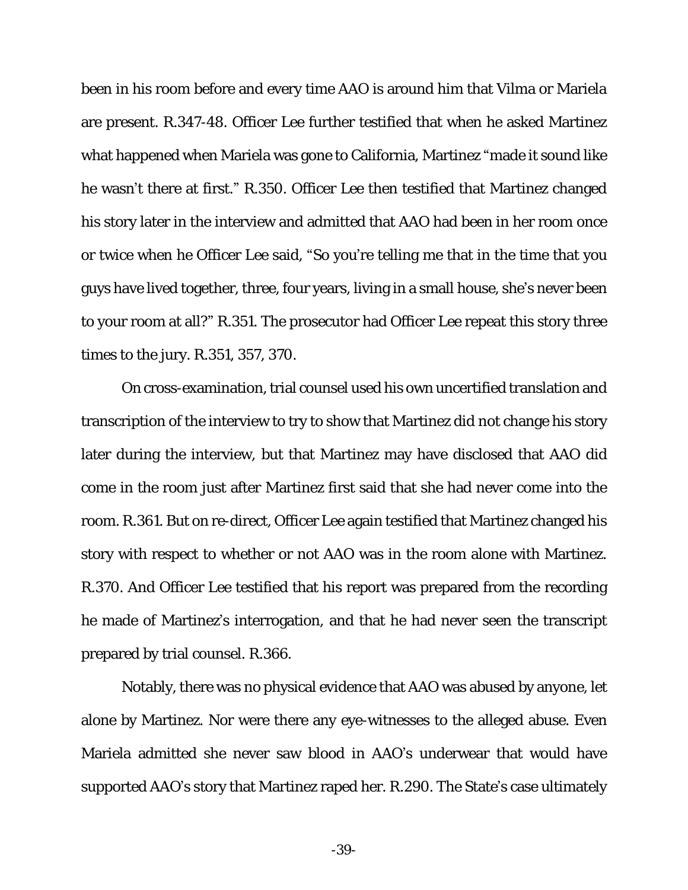been in his room before and every time AAO is around him that Vilma or Mariela are present. R.347-48. Officer Lee further testified that when he asked Martinez what happened when Mariela was gone to California, Martinez "made it sound like he wasn't there at first." R.350. Officer Lee then testified that Martinez changed his story later in the interview and admitted that AAO had been in her room once or twice when he Officer Lee said, "So you're telling me that in the time that you guys have lived together, three, four years, living in a small house, she's never been to your room at all?" R.351. The prosecutor had Officer Lee repeat this story three times to the jury. R.351, 357, 370.

On cross-examination, trial counsel used his own uncertified translation and transcription of the interview to try to show that Martinez did not change his story later during the interview, but that Martinez may have disclosed that AAO did come in the room just after Martinez first said that she had never come into the room. R.361. But on re-direct, Officer Lee again testified that Martinez changed his story with respect to whether or not AAO was in the room alone with Martinez. R.370. And Officer Lee testified that his report was prepared from the recording he made of Martinez's interrogation, and that he had never seen the transcript prepared by trial counsel. R.366.

Notably, there was no physical evidence that AAO was abused by anyone, let alone by Martinez. Nor were there any eye-witnesses to the alleged abuse. Even Mariela admitted she never saw blood in AAO's underwear that would have supported AAO's story that Martinez raped her. R.290. The State's case ultimately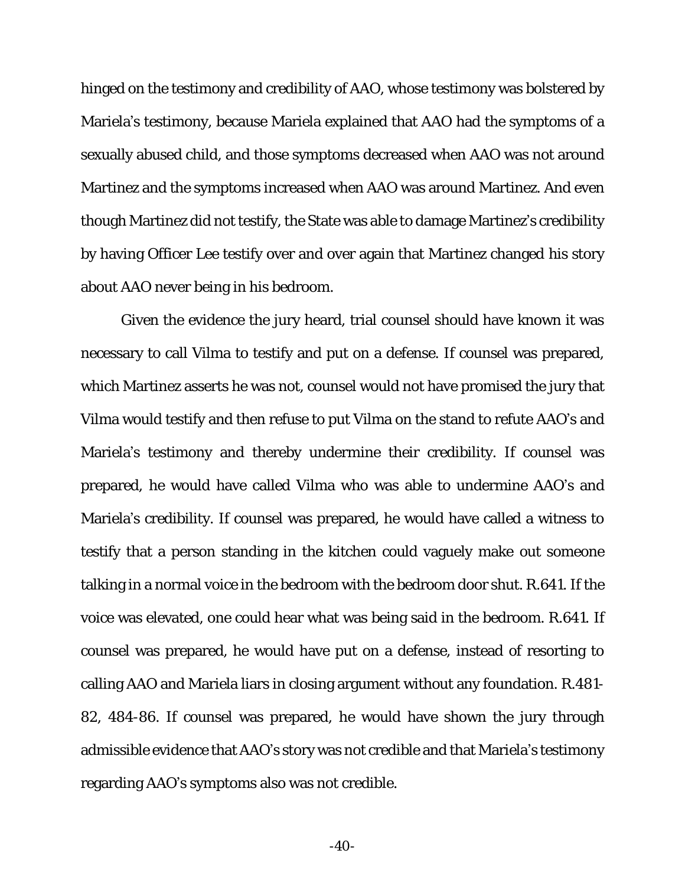hinged on the testimony and credibility of AAO, whose testimony was bolstered by Mariela's testimony, because Mariela explained that AAO had the symptoms of a sexually abused child, and those symptoms decreased when AAO was not around Martinez and the symptoms increased when AAO was around Martinez. And even though Martinez did not testify, the State was able to damage Martinez's credibility by having Officer Lee testify over and over again that Martinez changed his story about AAO never being in his bedroom.

Given the evidence the jury heard, trial counsel should have known it was necessary to call Vilma to testify and put on a defense. If counsel was prepared, which Martinez asserts he was not, counsel would not have promised the jury that Vilma would testify and then refuse to put Vilma on the stand to refute AAO's and Mariela's testimony and thereby undermine their credibility. If counsel was prepared, he would have called Vilma who was able to undermine AAO's and Mariela's credibility. If counsel was prepared, he would have called a witness to testify that a person standing in the kitchen could vaguely make out someone talking in a normal voice in the bedroom with the bedroom door shut. R.641. If the voice was elevated, one could hear what was being said in the bedroom. R.641. If counsel was prepared, he would have put on a defense, instead of resorting to calling AAO and Mariela liars in closing argument without any foundation. R.481-82, 484-86. If counsel was prepared, he would have shown the jury through admissible evidence that AAO's story was not credible and that Mariela's testimony regarding AAO's symptoms also was not credible.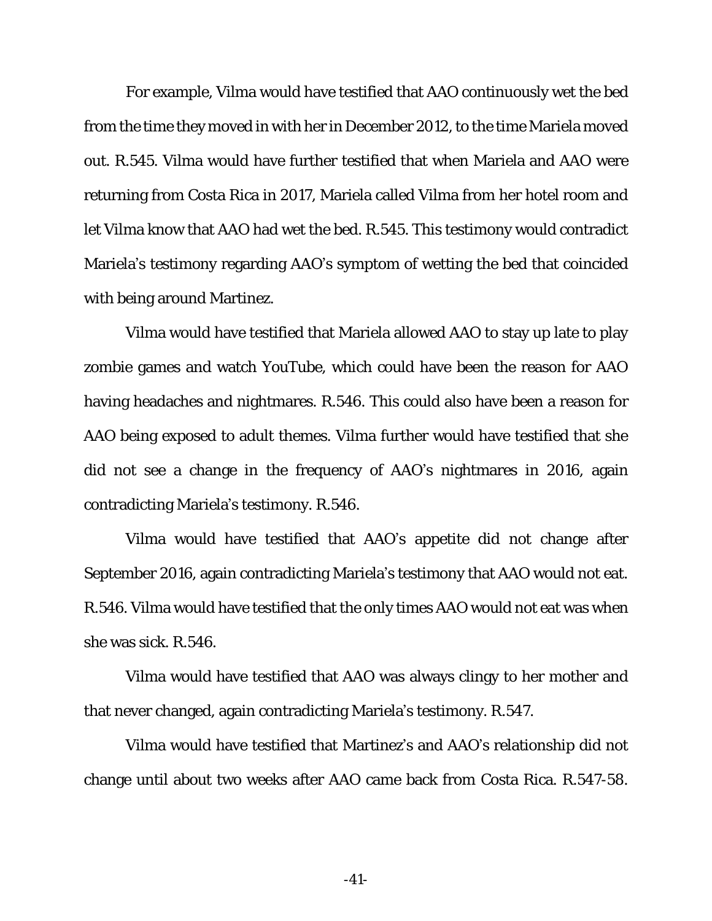For example, Vilma would have testified that AAO continuously wet the bed from the time they moved in with her in December 2012, to the time Mariela moved out. R.545. Vilma would have further testified that when Mariela and AAO were returning from Costa Rica in 2017, Mariela called Vilma from her hotel room and let Vilma know that AAO had wet the bed. R.545. This testimony would contradict Mariela's testimony regarding AAO's symptom of wetting the bed that coincided with being around Martinez.

Vilma would have testified that Mariela allowed AAO to stay up late to play zombie games and watch YouTube, which could have been the reason for AAO having headaches and nightmares. R.546. This could also have been a reason for AAO being exposed to adult themes. Vilma further would have testified that she did not see a change in the frequency of AAO's nightmares in 2016, again contradicting Mariela's testimony. R.546.

Vilma would have testified that AAO's appetite did not change after September 2016, again contradicting Mariela's testimony that AAO would not eat. R.546. Vilma would have testified that the only times AAO would not eat was when she was sick. R.546.

Vilma would have testified that AAO was always clingy to her mother and that never changed, again contradicting Mariela's testimony. R.547.

Vilma would have testified that Martinez's and AAO's relationship did not change until about two weeks after AAO came back from Costa Rica. R.547-58.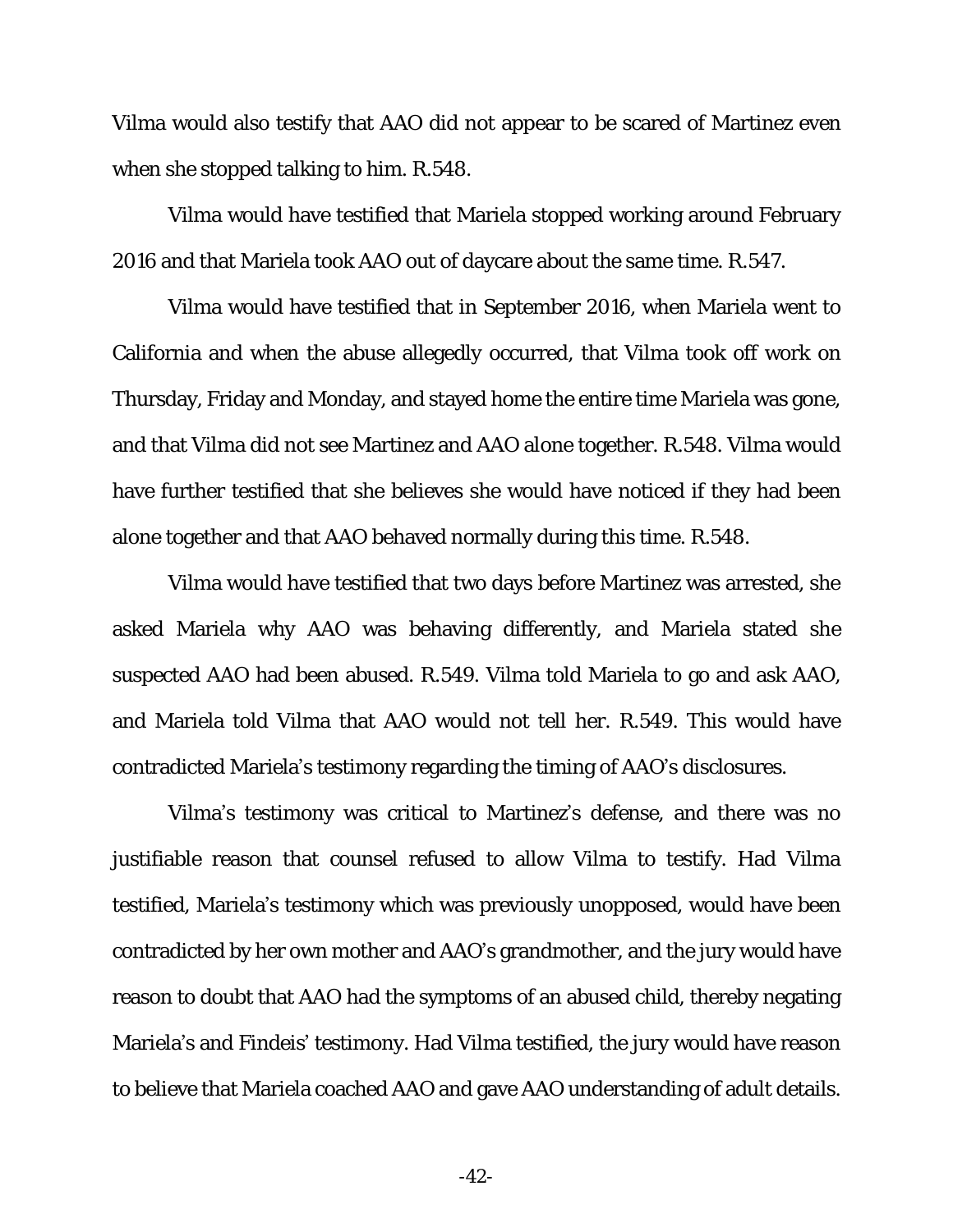Vilma would also testify that AAO did not appear to be scared of Martinez even when she stopped talking to him. R.548.

Vilma would have testified that Mariela stopped working around February 2016 and that Mariela took AAO out of daycare about the same time. R.547.

Vilma would have testified that in September 2016, when Mariela went to California and when the abuse allegedly occurred, that Vilma took off work on Thursday, Friday and Monday, and stayed home the entire time Mariela was gone, and that Vilma did not see Martinez and AAO alone together. R.548. Vilma would have further testified that she believes she would have noticed if they had been alone together and that AAO behaved normally during this time. R.548.

Vilma would have testified that two days before Martinez was arrested, she asked Mariela why AAO was behaving differently, and Mariela stated she suspected AAO had been abused. R.549. Vilma told Mariela to go and ask AAO, and Mariela told Vilma that AAO would not tell her. R.549. This would have contradicted Mariela's testimony regarding the timing of AAO's disclosures.

Vilma's testimony was critical to Martinez's defense, and there was no justifiable reason that counsel refused to allow Vilma to testify. Had Vilma testified, Mariela's testimony which was previously unopposed, would have been contradicted by her own mother and AAO's grandmother, and the jury would have reason to doubt that AAO had the symptoms of an abused child, thereby negating Mariela's and Findeis' testimony. Had Vilma testified, the jury would have reason to believe that Mariela coached AAO and gave AAO understanding of adult details.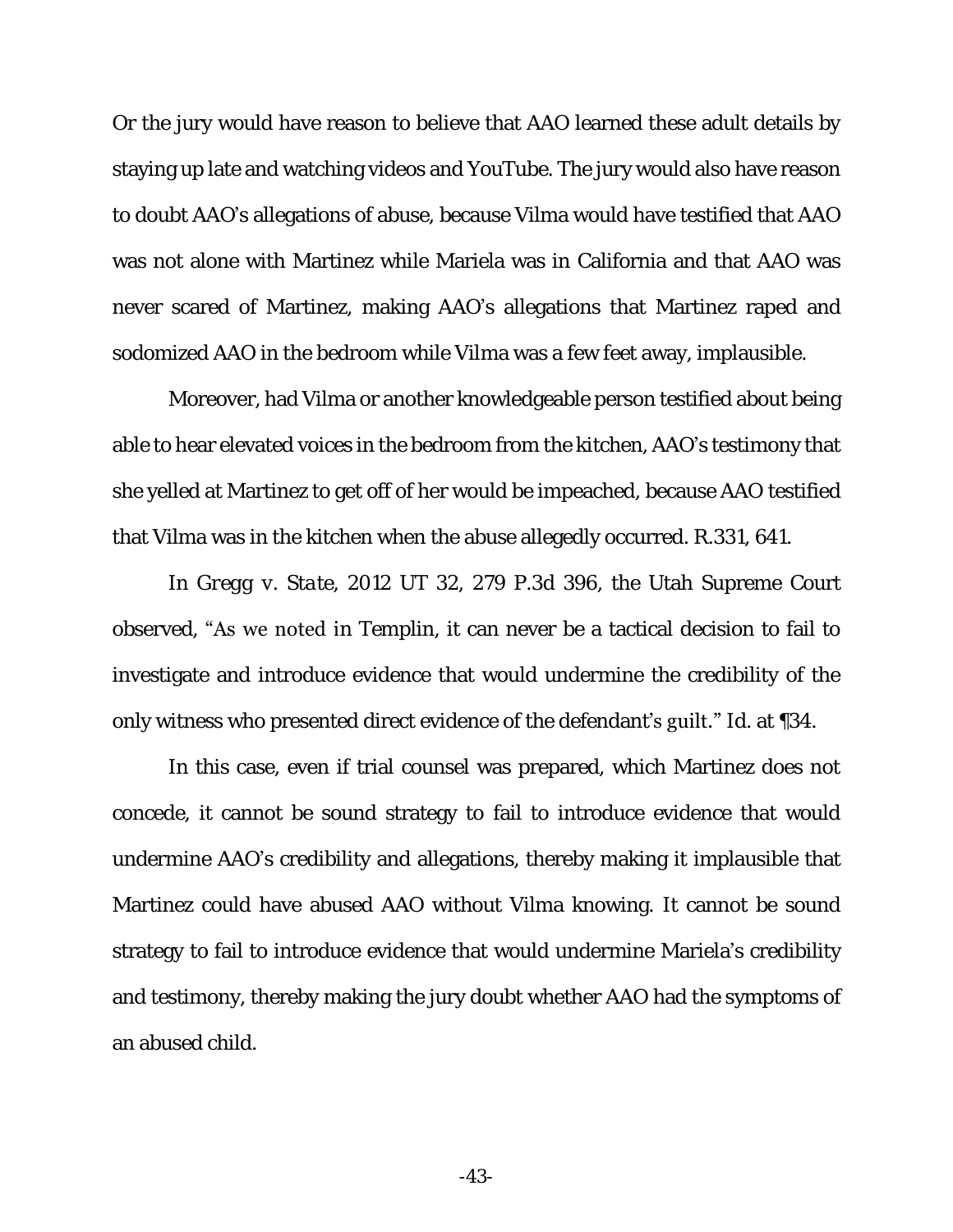Or the jury would have reason to believe that AAO learned these adult details by staying up late and watching videos and YouTube. The jury would also have reason to doubt AAO's allegations of abuse, because Vilma would have testified that AAO was not alone with Martinez while Mariela was in California and that AAO was never scared of Martinez, making AAO's allegations that Martinez raped and sodomized AAO in the bedroom while Vilma was a few feet away, implausible.

Moreover, had Vilma or another knowledgeable person testified about being able to hear elevated voices in the bedroom from the kitchen, AAO's testimony that she yelled at Martinez to get off of her would be impeached, because AAO testified that Vilma was in the kitchen when the abuse allegedly occurred. R.331, 641.

In *Gregg v. State*, 2012 UT 32, 279 P.3d 396, the Utah Supreme Court observed, "As we noted in Templin, it can never be a tactical decision to fail to investigate and introduce evidence that would undermine the credibility of the only witness who presented direct evidence of the defendant's guilt." *Id.* at ¶34.

In this case, even if trial counsel was prepared, which Martinez does not concede, it cannot be sound strategy to fail to introduce evidence that would undermine AAO's credibility and allegations, thereby making it implausible that Martinez could have abused AAO without Vilma knowing. It cannot be sound strategy to fail to introduce evidence that would undermine Mariela's credibility and testimony, thereby making the jury doubt whether AAO had the symptoms of an abused child.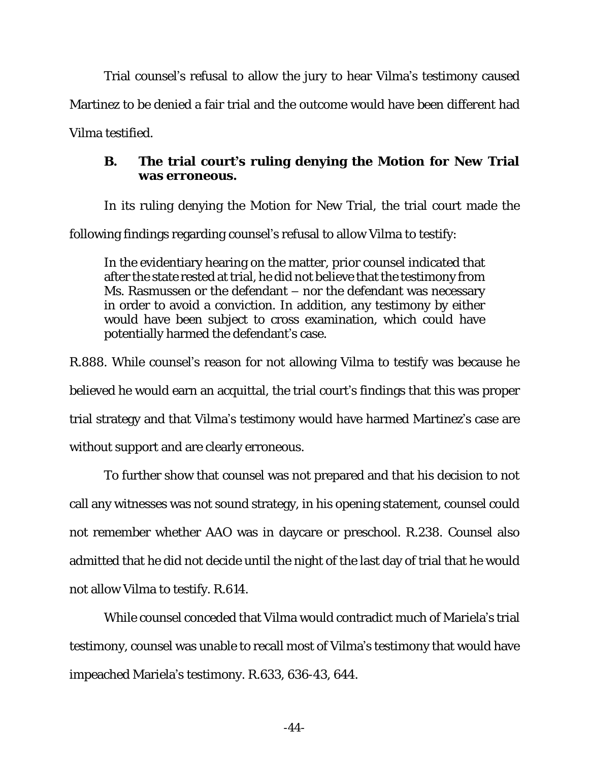Trial counsel's refusal to allow the jury to hear Vilma's testimony caused Martinez to be denied a fair trial and the outcome would have been different had Vilma testified.

### B. The trial court's ruling denying the Motion for New Trial was erroneous.

In its ruling denying the Motion for New Trial, the trial court made the following findings regarding counsel's refusal to allow Vilma to testify:

> In the evidentiary hearing on the matter, prior counsel indicated that after the state rested at trial, he did not believe that the testimony from Ms. Rasmussen or the defendant – nor the defendant was necessary in order to avoid a conviction. In addition, any testimony by either would have been subject to cross examination, which could have potentially harmed the defendant's case.

R.888. While counsel's reason for not allowing Vilma to testify was because he believed he would earn an acquittal, the trial court's findings that this was proper trial strategy and that Vilma's testimony would have harmed Martinez's case are without support and are clearly erroneous.

To further show that counsel was not prepared and that his decision to not call any witnesses was not sound strategy, in his opening statement, counsel could not remember whether AAO was in daycare or preschool. R.238. Counsel also admitted that he did not decide until the night of the last day of trial that he would not allow Vilma to testify. R.614.

While counsel conceded that Vilma would contradict much of Mariela's trial testimony, counsel was unable to recall most of Vilma's testimony that would have impeached Mariela's testimony. R.633, 636-43, 644.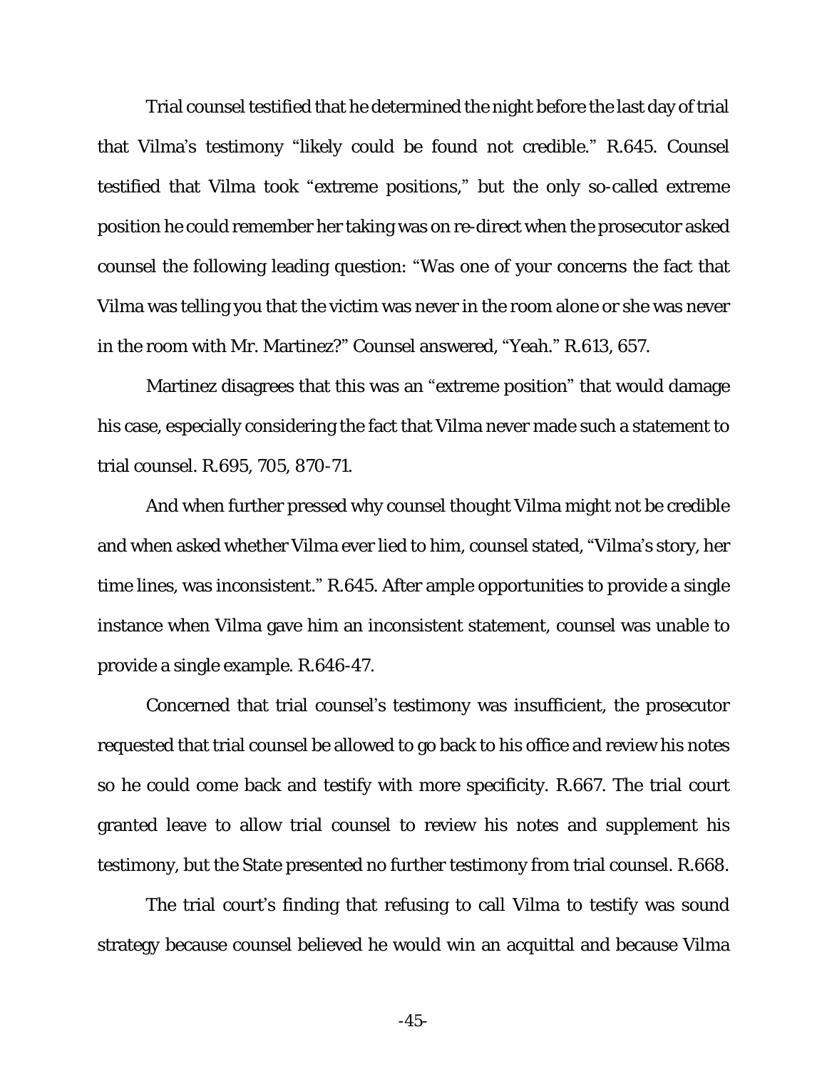Trial counsel testified that he determined the night before the last day of trial that Vilma's testimony "likely could be found not credible." R.645. Counsel testified that Vilma took "extreme positions," but the only so-called extreme position he could remember her taking was on re-direct when the prosecutor asked counsel the following leading question: "Was one of your concerns the fact that Vilma was telling you that the victim was never in the room alone or she was never in the room with Mr. Martinez?" Counsel answered, "Yeah." R.613, 657.

Martinez disagrees that this was an "extreme position" that would damage his case, especially considering the fact that Vilma never made such a statement to trial counsel. R.695, 705, 870-71.

And when further pressed why counsel thought Vilma might not be credible and when asked whether Vilma ever lied to him, counsel stated, "Vilma's story, her time lines, was inconsistent." R.645. After ample opportunities to provide a single instance when Vilma gave him an inconsistent statement, counsel was unable to provide a single example. R.646-47.

Concerned that trial counsel's testimony was insufficient, the prosecutor requested that trial counsel be allowed to go back to his office and review his notes so he could come back and testify with more specificity. R.667. The trial court granted leave to allow trial counsel to review his notes and supplement his testimony, but the State presented no further testimony from trial counsel. R.668.

The trial court's finding that refusing to call Vilma to testify was sound strategy because counsel believed he would win an acquittal and because Vilma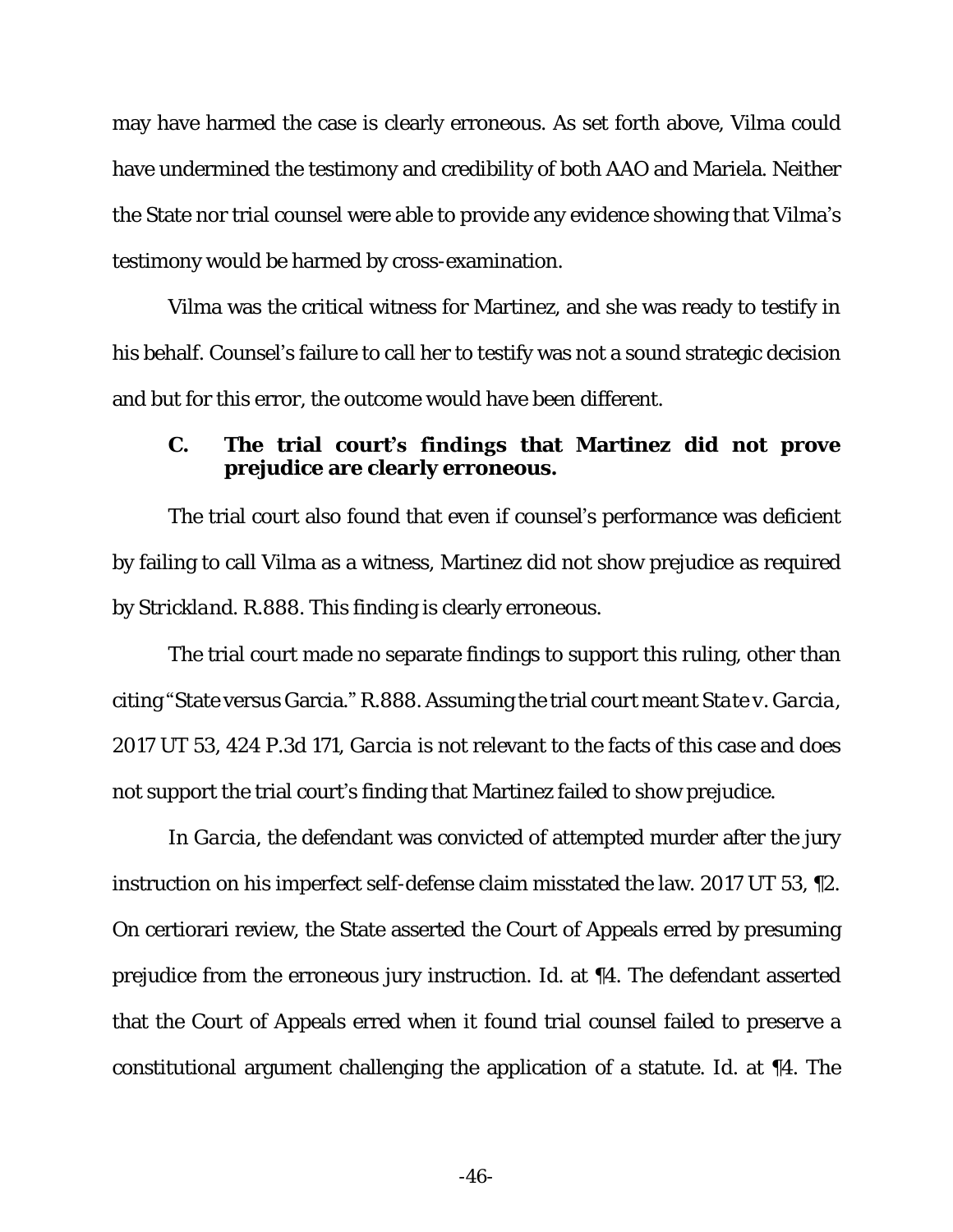may have harmed the case is clearly erroneous. As set forth above, Vilma could have undermined the testimony and credibility of both AAO and Mariela. Neither the State nor trial counsel were able to provide any evidence showing that Vilma's testimony would be harmed by cross-examination.

Vilma was the critical witness for Martinez, and she was ready to testify in his behalf. Counsel's failure to call her to testify was not a sound strategic decision and but for this error, the outcome would have been different.

### C. The trial court's findings that Martinez did not prove prejudice are clearly erroneous.

The trial court also found that even if counsel's performance was deficient by failing to call Vilma as a witness, Martinez did not show prejudice as required by *Strickland*. R.888. This finding is clearly erroneous.

The trial court made no separate findings to support this ruling, other than citing "State versus Garcia." R.888. Assuming the trial court meant *State v. Garcia*, 2017 UT 53, 424 P.3d 171, *Garcia* is not relevant to the facts of this case and does not support the trial court's finding that Martinez failed to show prejudice.

In *Garcia*, the defendant was convicted of attempted murder after the jury instruction on his imperfect self-defense claim misstated the law. 2017 UT 53, ¶2. On certiorari review, the State asserted the Court of Appeals erred by presuming prejudice from the erroneous jury instruction. *Id.* at ¶4. The defendant asserted that the Court of Appeals erred when it found trial counsel failed to preserve a constitutional argument challenging the application of a statute. *Id.* at ¶4. The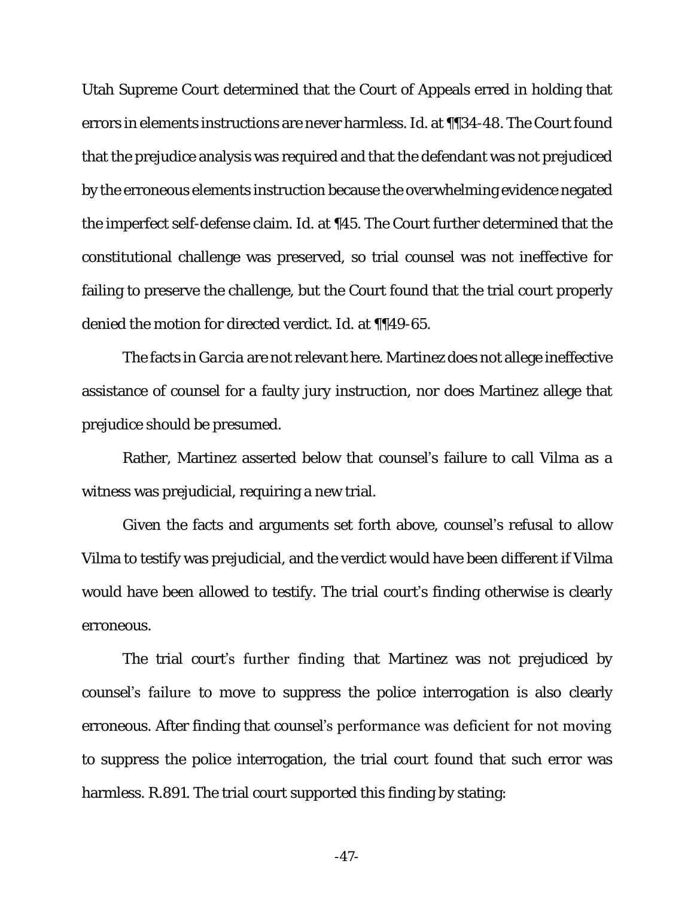Utah Supreme Court determined that the Court of Appeals erred in holding that errors in elements instructions are never harmless. *Id.* at ¶¶34-48. The Court found that the prejudice analysis was required and that the defendant was not prejudiced by the erroneous elements instruction because the overwhelming evidence negated the imperfect self-defense claim. *Id.* at ¶45. The Court further determined that the constitutional challenge was preserved, so trial counsel was not ineffective for failing to preserve the challenge, but the Court found that the trial court properly denied the motion for directed verdict. *Id.* at ¶¶49-65.

The facts in *Garcia* are not relevant here. Martinez does not allege ineffective assistance of counsel for a faulty jury instruction, nor does Martinez allege that prejudice should be presumed.

Rather, Martinez asserted below that counsel's failure to call Vilma as a witness was prejudicial, requiring a new trial.

Given the facts and arguments set forth above, counsel's refusal to allow Vilma to testify was prejudicial, and the verdict would have been different if Vilma would have been allowed to testify. The trial court's finding otherwise is clearly erroneous.

The trial court's further finding that Martinez was not prejudiced by counsel's failure to move to suppress the police interrogation is also clearly erroneous. After finding that counsel's performance was deficient for not moving to suppress the police interrogation, the trial court found that such error was harmless. R.891. The trial court supported this finding by stating: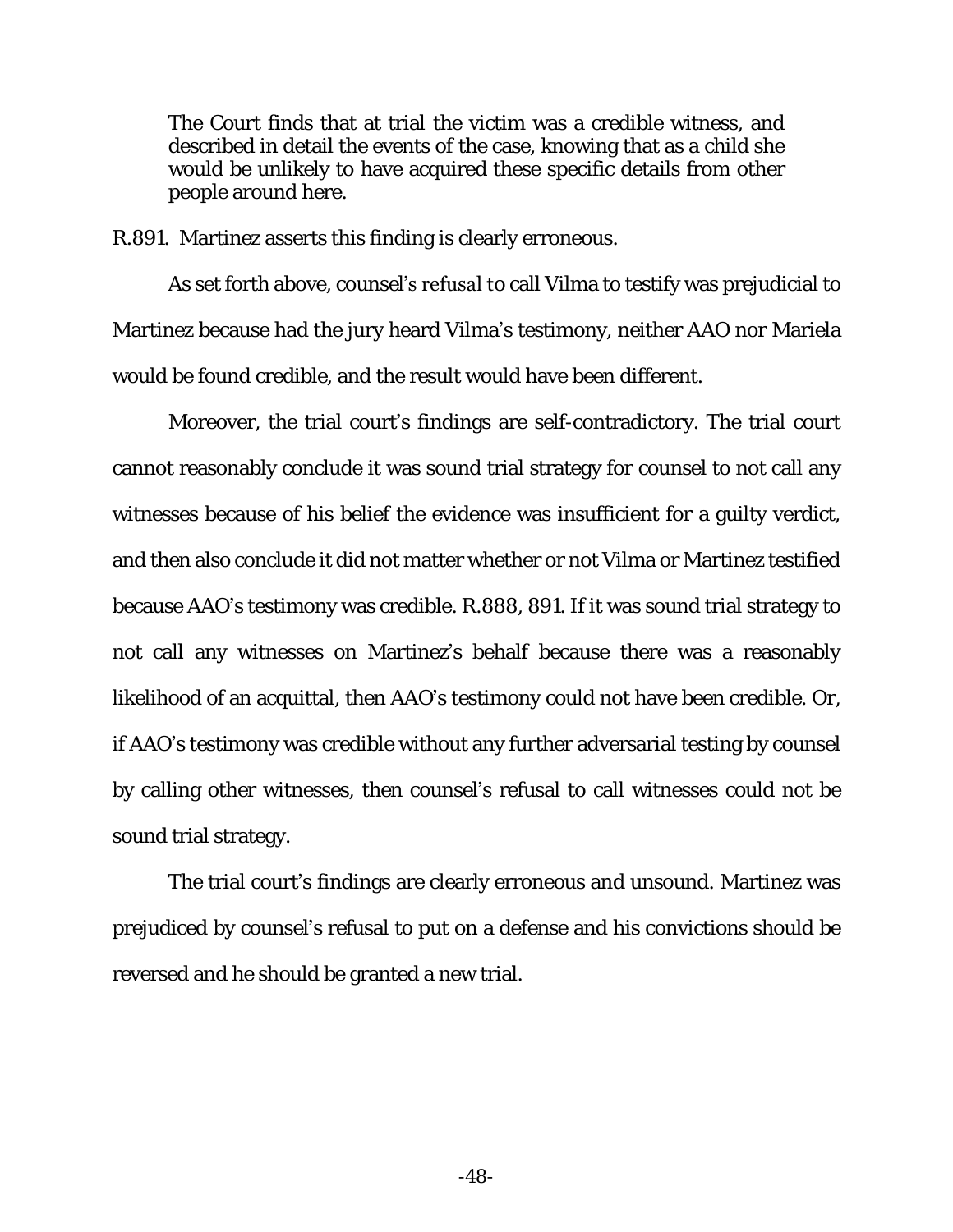> The Court finds that at trial the victim was a credible witness, and described in detail the events of the case, knowing that as a child she would be unlikely to have acquired these specific details from other people around here.

R.891. Martinez asserts this finding is clearly erroneous.

As set forth above, counsel's refusal to call Vilma to testify was prejudicial to Martinez because had the jury heard Vilma's testimony, neither AAO nor Mariela would be found credible, and the result would have been different.

Moreover, the trial court's findings are self-contradictory. The trial court cannot reasonably conclude it was sound trial strategy for counsel to not call any witnesses because of his belief the evidence was insufficient for a guilty verdict, and then also conclude it did not matter whether or not Vilma or Martinez testified because AAO's testimony was credible. R.888, 891. If it was sound trial strategy to not call any witnesses on Martinez's behalf because there was a reasonably likelihood of an acquittal, then AAO's testimony could not have been credible. Or, if AAO's testimony was credible without any further adversarial testing by counsel by calling other witnesses, then counsel's refusal to call witnesses could not be sound trial strategy.

The trial court's findings are clearly erroneous and unsound. Martinez was prejudiced by counsel's refusal to put on a defense and his convictions should be reversed and he should be granted a new trial.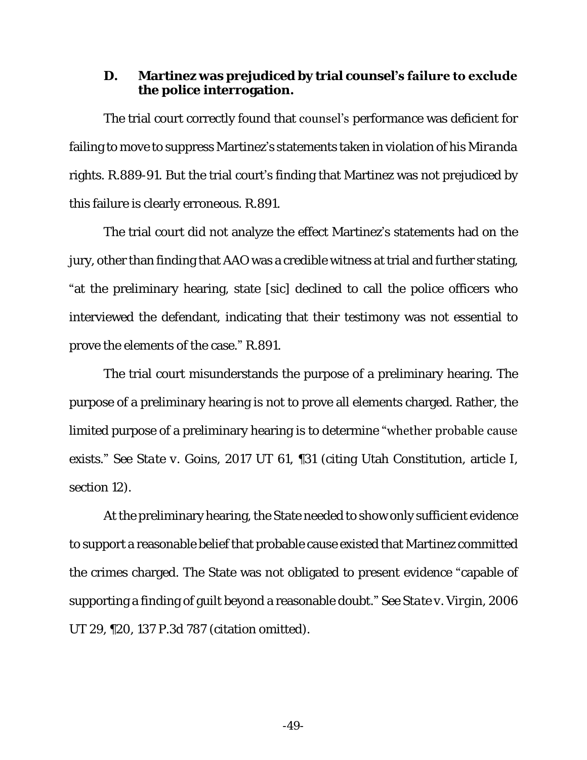### D. Martinez was prejudiced by trial counsel's failure to exclude the police interrogation.

The trial court correctly found that counsel's performance was deficient for failing to move to suppress Martinez's statements taken in violation of his *Miranda* rights. R.889-91. But the trial court's finding that Martinez was not prejudiced by this failure is clearly erroneous. R.891.

The trial court did not analyze the effect Martinez's statements had on the jury, other than finding that AAO was a credible witness at trial and further stating, "at the preliminary hearing, state [sic] declined to call the police officers who interviewed the defendant, indicating that their testimony was not essential to prove the elements of the case." R.891.

The trial court misunderstands the purpose of a preliminary hearing. The purpose of a preliminary hearing is not to prove all elements charged. Rather, the limited purpose of a preliminary hearing is to determine "whether probable cause exists." *See State v. Goins*, 2017 UT 61, ¶31 (citing Utah Constitution, article I, section 12).

At the preliminary hearing, the State needed to show only sufficient evidence to support a reasonable belief that probable cause existed that Martinez committed the crimes charged. The State was not obligated to present evidence "capable of supporting a finding of guilt beyond a reasonable doubt." *See State v. Virgin*, 2006 UT 29, ¶20, 137 P.3d 787 (citation omitted).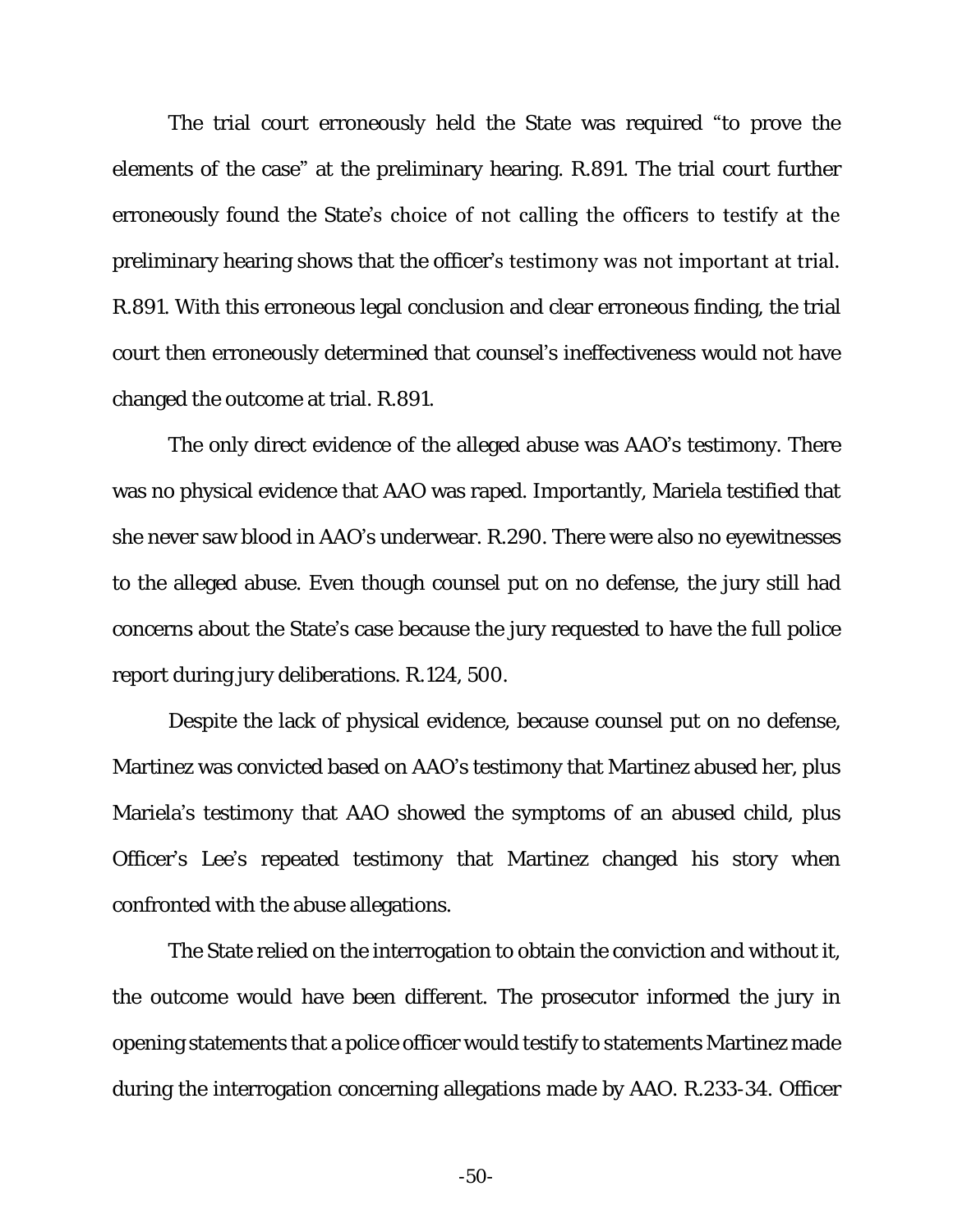The trial court erroneously held the State was required "to prove the elements of the case" at the preliminary hearing. R.891. The trial court further erroneously found the State's choice of not calling the officers to testify at the preliminary hearing shows that the officer's testimony was not important at trial. R.891. With this erroneous legal conclusion and clear erroneous finding, the trial court then erroneously determined that counsel's ineffectiveness would not have changed the outcome at trial. R.891.

The only direct evidence of the alleged abuse was AAO's testimony. There was no physical evidence that AAO was raped. Importantly, Mariela testified that she never saw blood in AAO's underwear. R.290. There were also no eyewitnesses to the alleged abuse. Even though counsel put on no defense, the jury still had concerns about the State's case because the jury requested to have the full police report during jury deliberations. R.124, 500.

Despite the lack of physical evidence, because counsel put on no defense, Martinez was convicted based on AAO's testimony that Martinez abused her, plus Mariela's testimony that AAO showed the symptoms of an abused child, plus Officer's Lee's repeated testimony that Martinez changed his story when confronted with the abuse allegations.

The State relied on the interrogation to obtain the conviction and without it, the outcome would have been different. The prosecutor informed the jury in opening statements that a police officer would testify to statements Martinez made during the interrogation concerning allegations made by AAO. R.233-34. Officer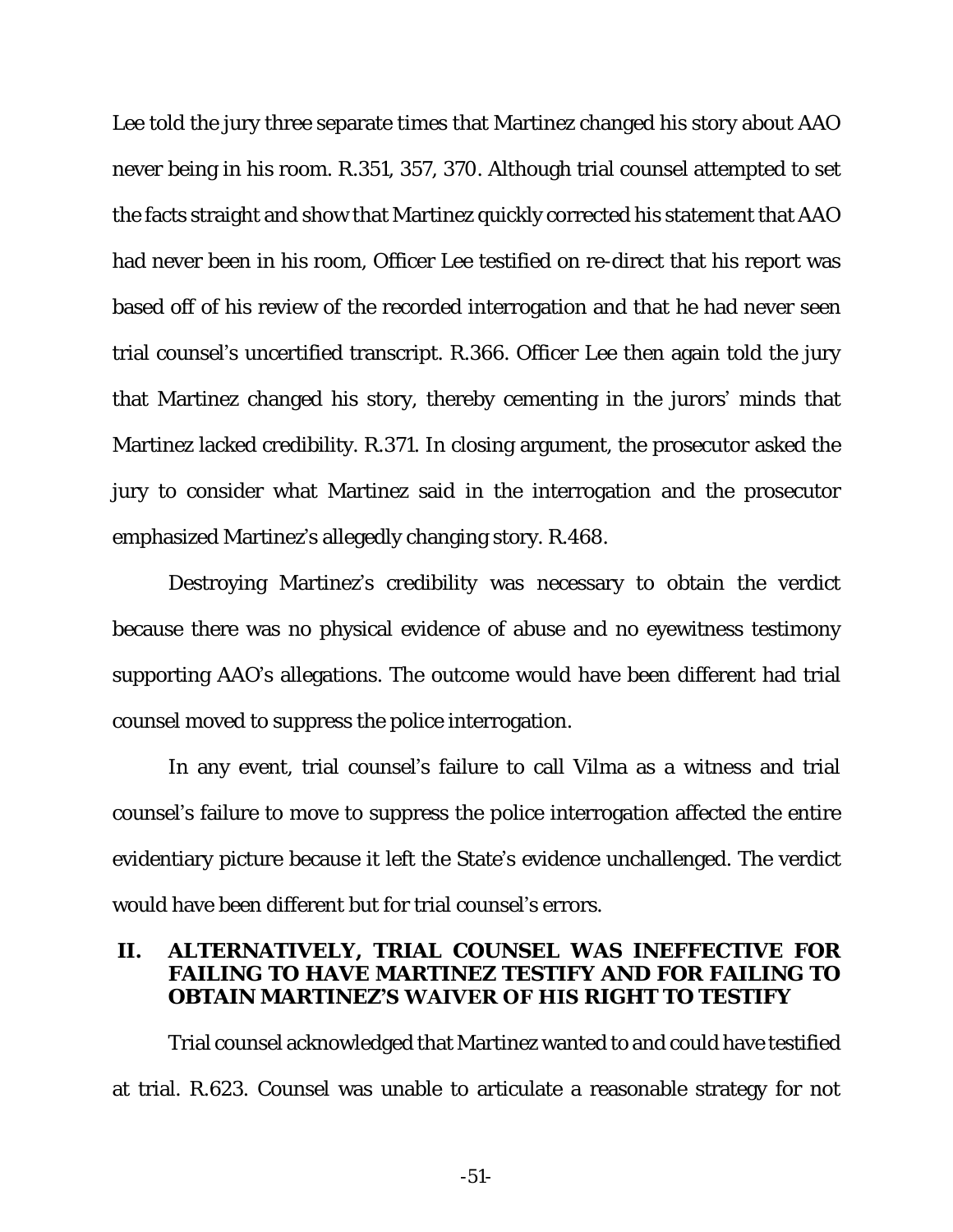Lee told the jury three separate times that Martinez changed his story about AAO never being in his room. R.351, 357, 370. Although trial counsel attempted to set the facts straight and show that Martinez quickly corrected his statement that AAO had never been in his room, Officer Lee testified on re-direct that his report was based off of his review of the recorded interrogation and that he had never seen trial counsel's uncertified transcript. R.366. Officer Lee then again told the jury that Martinez changed his story, thereby cementing in the jurors' minds that Martinez lacked credibility. R.371. In closing argument, the prosecutor asked the jury to consider what Martinez said in the interrogation and the prosecutor emphasized Martinez's allegedly changing story. R.468.

Destroying Martinez's credibility was necessary to obtain the verdict because there was no physical evidence of abuse and no eyewitness testimony supporting AAO's allegations. The outcome would have been different had trial counsel moved to suppress the police interrogation.

In any event, trial counsel's failure to call Vilma as a witness and trial counsel's failure to move to suppress the police interrogation affected the entire evidentiary picture because it left the State's evidence unchallenged. The verdict would have been different but for trial counsel's errors.

## II. ALTERNATIVELY, TRIAL COUNSEL WAS INEFFECTIVE FOR FAILING TO HAVE MARTINEZ TESTIFY AND FOR FAILING TO OBTAIN MARTINEZ'S WAIVER OF HIS RIGHT TO TESTIFY

Trial counsel acknowledged that Martinez wanted to and could have testified at trial. R.623. Counsel was unable to articulate a reasonable strategy for not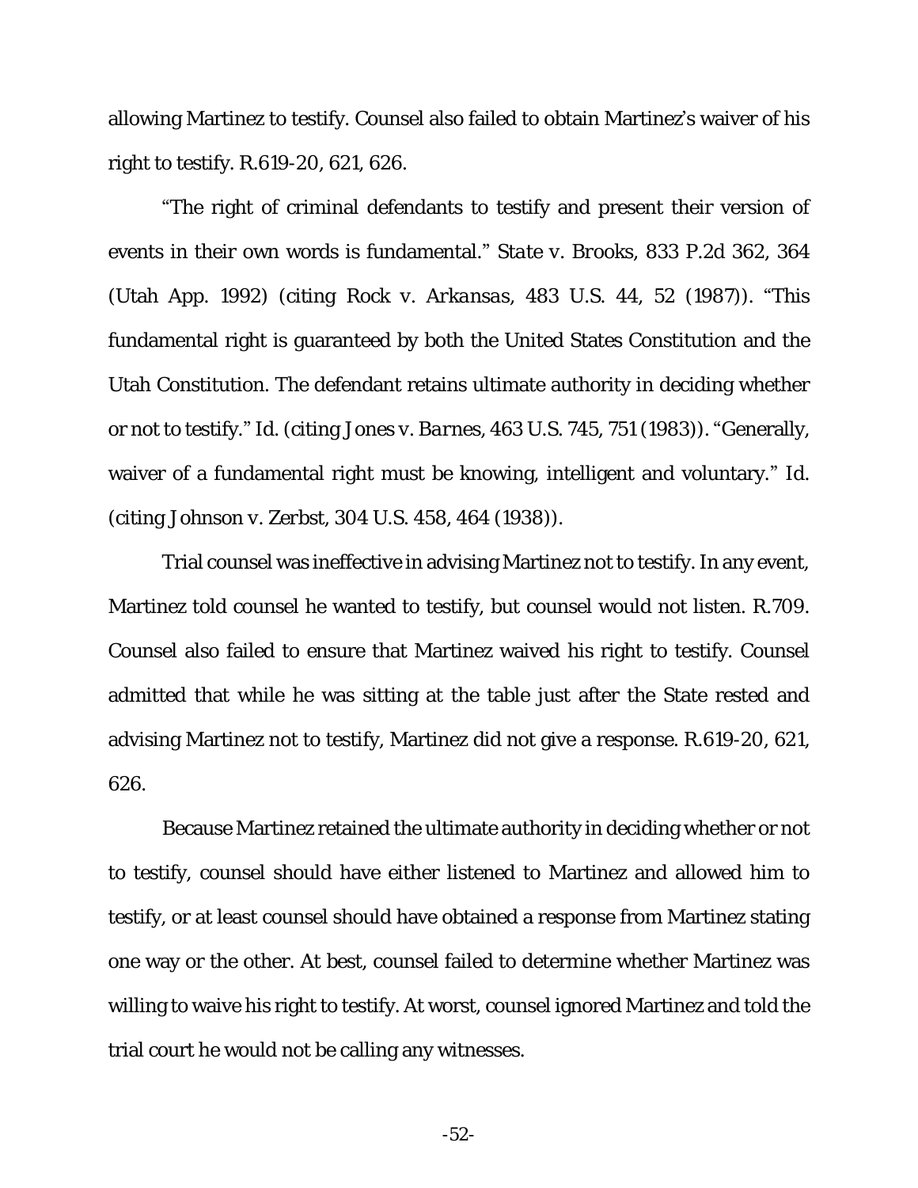allowing Martinez to testify. Counsel also failed to obtain Martinez's waiver of his right to testify. R.619-20, 621, 626.

"The right of criminal defendants to testify and present their version of events in their own words is fundamental." *State v. Brooks*, 833 P.2d 362, 364 (Utah App. 1992) (citing *Rock v. Arkansas*, 483 U.S. 44, 52 (1987)). "This fundamental right is guaranteed by both the United States Constitution and the Utah Constitution. The defendant retains ultimate authority in deciding whether or not to testify." *Id.* (citing *Jones v. Barnes*, 463 U.S. 745, 751 (1983)). "Generally, waiver of a fundamental right must be knowing, intelligent and voluntary." *Id.* (citing Johnson v. Zerbst, 304 U.S. 458, 464 (1938)).

Trial counsel was ineffective in advising Martinez not to testify. In any event, Martinez told counsel he wanted to testify, but counsel would not listen. R.709. Counsel also failed to ensure that Martinez waived his right to testify. Counsel admitted that while he was sitting at the table just after the State rested and advising Martinez not to testify, Martinez did not give a response. R.619-20, 621, 626.

Because Martinez retained the ultimate authority in deciding whether or not to testify, counsel should have either listened to Martinez and allowed him to testify, or at least counsel should have obtained a response from Martinez stating one way or the other. At best, counsel failed to determine whether Martinez was willing to waive his right to testify. At worst, counsel ignored Martinez and told the trial court he would not be calling any witnesses.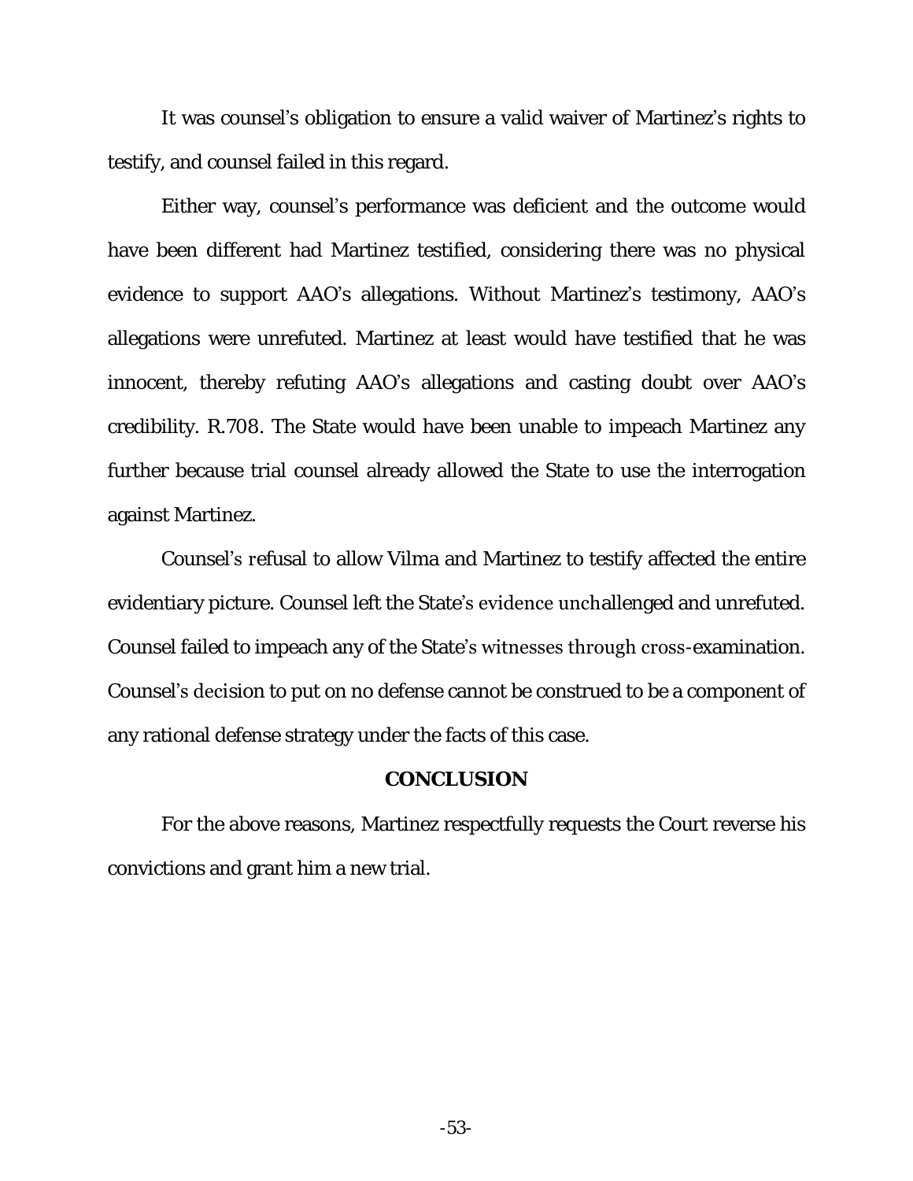It was counsel's obligation to ensure a valid waiver of Martinez's rights to testify, and counsel failed in this regard.

Either way, counsel's performance was deficient and the outcome would have been different had Martinez testified, considering there was no physical evidence to support AAO's allegations. Without Martinez's testimony, AAO's allegations were unrefuted. Martinez at least would have testified that he was innocent, thereby refuting AAO's allegations and casting doubt over AAO's credibility. R.708. The State would have been unable to impeach Martinez any further because trial counsel already allowed the State to use the interrogation against Martinez.

Counsel's refusal to allow Vilma and Martinez to testify affected the entire evidentiary picture. Counsel left the State's evidence unchallenged and unrefuted. Counsel failed to impeach any of the State's witnesses through cross-examination. Counsel's decision to put on no defense cannot be construed to be a component of any rational defense strategy under the facts of this case.

## CONCLUSION

For the above reasons, Martinez respectfully requests the Court reverse his convictions and grant him a new trial.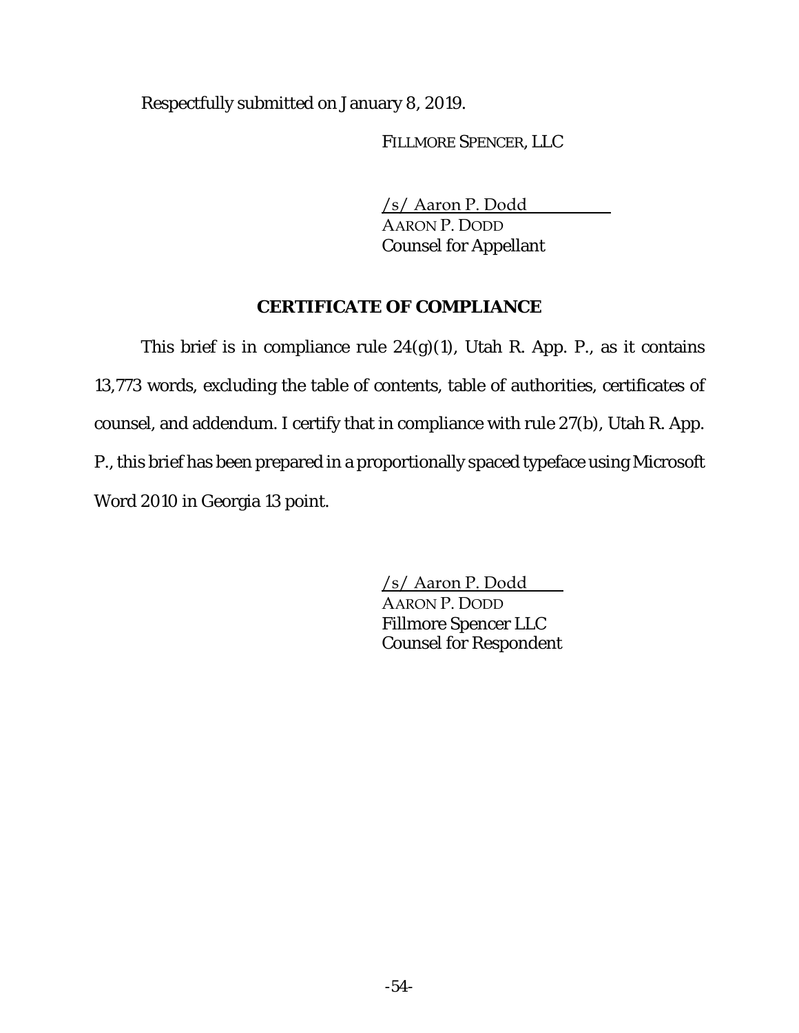Respectfully submitted on January 8, 2019.

FILLMORE SPENCER, LLC

/s/ Aaron P. Dodd
AARON P. DODD
Counsel for Appellant

## CERTIFICATE OF COMPLIANCE

This brief is in compliance rule 24(g)(1), Utah R. App. P., as it contains 13,773 words, excluding the table of contents, table of authorities, certificates of counsel, and addendum. I certify that in compliance with rule 27(b), Utah R. App. P., this brief has been prepared in a proportionally spaced typeface using Microsoft Word 2010 in Georgia 13 point.

/s/ Aaron P. Dodd
AARON P. DODD
Fillmore Spencer LLC
Counsel for Respondent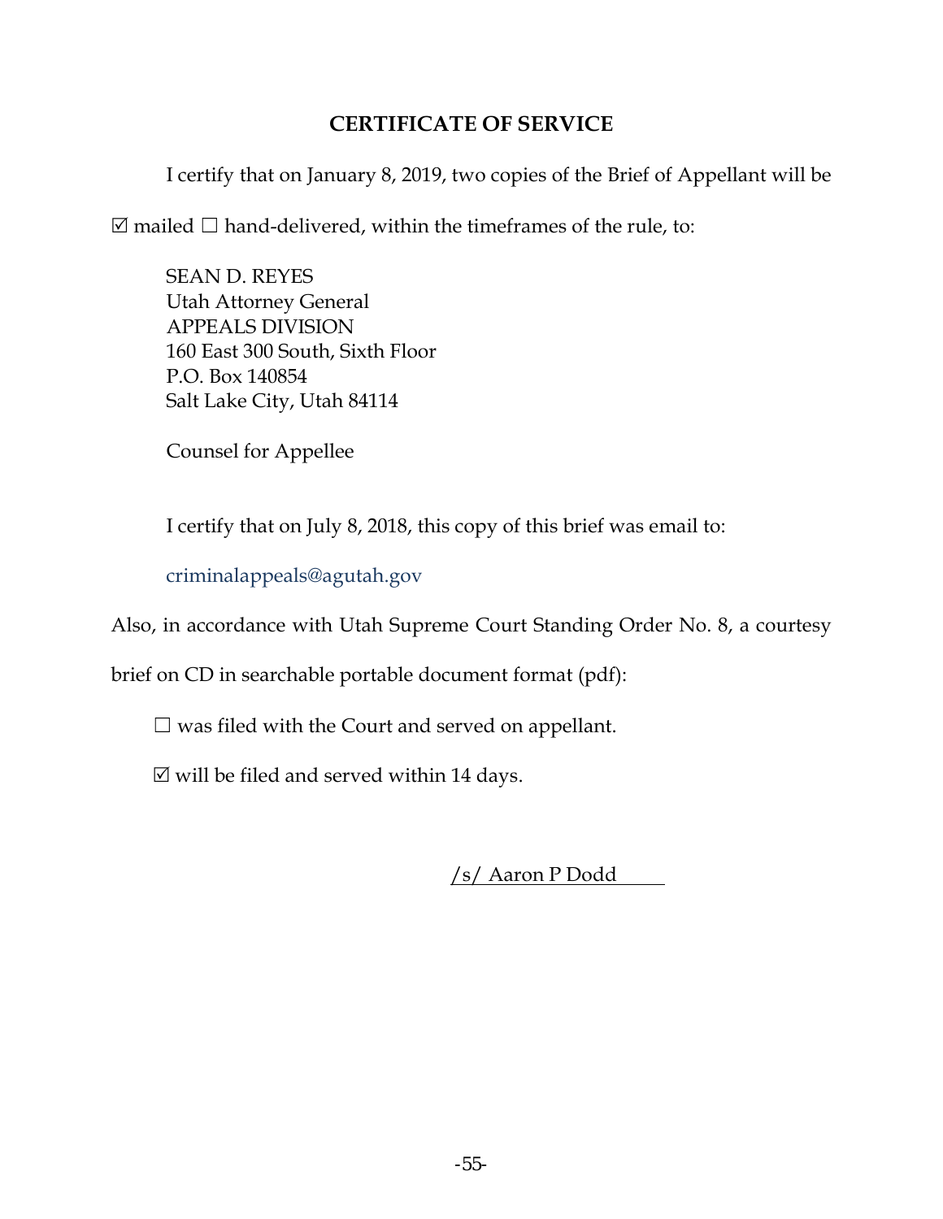## CERTIFICATE OF SERVICE

I certify that on January 8, 2019, two copies of the Brief of Appellant will be ☑ mailed ☐ hand-delivered, within the timeframes of the rule, to:

SEAN D. REYES
Utah Attorney General
APPEALS DIVISION
160 East 300 South, Sixth Floor
P.O. Box 140854
Salt Lake City, Utah 84114

Counsel for Appellee

I certify that on July 8, 2018, this copy of this brief was email to:

criminalappeals@agutah.gov

Also, in accordance with Utah Supreme Court Standing Order No. 8, a courtesy brief on CD in searchable portable document format (pdf):

☐ was filed with the Court and served on appellant.

☑ will be filed and served within 14 days.

/s/ Aaron P Dodd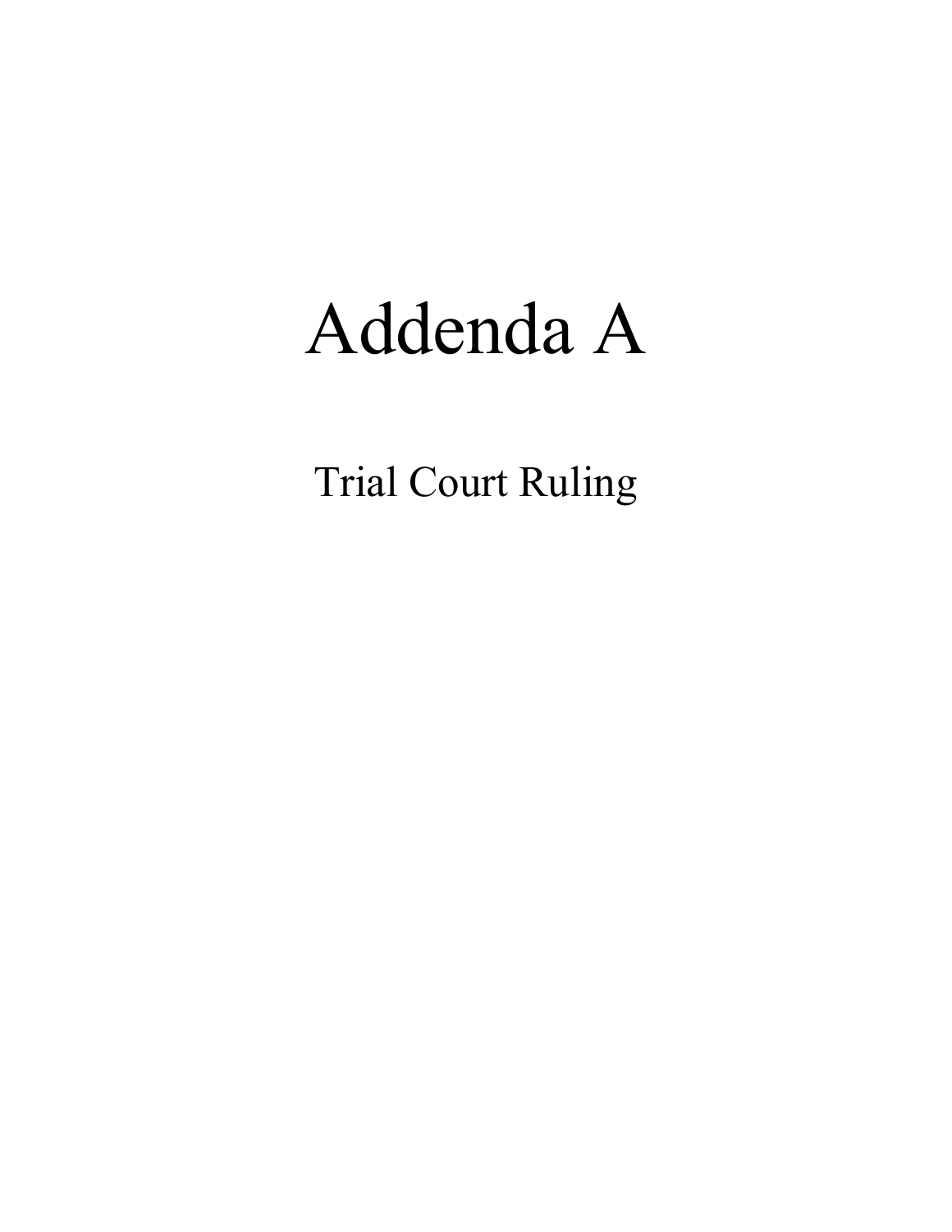# Addenda A

Trial Court Ruling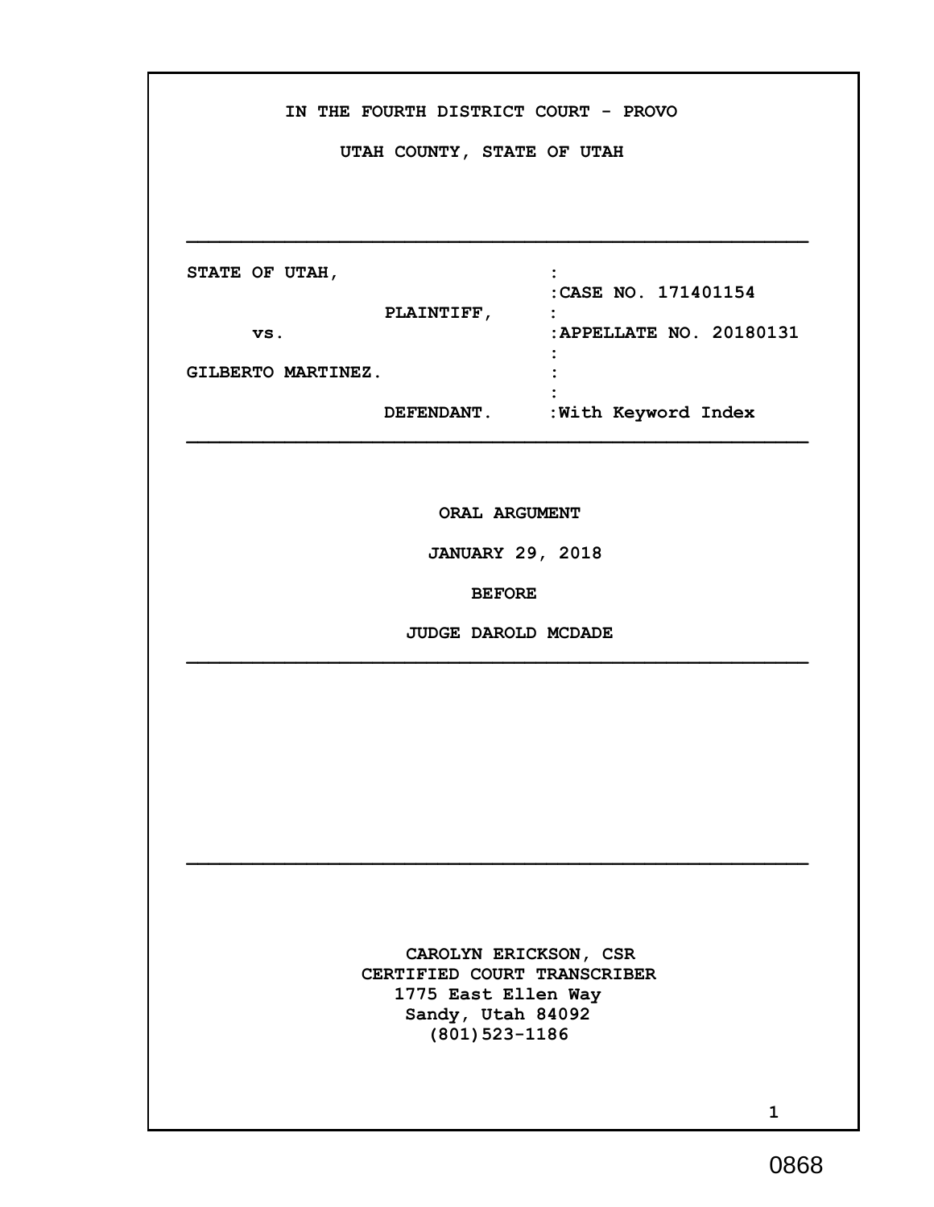IN THE FOURTH DISTRICT COURT - PROVO

UTAH COUNTY, STATE OF UTAH

---

| | |
|---|---|
| STATE OF UTAH, | : |
| | :CASE NO. 171401154 |
| PLAINTIFF, | : |
| vs. | :APPELLATE NO. 20180131 |
| | : |
| GILBERTO MARTINEZ. | : |
| | : |
| DEFENDANT. | :With Keyword Index |

---

**ORAL ARGUMENT**

**JANUARY 29, 2018**

**BEFORE**

**JUDGE DAROLD MCDADE**

---

---

CAROLYN ERICKSON, CSR
CERTIFIED COURT TRANSCRIBER
1775 East Ellen Way
Sandy, Utah 84092
(801)523-1186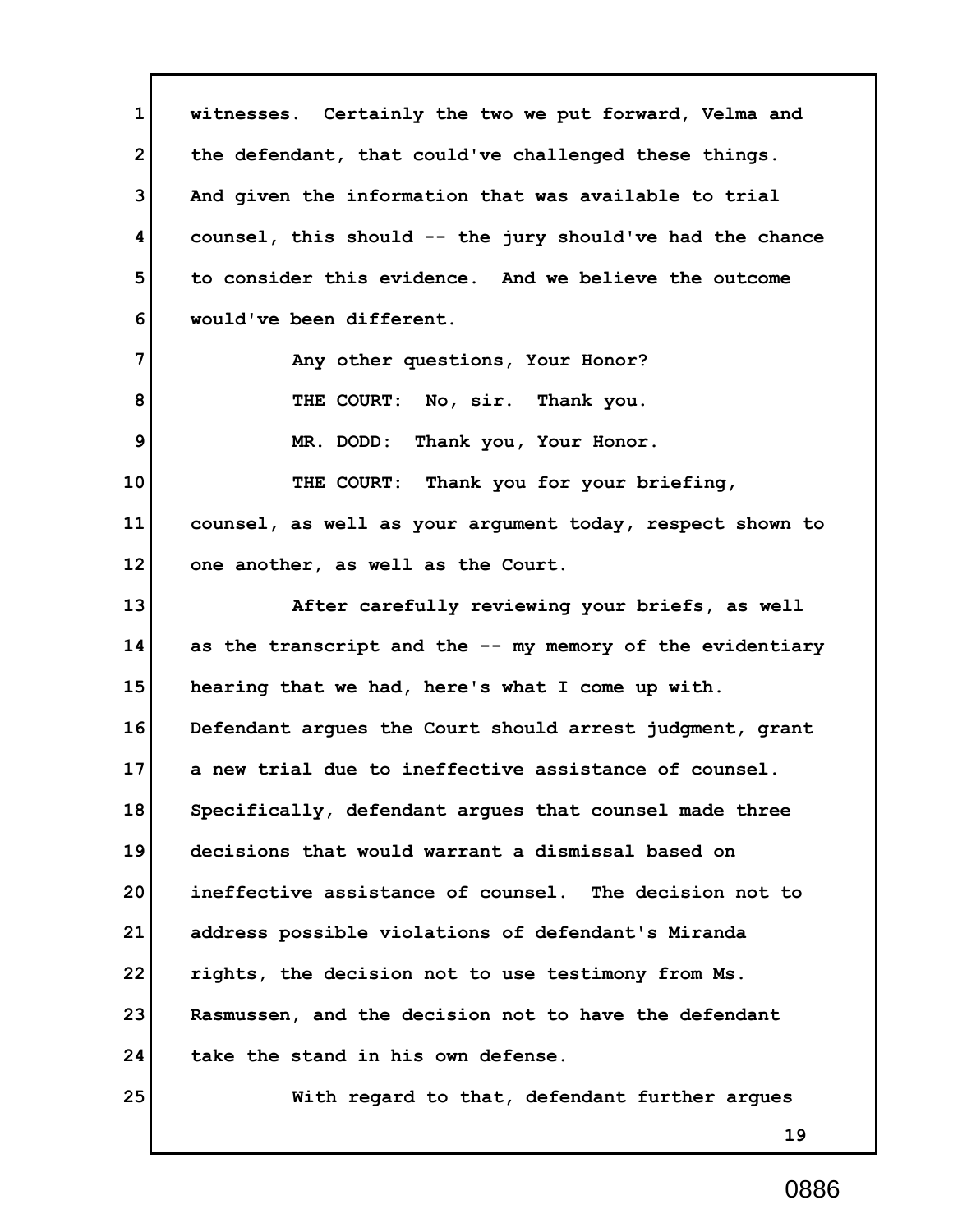witnesses. Certainly the two we put forward, Velma and the defendant, that could've challenged these things. And given the information that was available to trial counsel, this should -- the jury should've had the chance to consider this evidence. And we believe the outcome would've been different.

Any other questions, Your Honor?

THE COURT: No, sir. Thank you.

MR. DODD: Thank you, Your Honor.

THE COURT: Thank you for your briefing, counsel, as well as your argument today, respect shown to one another, as well as the Court.

After carefully reviewing your briefs, as well as the transcript and the -- my memory of the evidentiary hearing that we had, here's what I come up with. Defendant argues the Court should arrest judgment, grant a new trial due to ineffective assistance of counsel. Specifically, defendant argues that counsel made three decisions that would warrant a dismissal based on ineffective assistance of counsel. The decision not to address possible violations of defendant's Miranda rights, the decision not to use testimony from Ms. Rasmussen, and the decision not to have the defendant take the stand in his own defense.

With regard to that, defendant further argues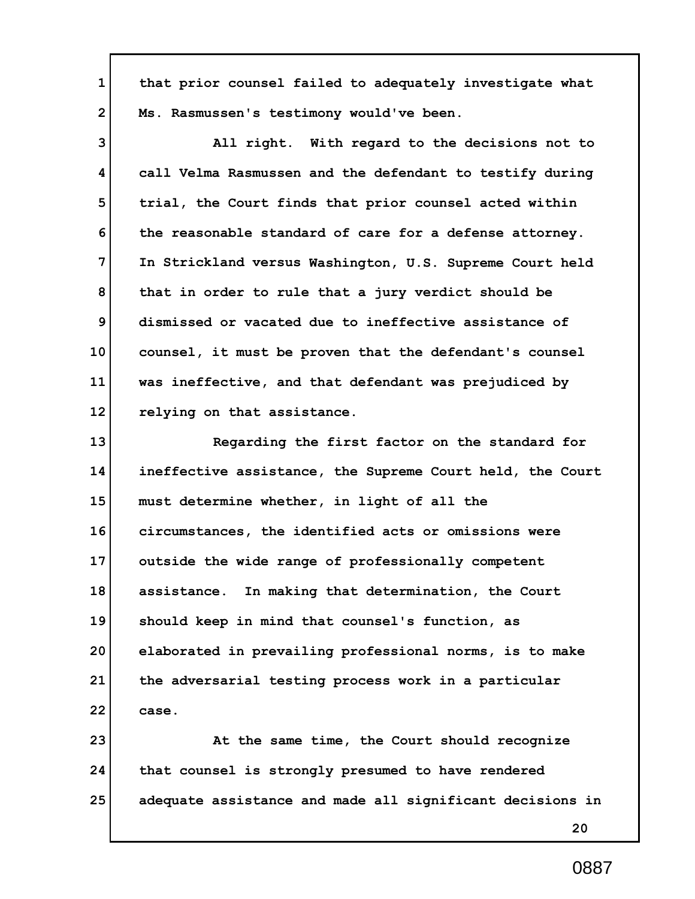that prior counsel failed to adequately investigate what Ms. Rasmussen's testimony would've been.

All right. With regard to the decisions not to call Velma Rasmussen and the defendant to testify during trial, the Court finds that prior counsel acted within the reasonable standard of care for a defense attorney. In Strickland versus Washington, U.S. Supreme Court held that in order to rule that a jury verdict should be dismissed or vacated due to ineffective assistance of counsel, it must be proven that the defendant's counsel was ineffective, and that defendant was prejudiced by relying on that assistance.

Regarding the first factor on the standard for ineffective assistance, the Supreme Court held, the Court must determine whether, in light of all the circumstances, the identified acts or omissions were outside the wide range of professionally competent assistance. In making that determination, the Court should keep in mind that counsel's function, as elaborated in prevailing professional norms, is to make the adversarial testing process work in a particular case.

At the same time, the Court should recognize that counsel is strongly presumed to have rendered adequate assistance and made all significant decisions in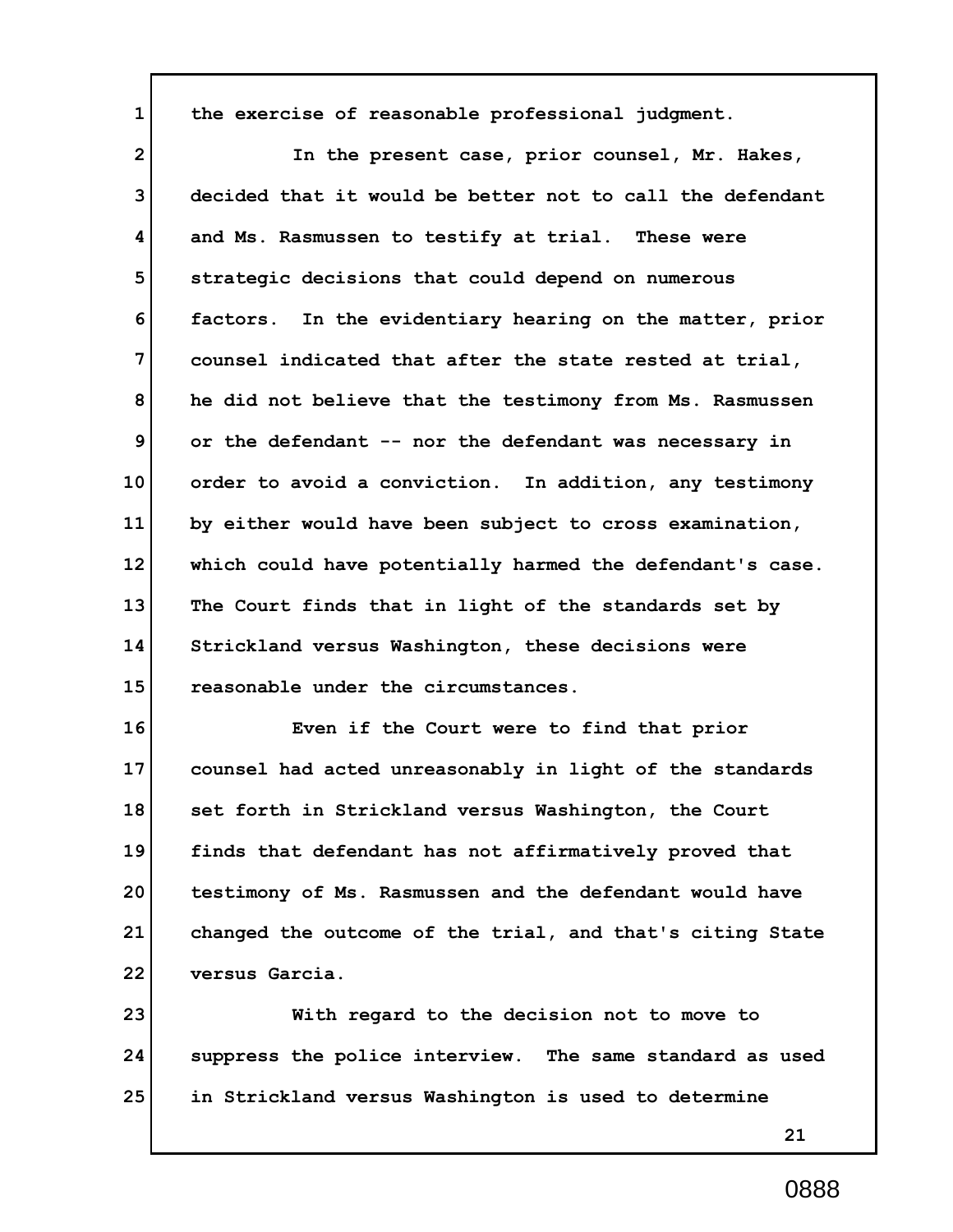the exercise of reasonable professional judgment.

In the present case, prior counsel, Mr. Hakes, decided that it would be better not to call the defendant and Ms. Rasmussen to testify at trial. These were strategic decisions that could depend on numerous factors. In the evidentiary hearing on the matter, prior counsel indicated that after the state rested at trial, he did not believe that the testimony from Ms. Rasmussen or the defendant -- nor the defendant was necessary in order to avoid a conviction. In addition, any testimony by either would have been subject to cross examination, which could have potentially harmed the defendant's case. The Court finds that in light of the standards set by Strickland versus Washington, these decisions were reasonable under the circumstances.

Even if the Court were to find that prior counsel had acted unreasonably in light of the standards set forth in Strickland versus Washington, the Court finds that defendant has not affirmatively proved that testimony of Ms. Rasmussen and the defendant would have changed the outcome of the trial, and that's citing State versus Garcia.

With regard to the decision not to move to suppress the police interview. The same standard as used in Strickland versus Washington is used to determine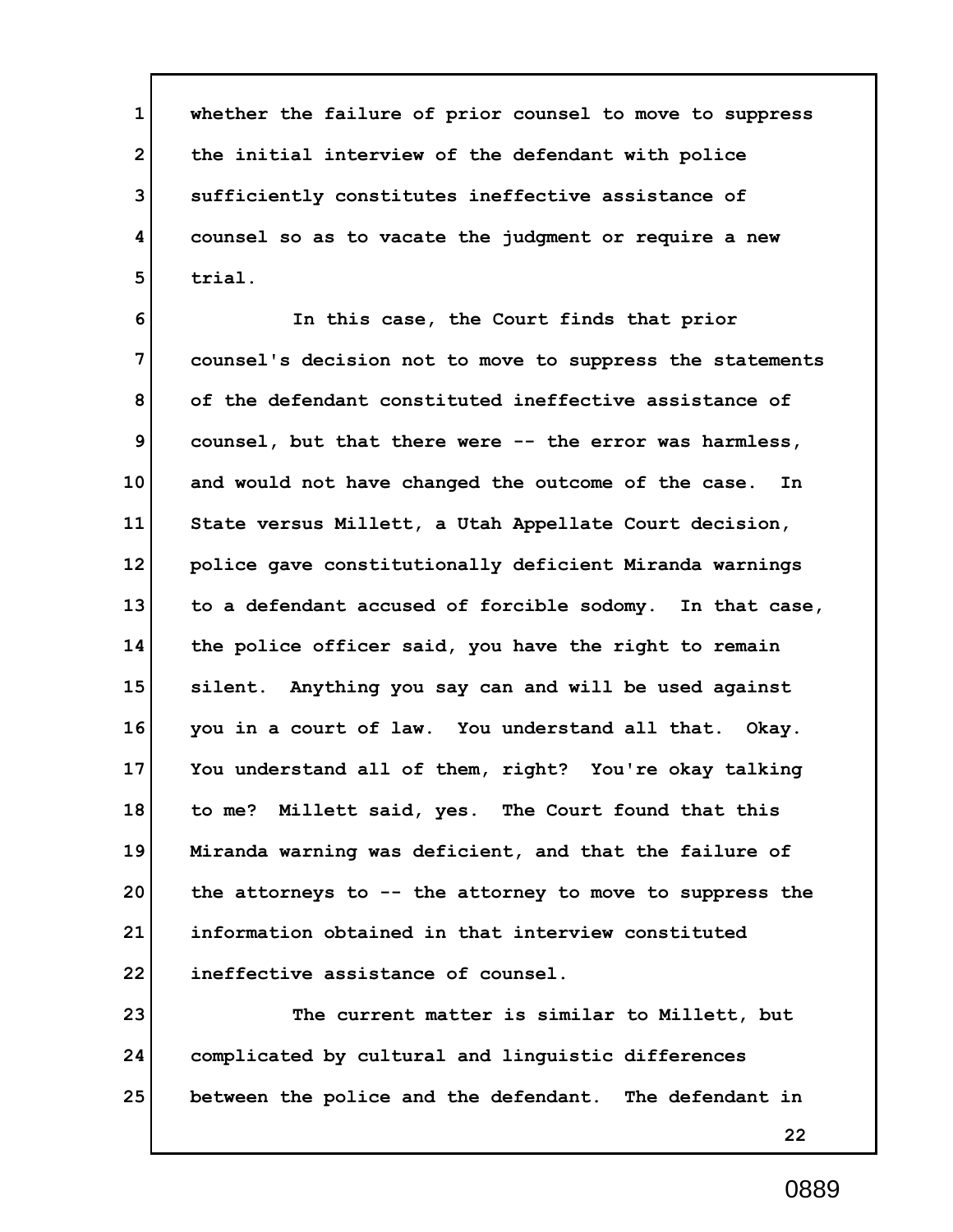whether the failure of prior counsel to move to suppress the initial interview of the defendant with police sufficiently constitutes ineffective assistance of counsel so as to vacate the judgment or require a new trial.

In this case, the Court finds that prior counsel's decision not to move to suppress the statements of the defendant constituted ineffective assistance of counsel, but that there were -- the error was harmless, and would not have changed the outcome of the case. In State versus Millett, a Utah Appellate Court decision, police gave constitutionally deficient Miranda warnings to a defendant accused of forcible sodomy. In that case, the police officer said, you have the right to remain silent. Anything you say can and will be used against you in a court of law. You understand all that. Okay. You understand all of them, right? You're okay talking to me? Millett said, yes. The Court found that this Miranda warning was deficient, and that the failure of the attorneys to -- the attorney to move to suppress the information obtained in that interview constituted ineffective assistance of counsel.

The current matter is similar to Millett, but complicated by cultural and linguistic differences between the police and the defendant. The defendant in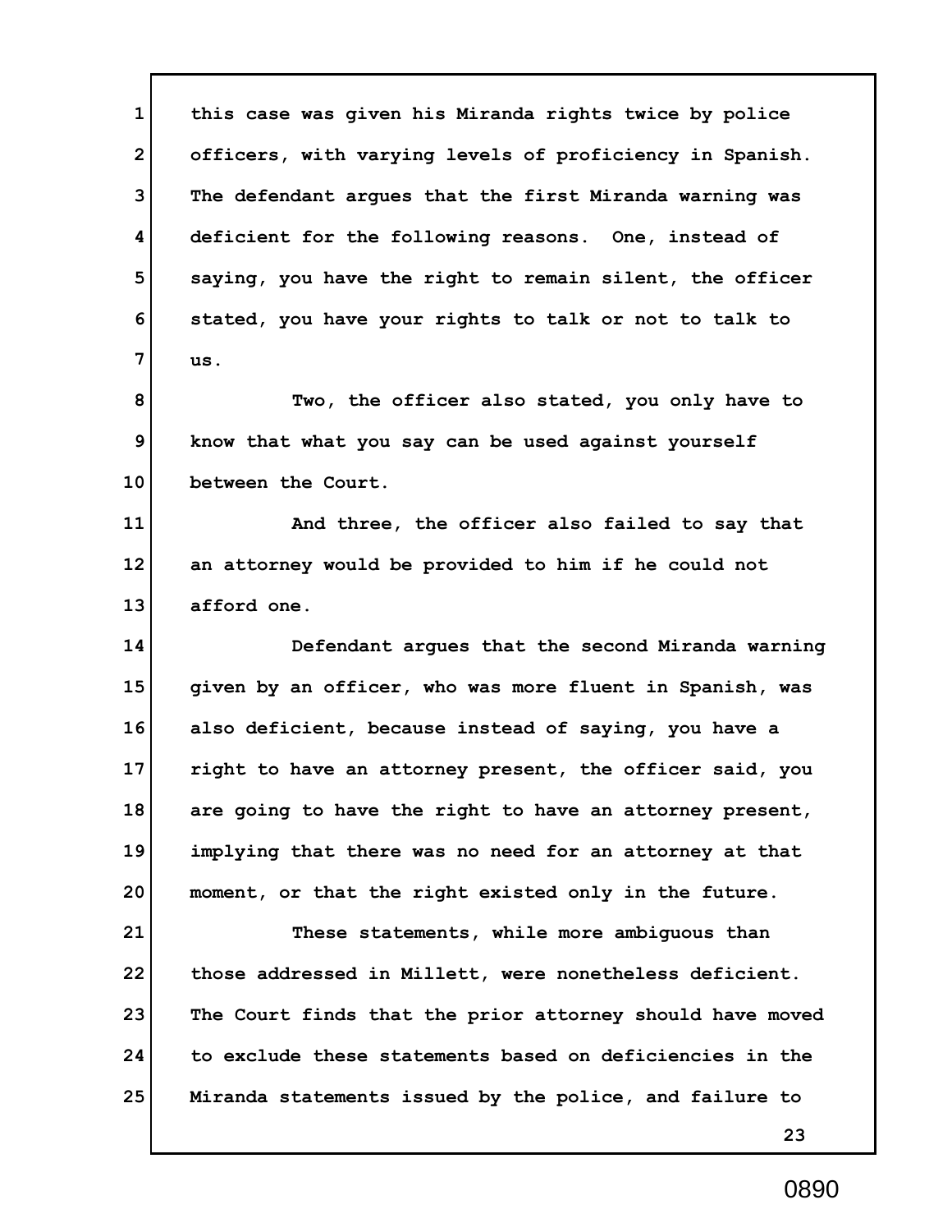this case was given his Miranda rights twice by police officers, with varying levels of proficiency in Spanish. The defendant argues that the first Miranda warning was deficient for the following reasons. One, instead of saying, you have the right to remain silent, the officer stated, you have your rights to talk or not to talk to us.

Two, the officer also stated, you only have to know that what you say can be used against yourself between the Court.

And three, the officer also failed to say that an attorney would be provided to him if he could not afford one.

Defendant argues that the second Miranda warning given by an officer, who was more fluent in Spanish, was also deficient, because instead of saying, you have a right to have an attorney present, the officer said, you are going to have the right to have an attorney present, implying that there was no need for an attorney at that moment, or that the right existed only in the future.

These statements, while more ambiguous than those addressed in Millett, were nonetheless deficient. The Court finds that the prior attorney should have moved to exclude these statements based on deficiencies in the Miranda statements issued by the police, and failure to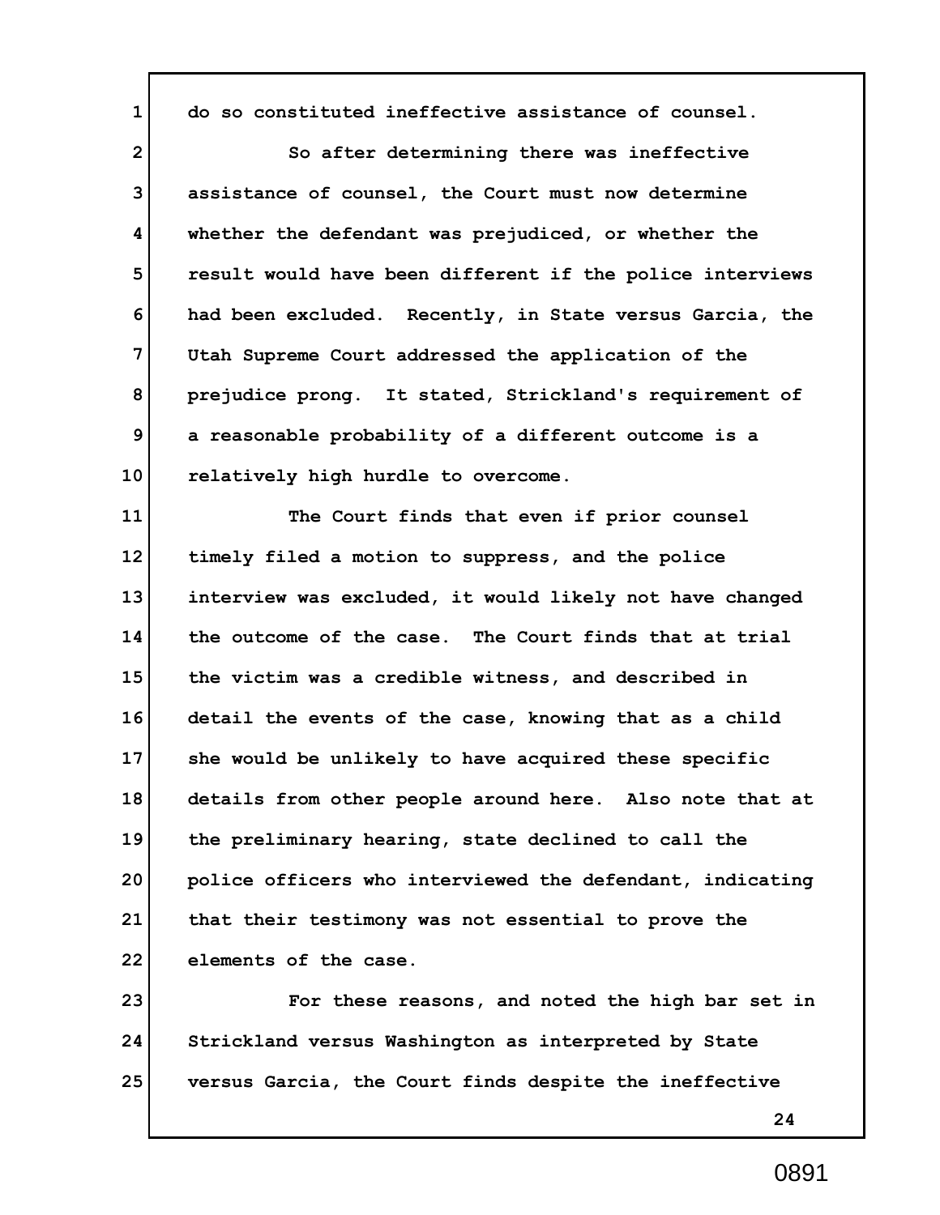do so constituted ineffective assistance of counsel.

So after determining there was ineffective assistance of counsel, the Court must now determine whether the defendant was prejudiced, or whether the result would have been different if the police interviews had been excluded. Recently, in State versus Garcia, the Utah Supreme Court addressed the application of the prejudice prong. It stated, Strickland's requirement of a reasonable probability of a different outcome is a relatively high hurdle to overcome.

The Court finds that even if prior counsel timely filed a motion to suppress, and the police interview was excluded, it would likely not have changed the outcome of the case. The Court finds that at trial the victim was a credible witness, and described in detail the events of the case, knowing that as a child she would be unlikely to have acquired these specific details from other people around here. Also note that at the preliminary hearing, state declined to call the police officers who interviewed the defendant, indicating that their testimony was not essential to prove the elements of the case.

For these reasons, and noted the high bar set in Strickland versus Washington as interpreted by State versus Garcia, the Court finds despite the ineffective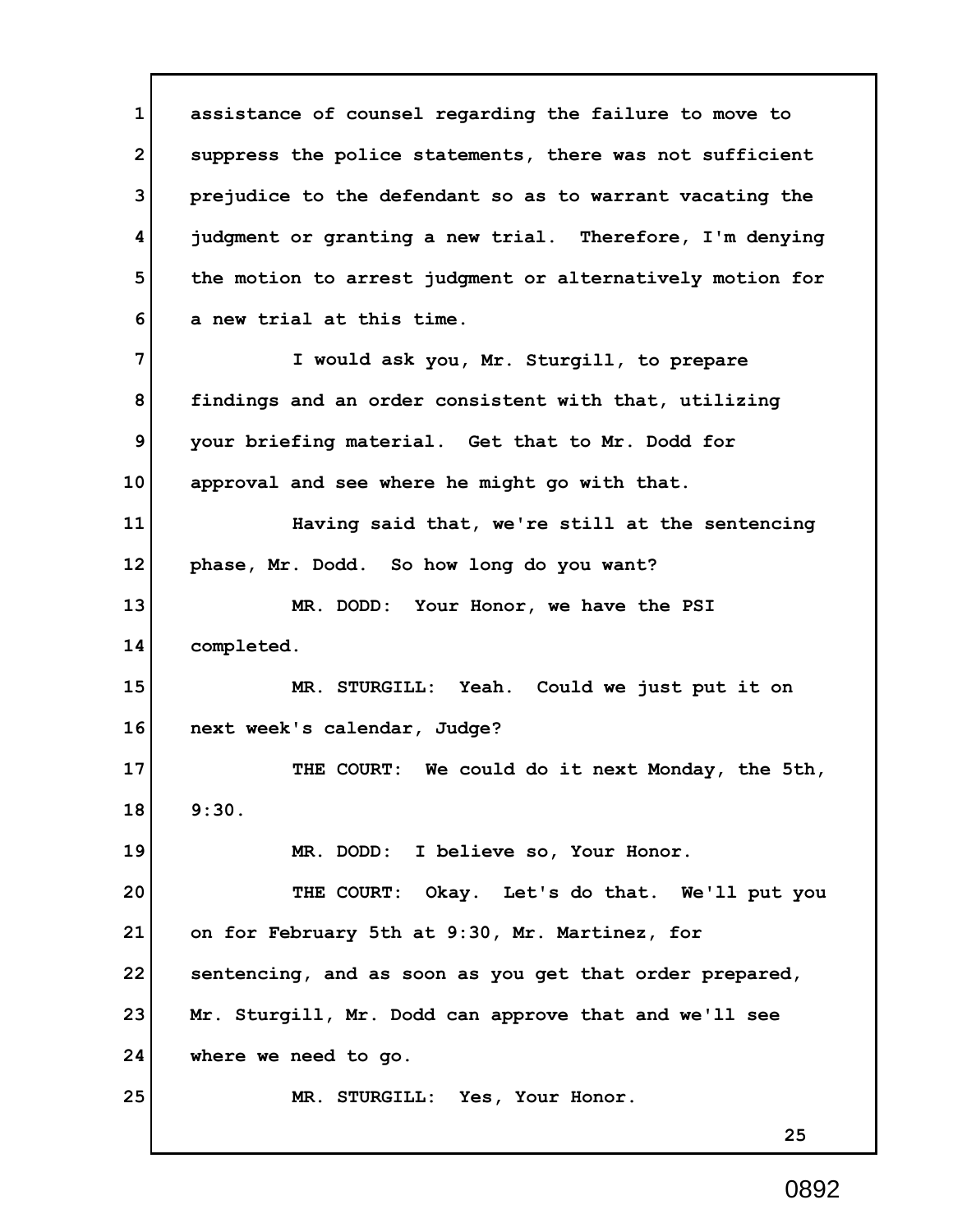assistance of counsel regarding the failure to move to suppress the police statements, there was not sufficient prejudice to the defendant so as to warrant vacating the judgment or granting a new trial. Therefore, I'm denying the motion to arrest judgment or alternatively motion for a new trial at this time.

I would ask you, Mr. Sturgill, to prepare findings and an order consistent with that, utilizing your briefing material. Get that to Mr. Dodd for approval and see where he might go with that.

Having said that, we're still at the sentencing phase, Mr. Dodd. So how long do you want?

MR. DODD: Your Honor, we have the PSI completed.

MR. STURGILL: Yeah. Could we just put it on next week's calendar, Judge?

THE COURT: We could do it next Monday, the 5th, 9:30.

MR. DODD: I believe so, Your Honor.

THE COURT: Okay. Let's do that. We'll put you on for February 5th at 9:30, Mr. Martinez, for sentencing, and as soon as you get that order prepared, Mr. Sturgill, Mr. Dodd can approve that and we'll see where we need to go.

MR. STURGILL: Yes, Your Honor.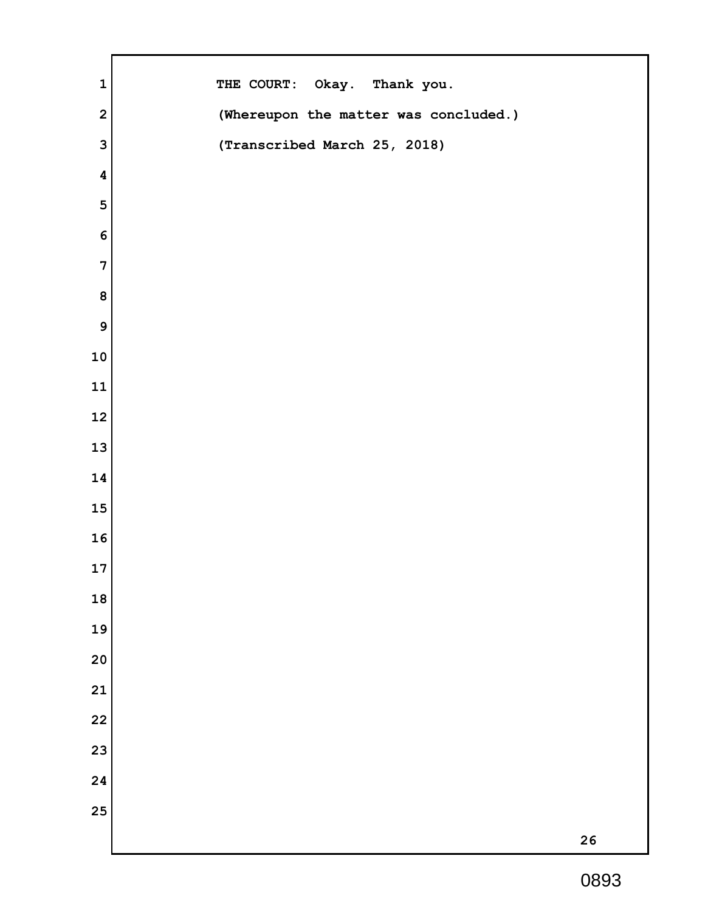THE COURT: Okay. Thank you.

(Whereupon the matter was concluded.)

(Transcribed March 25, 2018)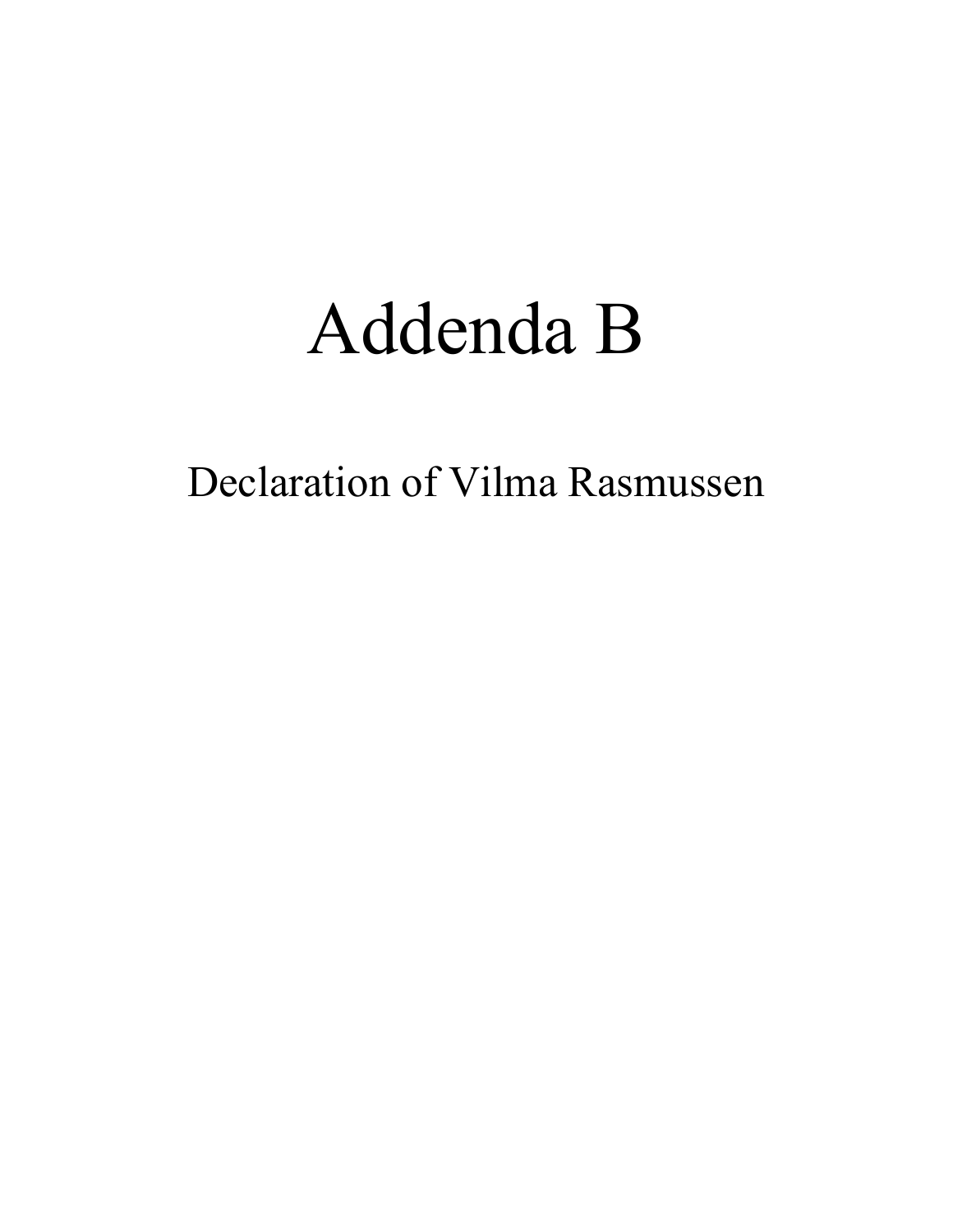# Addenda B

Declaration of Vilma Rasmussen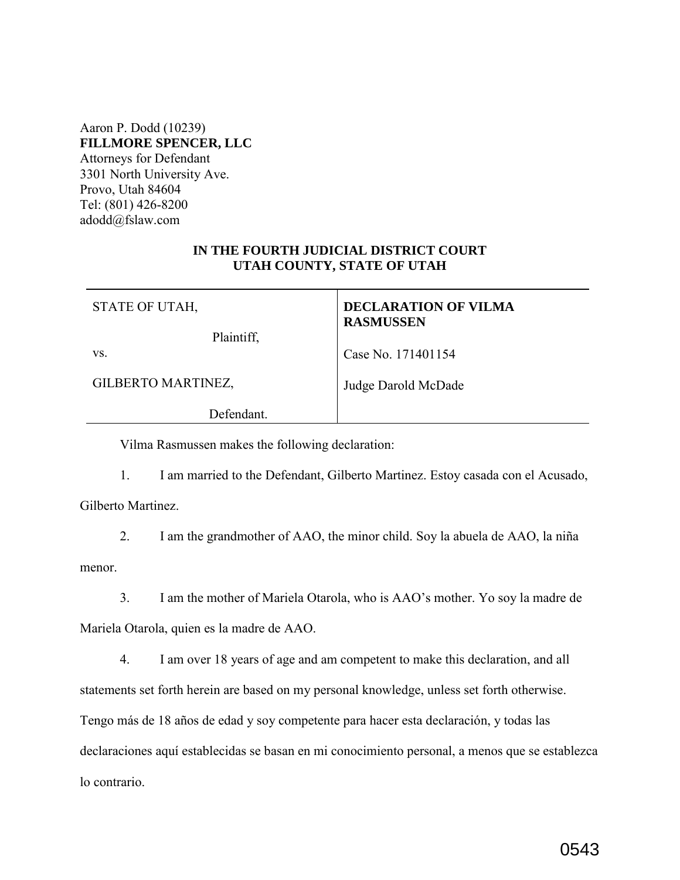Aaron P. Dodd (10239)
**FILLMORE SPENCER, LLC**
Attorneys for Defendant
3301 North University Ave.
Provo, Utah 84604
Tel: (801) 426-8200
adodd@fslaw.com

**IN THE FOURTH JUDICIAL DISTRICT COURT**
**UTAH COUNTY, STATE OF UTAH**

| | |
|---|---|
| STATE OF UTAH,<br><br>Plaintiff,<br><br>vs.<br><br>GILBERTO MARTINEZ,<br><br>Defendant. | **DECLARATION OF VILMA RASMUSSEN**<br><br>Case No. 171401154<br><br>Judge Darold McDade |

Vilma Rasmussen makes the following declaration:

1. I am married to the Defendant, Gilberto Martinez. Estoy casada con el Acusado, Gilberto Martinez.

2. I am the grandmother of AAO, the minor child. Soy la abuela de AAO, la niña menor.

3. I am the mother of Mariela Otarola, who is AAO's mother. Yo soy la madre de Mariela Otarola, quien es la madre de AAO.

4. I am over 18 years of age and am competent to make this declaration, and all statements set forth herein are based on my personal knowledge, unless set forth otherwise. Tengo más de 18 años de edad y soy competente para hacer esta declaración, y todas las declaraciones aquí establecidas se basan en mi conocimiento personal, a menos que se establezca lo contrario.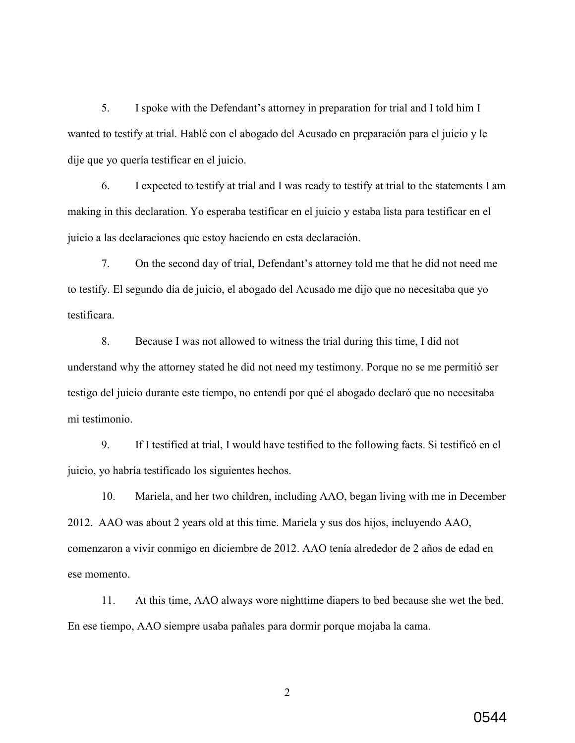5. I spoke with the Defendant's attorney in preparation for trial and I told him I wanted to testify at trial. Hablé con el abogado del Acusado en preparación para el juicio y le dije que yo quería testificar en el juicio.

6. I expected to testify at trial and I was ready to testify at trial to the statements I am making in this declaration. Yo esperaba testificar en el juicio y estaba lista para testificar en el juicio a las declaraciones que estoy haciendo en esta declaración.

7. On the second day of trial, Defendant's attorney told me that he did not need me to testify. El segundo día de juicio, el abogado del Acusado me dijo que no necesitaba que yo testificara.

8. Because I was not allowed to witness the trial during this time, I did not understand why the attorney stated he did not need my testimony. Porque no se me permitió ser testigo del juicio durante este tiempo, no entendí por qué el abogado declaró que no necesitaba mi testimonio.

9. If I testified at trial, I would have testified to the following facts. Si testificó en el juicio, yo habría testificado los siguientes hechos.

10. Mariela, and her two children, including AAO, began living with me in December 2012. AAO was about 2 years old at this time. Mariela y sus dos hijos, incluyendo AAO, comenzaron a vivir conmigo en diciembre de 2012. AAO tenía alrededor de 2 años de edad en ese momento.

11. At this time, AAO always wore nighttime diapers to bed because she wet the bed. En ese tiempo, AAO siempre usaba pañales para dormir porque mojaba la cama.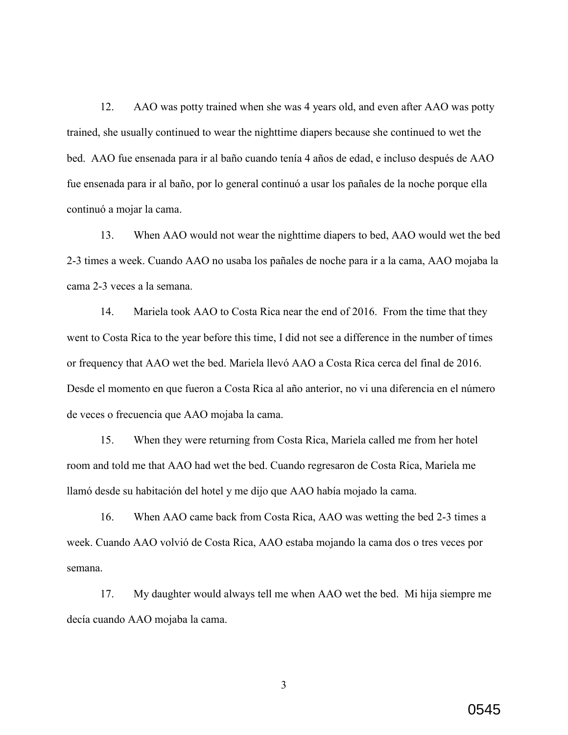12. AAO was potty trained when she was 4 years old, and even after AAO was potty trained, she usually continued to wear the nighttime diapers because she continued to wet the bed. AAO fue ensenada para ir al baño cuando tenía 4 años de edad, e incluso después de AAO fue ensenada para ir al baño, por lo general continuó a usar los pañales de la noche porque ella continuó a mojar la cama.

13. When AAO would not wear the nighttime diapers to bed, AAO would wet the bed 2-3 times a week. Cuando AAO no usaba los pañales de noche para ir a la cama, AAO mojaba la cama 2-3 veces a la semana.

14. Mariela took AAO to Costa Rica near the end of 2016. From the time that they went to Costa Rica to the year before this time, I did not see a difference in the number of times or frequency that AAO wet the bed. Mariela llevó AAO a Costa Rica cerca del final de 2016. Desde el momento en que fueron a Costa Rica al año anterior, no vi una diferencia en el número de veces o frecuencia que AAO mojaba la cama.

15. When they were returning from Costa Rica, Mariela called me from her hotel room and told me that AAO had wet the bed. Cuando regresaron de Costa Rica, Mariela me llamó desde su habitación del hotel y me dijo que AAO había mojado la cama.

16. When AAO came back from Costa Rica, AAO was wetting the bed 2-3 times a week. Cuando AAO volvió de Costa Rica, AAO estaba mojando la cama dos o tres veces por semana.

17. My daughter would always tell me when AAO wet the bed. Mi hija siempre me decía cuando AAO mojaba la cama.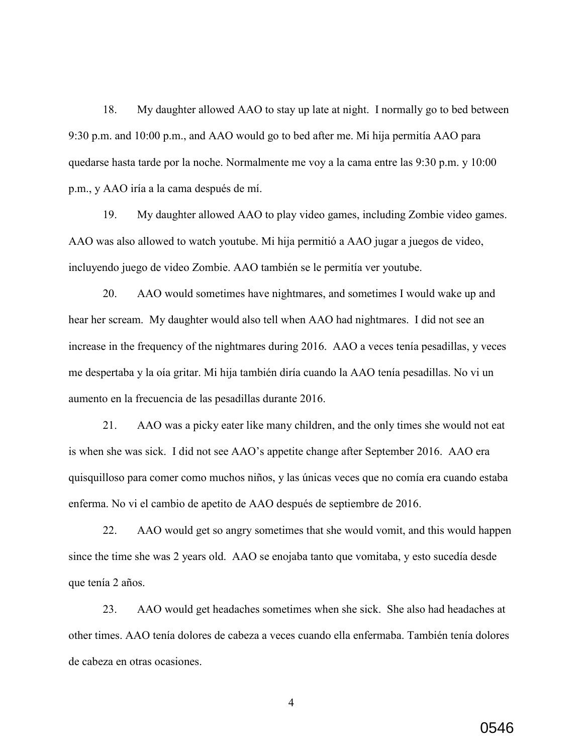18. My daughter allowed AAO to stay up late at night. I normally go to bed between 9:30 p.m. and 10:00 p.m., and AAO would go to bed after me. Mi hija permitía AAO para quedarse hasta tarde por la noche. Normalmente me voy a la cama entre las 9:30 p.m. y 10:00 p.m., y AAO iría a la cama después de mí.

19. My daughter allowed AAO to play video games, including Zombie video games. AAO was also allowed to watch youtube. Mi hija permitió a AAO jugar a juegos de video, incluyendo juego de video Zombie. AAO también se le permitía ver youtube.

20. AAO would sometimes have nightmares, and sometimes I would wake up and hear her scream. My daughter would also tell when AAO had nightmares. I did not see an increase in the frequency of the nightmares during 2016. AAO a veces tenía pesadillas, y veces me despertaba y la oía gritar. Mi hija también diría cuando la AAO tenía pesadillas. No vi un aumento en la frecuencia de las pesadillas durante 2016.

21. AAO was a picky eater like many children, and the only times she would not eat is when she was sick. I did not see AAO's appetite change after September 2016. AAO era quisquilloso para comer como muchos niños, y las únicas veces que no comía era cuando estaba enferma. No vi el cambio de apetito de AAO después de septiembre de 2016.

22. AAO would get so angry sometimes that she would vomit, and this would happen since the time she was 2 years old. AAO se enojaba tanto que vomitaba, y esto sucedía desde que tenía 2 años.

23. AAO would get headaches sometimes when she sick. She also had headaches at other times. AAO tenía dolores de cabeza a veces cuando ella enfermaba. También tenía dolores de cabeza en otras ocasiones.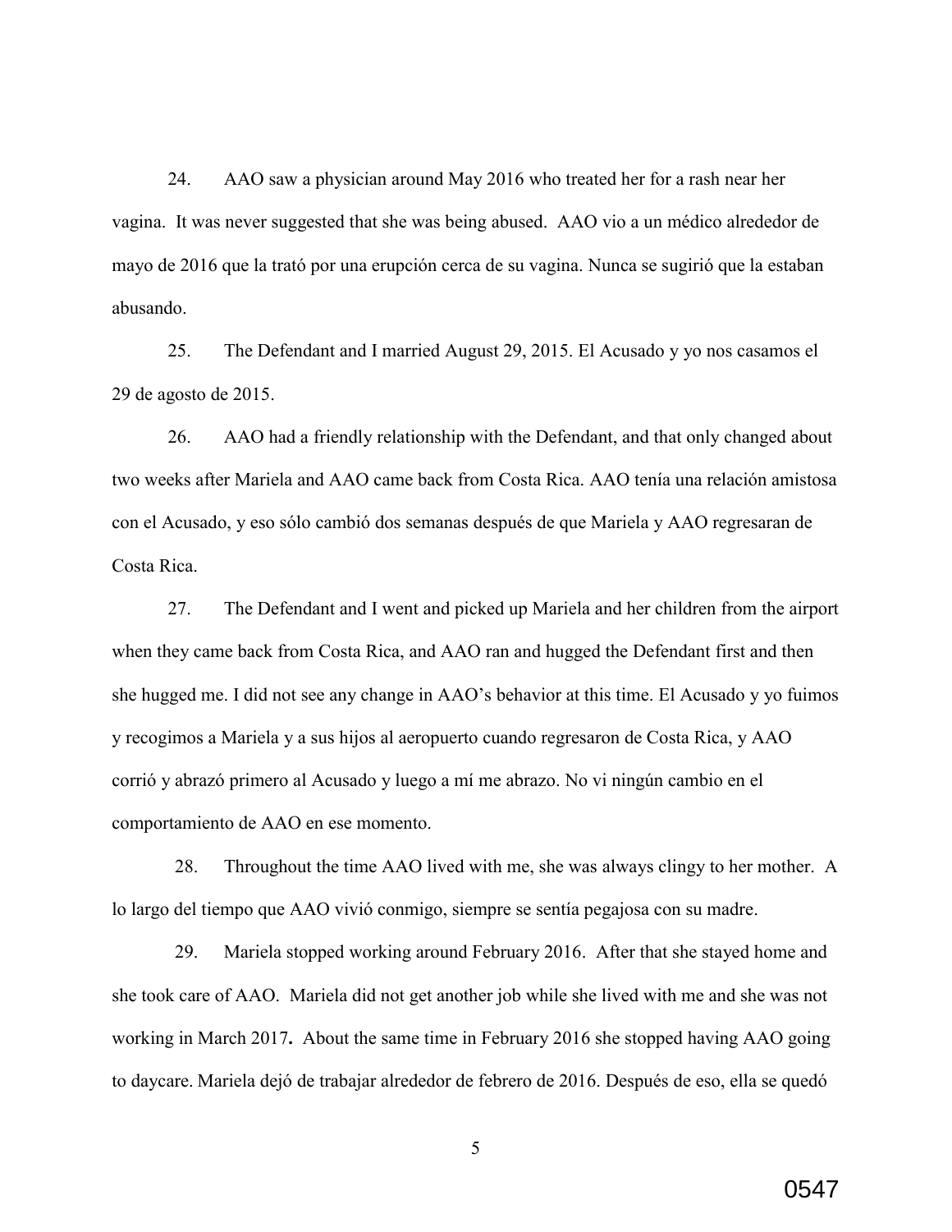24. AAO saw a physician around May 2016 who treated her for a rash near her vagina. It was never suggested that she was being abused. AAO vio a un médico alrededor de mayo de 2016 que la trató por una erupción cerca de su vagina. Nunca se sugirió que la estaban abusando.

25. The Defendant and I married August 29, 2015. El Acusado y yo nos casamos el 29 de agosto de 2015.

26. AAO had a friendly relationship with the Defendant, and that only changed about two weeks after Mariela and AAO came back from Costa Rica. AAO tenía una relación amistosa con el Acusado, y eso sólo cambió dos semanas después de que Mariela y AAO regresaran de Costa Rica.

27. The Defendant and I went and picked up Mariela and her children from the airport when they came back from Costa Rica, and AAO ran and hugged the Defendant first and then she hugged me. I did not see any change in AAO's behavior at this time. El Acusado y yo fuimos y recogimos a Mariela y a sus hijos al aeropuerto cuando regresaron de Costa Rica, y AAO corrió y abrazó primero al Acusado y luego a mí me abrazo. No vi ningún cambio en el comportamiento de AAO en ese momento.

28. Throughout the time AAO lived with me, she was always clingy to her mother. A lo largo del tiempo que AAO vivió conmigo, siempre se sentía pegajosa con su madre.

29. Mariela stopped working around February 2016. After that she stayed home and she took care of AAO. Mariela did not get another job while she lived with me and she was not working in March 2017**.** About the same time in February 2016 she stopped having AAO going to daycare. Mariela dejó de trabajar alrededor de febrero de 2016. Después de eso, ella se quedó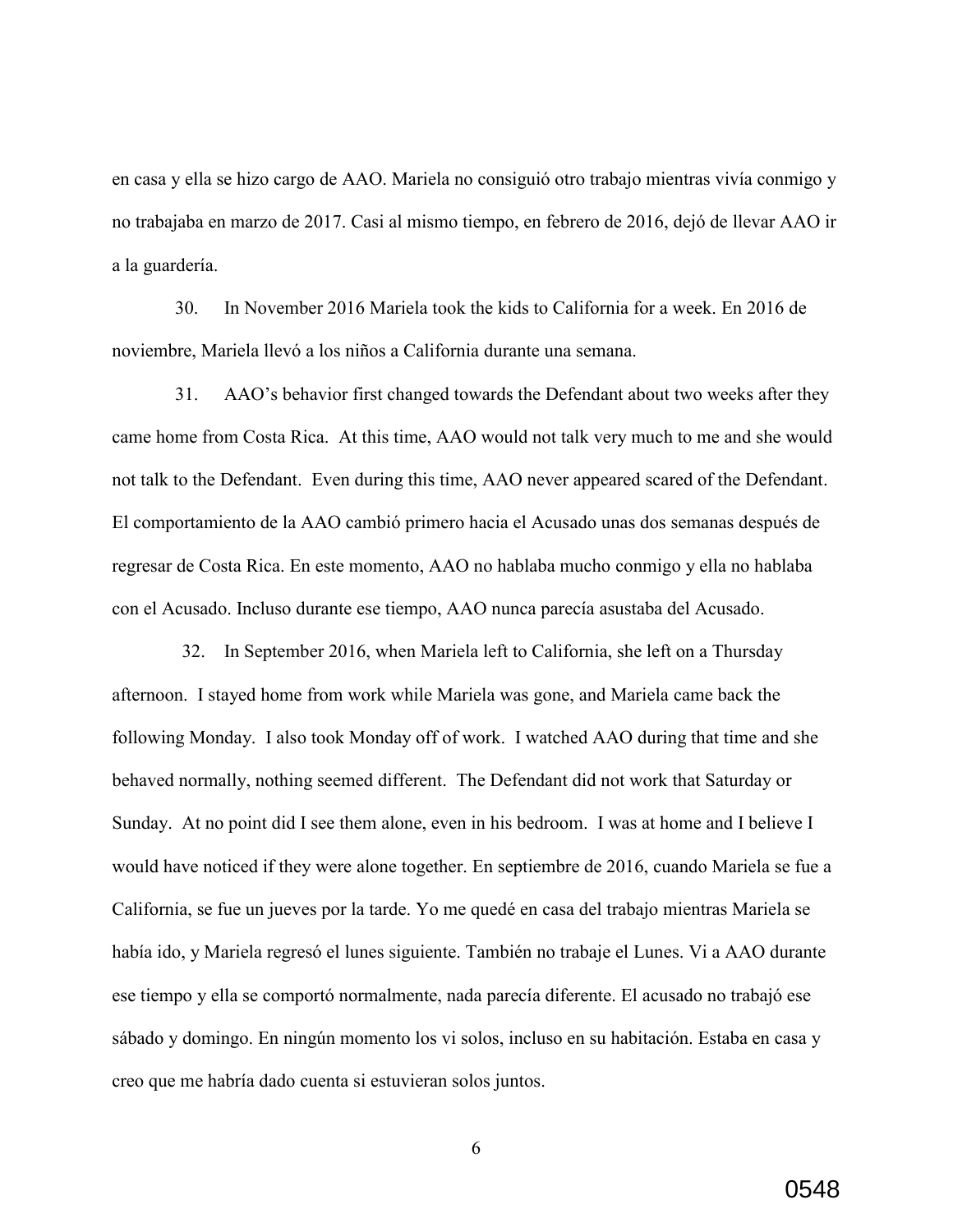en casa y ella se hizo cargo de AAO. Mariela no consiguió otro trabajo mientras vivía conmigo y no trabajaba en marzo de 2017. Casi al mismo tiempo, en febrero de 2016, dejó de llevar AAO ir a la guardería.

30. In November 2016 Mariela took the kids to California for a week. En 2016 de noviembre, Mariela llevó a los niños a California durante una semana.

31. AAO's behavior first changed towards the Defendant about two weeks after they came home from Costa Rica. At this time, AAO would not talk very much to me and she would not talk to the Defendant. Even during this time, AAO never appeared scared of the Defendant. El comportamiento de la AAO cambió primero hacia el Acusado unas dos semanas después de regresar de Costa Rica. En este momento, AAO no hablaba mucho conmigo y ella no hablaba con el Acusado. Incluso durante ese tiempo, AAO nunca parecía asustaba del Acusado.

32. In September 2016, when Mariela left to California, she left on a Thursday afternoon. I stayed home from work while Mariela was gone, and Mariela came back the following Monday. I also took Monday off of work. I watched AAO during that time and she behaved normally, nothing seemed different. The Defendant did not work that Saturday or Sunday. At no point did I see them alone, even in his bedroom. I was at home and I believe I would have noticed if they were alone together. En septiembre de 2016, cuando Mariela se fue a California, se fue un jueves por la tarde. Yo me quedé en casa del trabajo mientras Mariela se había ido, y Mariela regresó el lunes siguiente. También no trabaje el Lunes. Vi a AAO durante ese tiempo y ella se comportó normalmente, nada parecía diferente. El acusado no trabajó ese sábado y domingo. En ningún momento los vi solos, incluso en su habitación. Estaba en casa y creo que me habría dado cuenta si estuvieran solos juntos.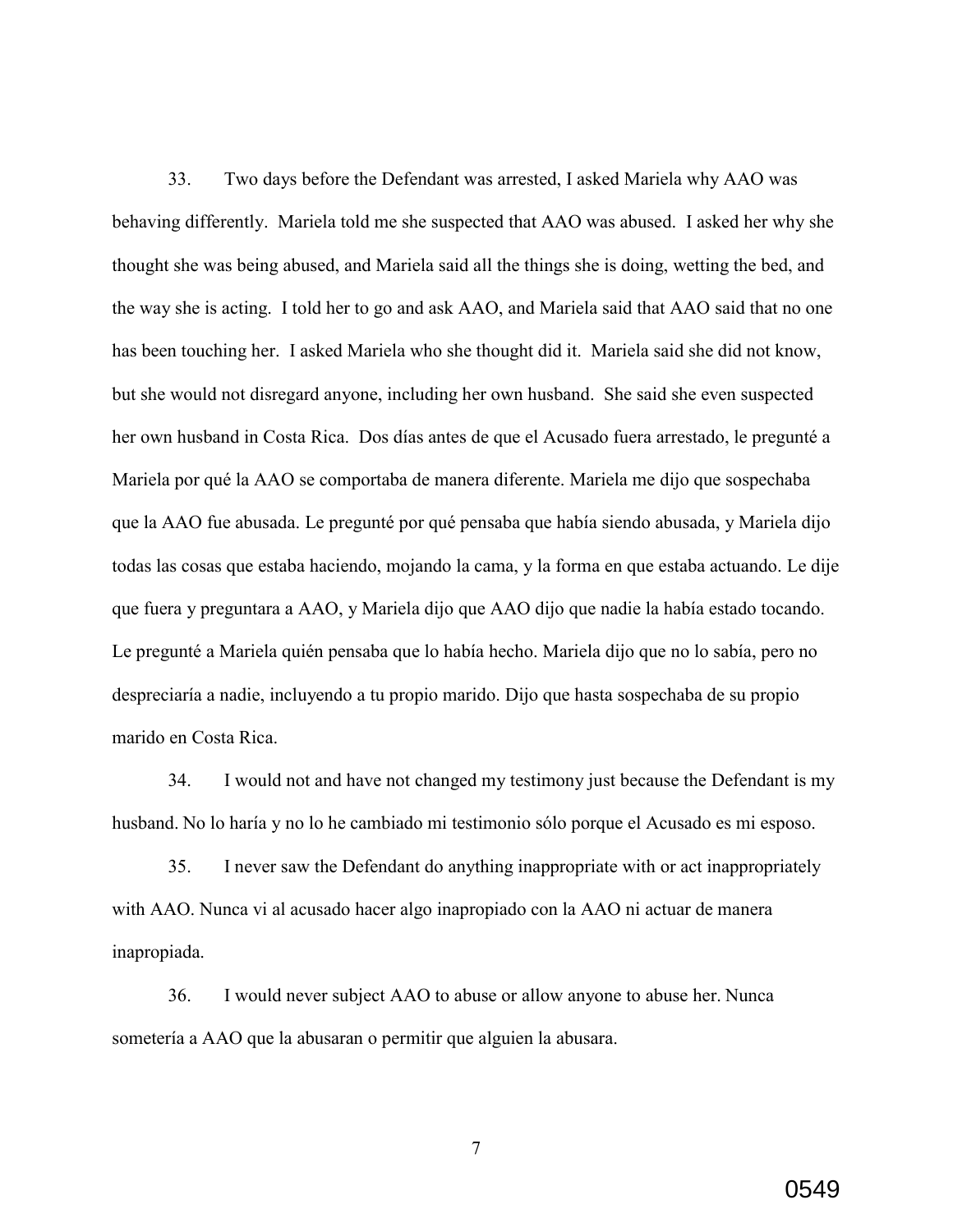33. Two days before the Defendant was arrested, I asked Mariela why AAO was behaving differently. Mariela told me she suspected that AAO was abused. I asked her why she thought she was being abused, and Mariela said all the things she is doing, wetting the bed, and the way she is acting. I told her to go and ask AAO, and Mariela said that AAO said that no one has been touching her. I asked Mariela who she thought did it. Mariela said she did not know, but she would not disregard anyone, including her own husband. She said she even suspected her own husband in Costa Rica. Dos días antes de que el Acusado fuera arrestado, le pregunté a Mariela por qué la AAO se comportaba de manera diferente. Mariela me dijo que sospechaba que la AAO fue abusada. Le pregunté por qué pensaba que había siendo abusada, y Mariela dijo todas las cosas que estaba haciendo, mojando la cama, y la forma en que estaba actuando. Le dije que fuera y preguntara a AAO, y Mariela dijo que AAO dijo que nadie la había estado tocando. Le pregunté a Mariela quién pensaba que lo había hecho. Mariela dijo que no lo sabía, pero no despreciaría a nadie, incluyendo a tu propio marido. Dijo que hasta sospechaba de su propio marido en Costa Rica.

34. I would not and have not changed my testimony just because the Defendant is my husband. No lo haría y no lo he cambiado mi testimonio sólo porque el Acusado es mi esposo.

35. I never saw the Defendant do anything inappropriate with or act inappropriately with AAO. Nunca vi al acusado hacer algo inapropiado con la AAO ni actuar de manera inapropiada.

36. I would never subject AAO to abuse or allow anyone to abuse her. Nunca sometería a AAO que la abusaran o permitir que alguien la abusara.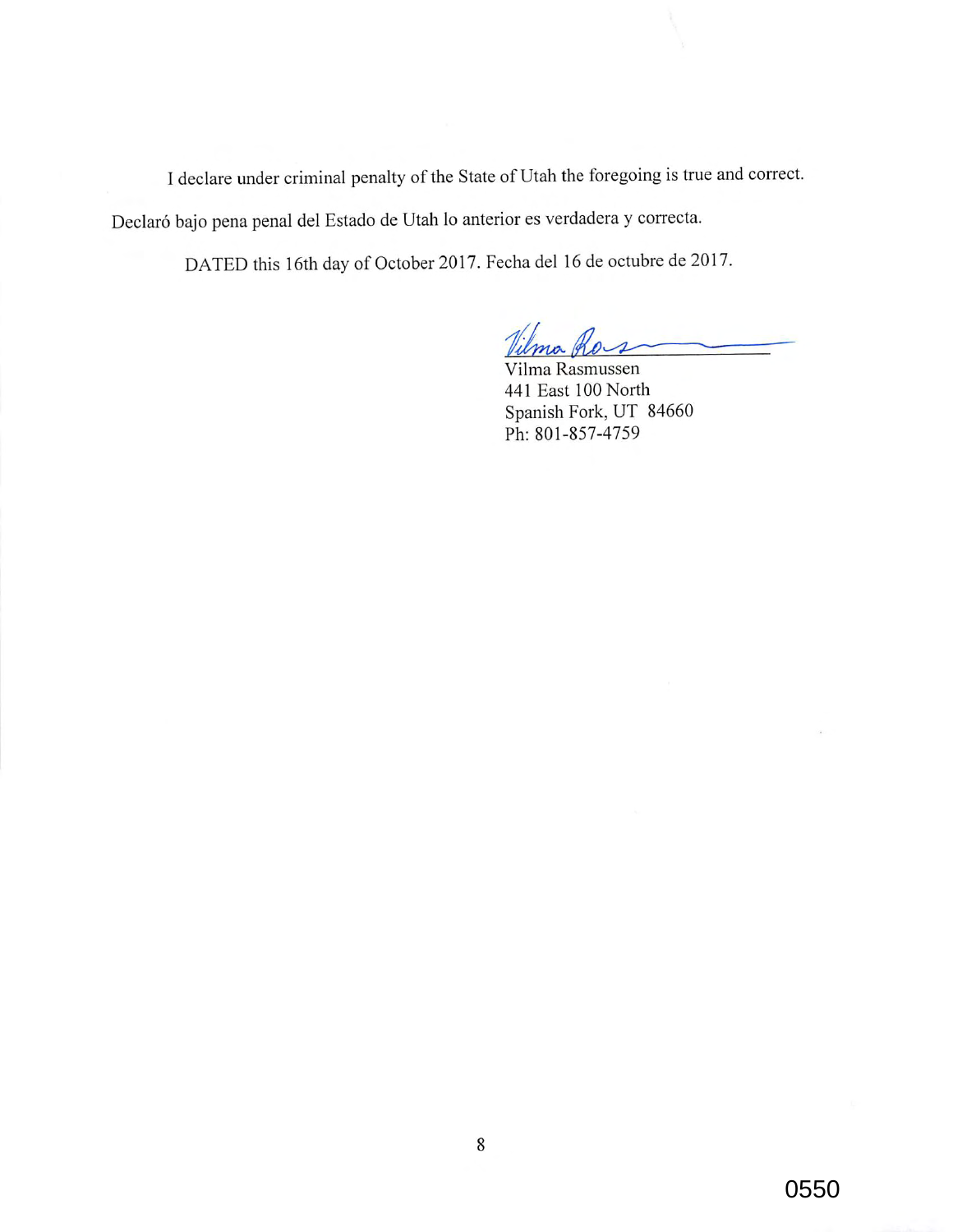I declare under criminal penalty of the State of Utah the foregoing is true and correct.

Declaró bajo pena penal del Estado de Utah lo anterior es verdadera y correcta.

DATED this 16th day of October 2017. Fecha del 16 de octubre de 2017.

Vilma Rasmussen
441 East 100 North
Spanish Fork, UT 84660
Ph: 801-857-4759